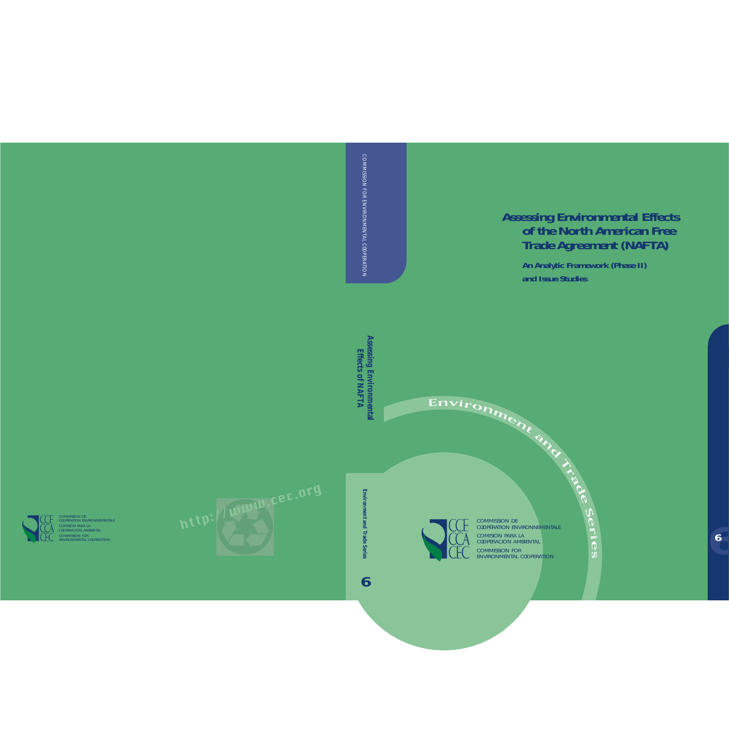# Assessing Environmental Effects of the North American Free Trade Agreement (NAFTA)

**An Analytic Framework (Phase II) and Issue Studies**

Environment and Trade Series

6

CCE CCA CEC

COMMISSION DE COOPÉRATION ENVIRONNEMENTALE
COMISIÓN PARA LA COOPERACIÓN AMBIENTAL
COMMISSION FOR ENVIRONMENTAL COOPERATION

COMMISSION FOR ENVIRONMENTAL COOPERATION

Assessing Environmental Effects of NAFTA

Environment and Trade Series

6

http://www.cec.org

CCE CCA CEC

COMMISSION DE COOPÉRATION ENVIRONNEMENTALE
COMISIÓN PARA LA COOPERACIÓN AMBIENTAL
COMMISSION FOR ENVIRONMENTAL COOPERATION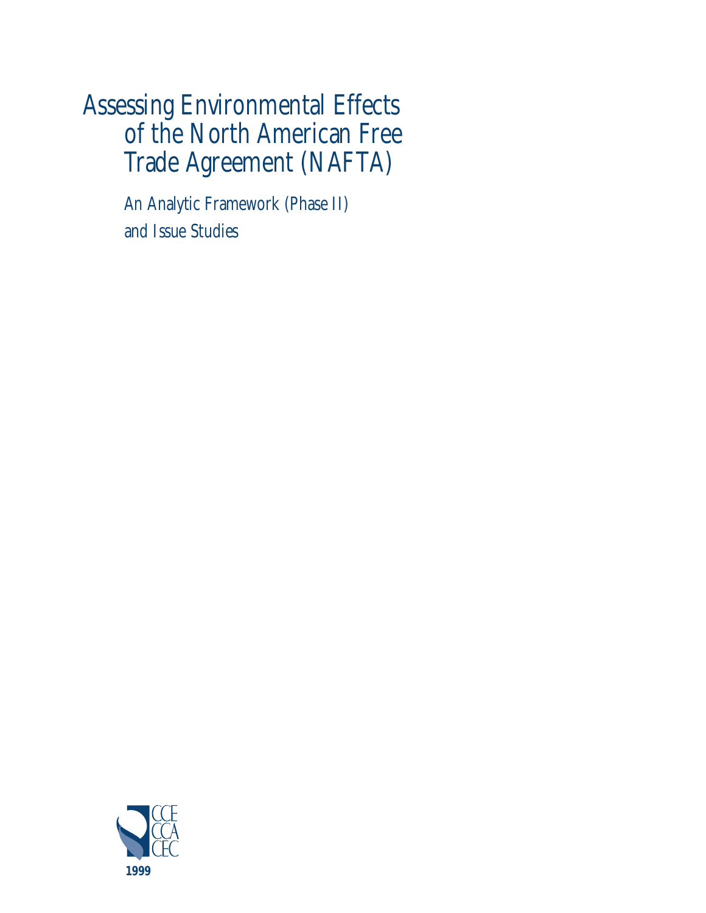# Assessing Environmental Effects of the North American Free Trade Agreement (NAFTA)

An Analytic Framework (Phase II) and Issue Studies

CCE
CCA
CEC

**1999**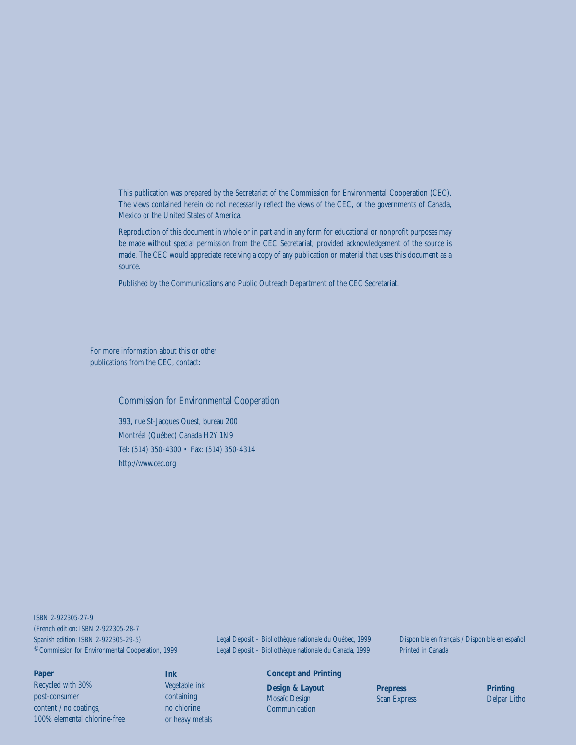This publication was prepared by the Secretariat of the Commission for Environmental Cooperation (CEC). The views contained herein do not necessarily reflect the views of the CEC, or the governments of Canada, Mexico or the United States of America.

Reproduction of this document in whole or in part and in any form for educational or nonprofit purposes may be made without special permission from the CEC Secretariat, provided acknowledgement of the source is made. The CEC would appreciate receiving a copy of any publication or material that uses this document as a source.

Published by the Communications and Public Outreach Department of the CEC Secretariat.

For more information about this or other publications from the CEC, contact:

Commission for Environmental Cooperation

393, rue St-Jacques Ouest, bureau 200
Montréal (Québec) Canada H2Y 1N9
Tel: (514) 350-4300 • Fax: (514) 350-4314
http://www.cec.org

ISBN 2-922305-27-9
(French edition: ISBN 2-922305-28-7
Spanish edition: ISBN 2-922305-29-5)
© Commission for Environmental Cooperation, 1999

Legal Deposit – Bibliothèque nationale du Québec, 1999
Legal Deposit – Bibliothèque nationale du Canada, 1999

Disponible en français / Disponible en español
Printed in Canada

**Paper**
Recycled with 30% post-consumer content / no coatings, 100% elemental chlorine-free

**Ink**
Vegetable ink containing no chlorine or heavy metals

**Concept and Printing**

**Design & Layout**
Mosaïc Design Communication

**Prepress**
Scan Express

**Printing**
Delpar Litho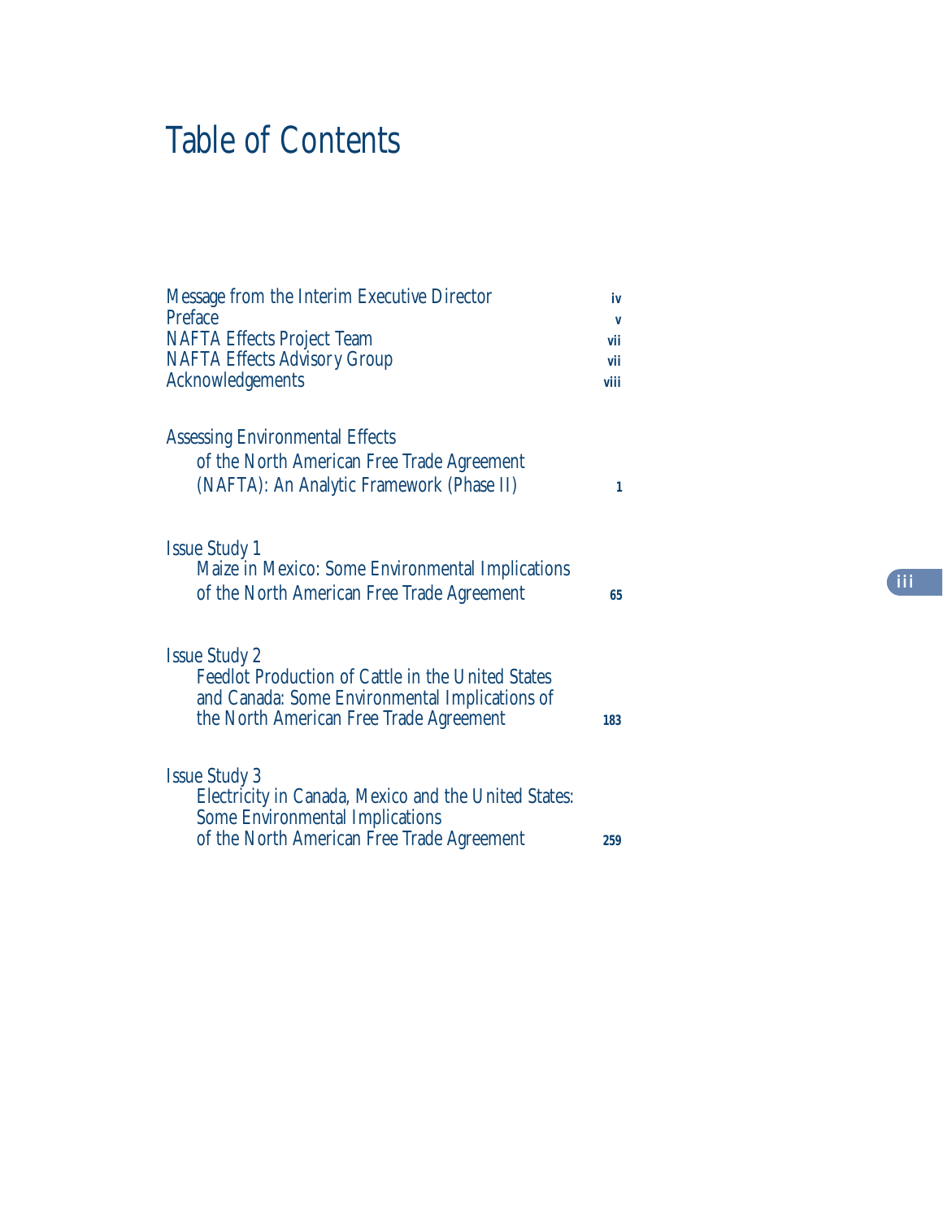# Table of Contents

| | |
|---|---|
| Message from the Interim Executive Director | iv |
| Preface | v |
| NAFTA Effects Project Team | vii |
| NAFTA Effects Advisory Group | vii |
| Acknowledgements | viii |
| Assessing Environmental Effects of the North American Free Trade Agreement (NAFTA): An Analytic Framework (Phase II) | 1 |
| Issue Study 1<br>Maize in Mexico: Some Environmental Implications of the North American Free Trade Agreement | 65 |
| Issue Study 2<br>Feedlot Production of Cattle in the United States and Canada: Some Environmental Implications of the North American Free Trade Agreement | 183 |
| Issue Study 3<br>Electricity in Canada, Mexico and the United States: Some Environmental Implications of the North American Free Trade Agreement | 259 |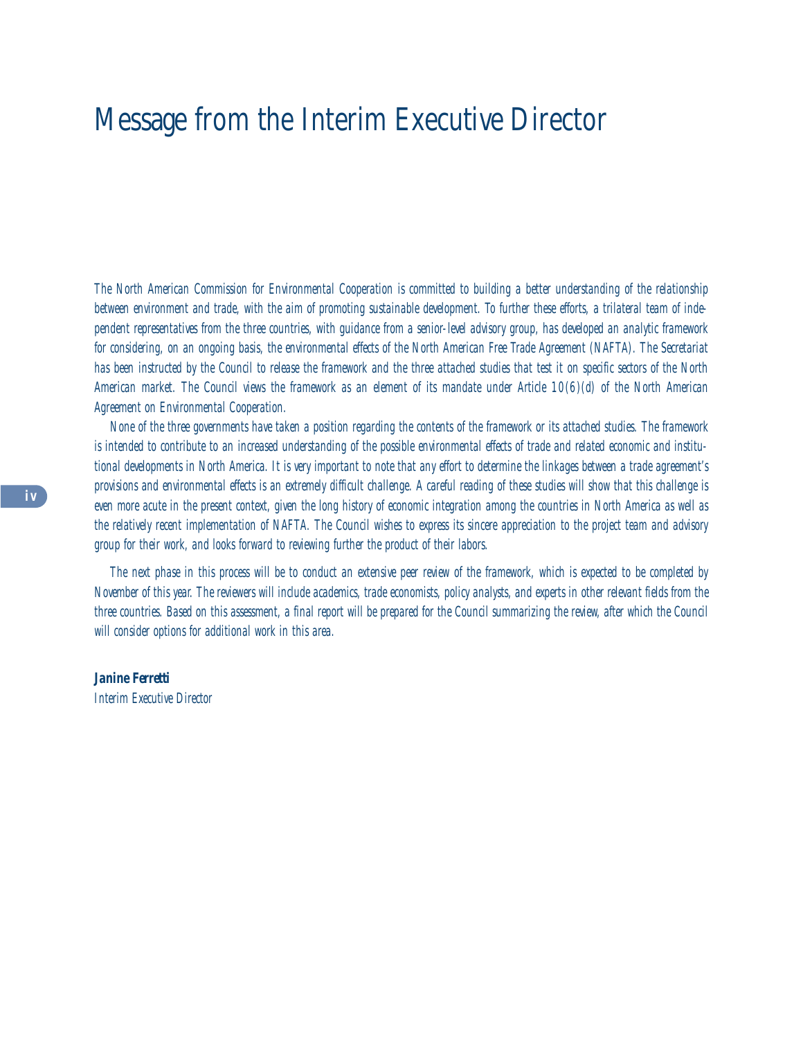# Message from the Interim Executive Director

*The North American Commission for Environmental Cooperation is committed to building a better understanding of the relationship between environment and trade, with the aim of promoting sustainable development. To further these efforts, a trilateral team of independent representatives from the three countries, with guidance from a senior-level advisory group, has developed an analytic framework for considering, on an ongoing basis, the environmental effects of the North American Free Trade Agreement (NAFTA). The Secretariat has been instructed by the Council to release the framework and the three attached studies that test it on specific sectors of the North American market. The Council views the framework as an element of its mandate under Article 10(6)(d) of the North American Agreement on Environmental Cooperation.*

*None of the three governments have taken a position regarding the contents of the framework or its attached studies. The framework is intended to contribute to an increased understanding of the possible environmental effects of trade and related economic and institutional developments in North America. It is very important to note that any effort to determine the linkages between a trade agreement's provisions and environmental effects is an extremely difficult challenge. A careful reading of these studies will show that this challenge is even more acute in the present context, given the long history of economic integration among the countries in North America as well as the relatively recent implementation of NAFTA. The Council wishes to express its sincere appreciation to the project team and advisory group for their work, and looks forward to reviewing further the product of their labors.*

*The next phase in this process will be to conduct an extensive peer review of the framework, which is expected to be completed by November of this year. The reviewers will include academics, trade economists, policy analysts, and experts in other relevant fields from the three countries. Based on this assessment, a final report will be prepared for the Council summarizing the review, after which the Council will consider options for additional work in this area.*

***Janine Ferretti***
*Interim Executive Director*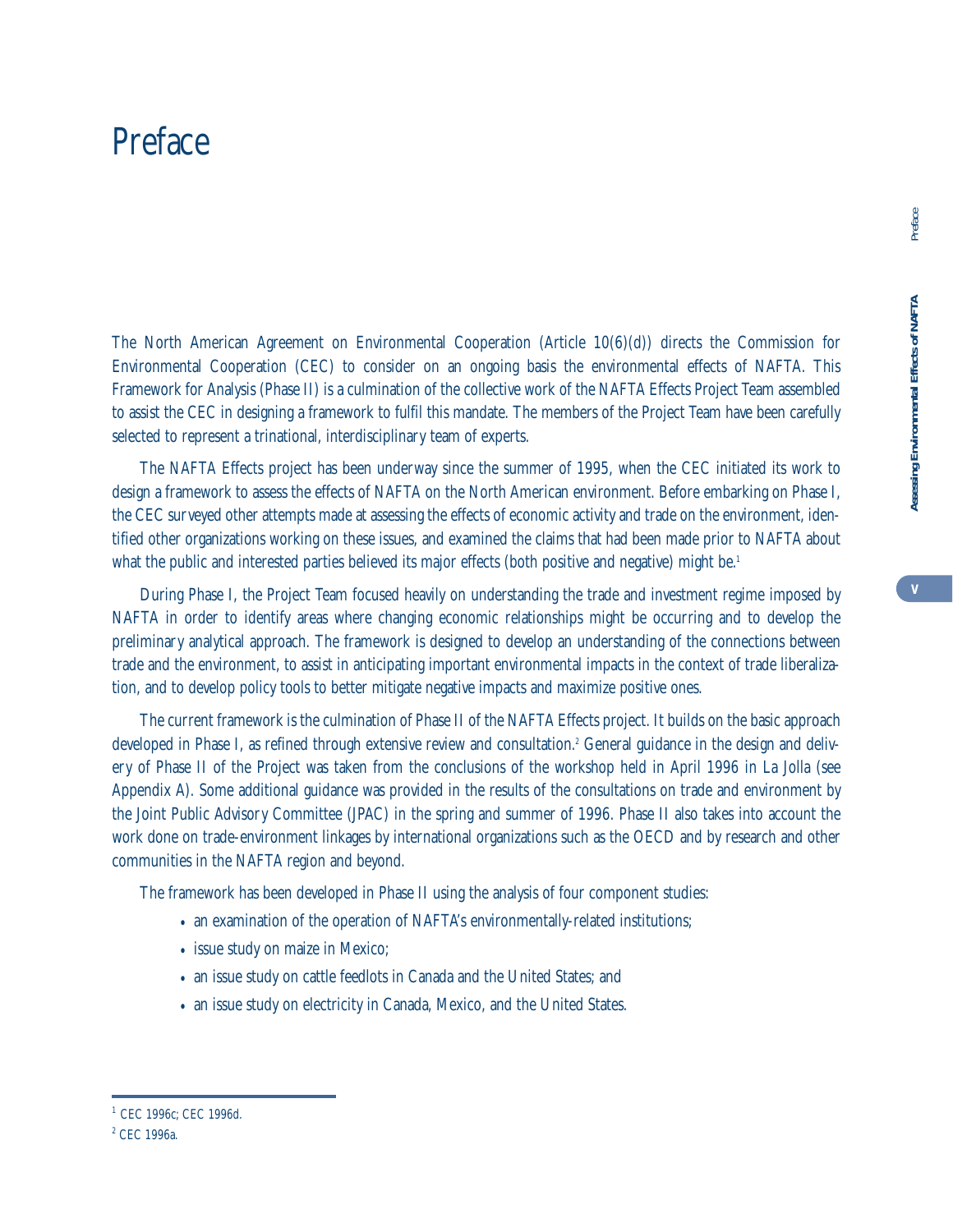# Preface

The North American Agreement on Environmental Cooperation (Article 10(6)(d)) directs the Commission for Environmental Cooperation (CEC) to consider on an ongoing basis the environmental effects of NAFTA. This Framework for Analysis (Phase II) is a culmination of the collective work of the NAFTA Effects Project Team assembled to assist the CEC in designing a framework to fulfil this mandate. The members of the Project Team have been carefully selected to represent a trinational, interdisciplinary team of experts.

The NAFTA Effects project has been underway since the summer of 1995, when the CEC initiated its work to design a framework to assess the effects of NAFTA on the North American environment. Before embarking on Phase I, the CEC surveyed other attempts made at assessing the effects of economic activity and trade on the environment, identified other organizations working on these issues, and examined the claims that had been made prior to NAFTA about what the public and interested parties believed its major effects (both positive and negative) might be.[1]

During Phase I, the Project Team focused heavily on understanding the trade and investment regime imposed by NAFTA in order to identify areas where changing economic relationships might be occurring and to develop the preliminary analytical approach. The framework is designed to develop an understanding of the connections between trade and the environment, to assist in anticipating important environmental impacts in the context of trade liberalization, and to develop policy tools to better mitigate negative impacts and maximize positive ones.

The current framework is the culmination of Phase II of the NAFTA Effects project. It builds on the basic approach developed in Phase I, as refined through extensive review and consultation.[2] General guidance in the design and delivery of Phase II of the Project was taken from the conclusions of the workshop held in April 1996 in La Jolla (see Appendix A). Some additional guidance was provided in the results of the consultations on trade and environment by the Joint Public Advisory Committee (JPAC) in the spring and summer of 1996. Phase II also takes into account the work done on trade-environment linkages by international organizations such as the OECD and by research and other communities in the NAFTA region and beyond.

The framework has been developed in Phase II using the analysis of four component studies:

- an examination of the operation of NAFTA's environmentally-related institutions;
- issue study on maize in Mexico;
- an issue study on cattle feedlots in Canada and the United States; and
- an issue study on electricity in Canada, Mexico, and the United States.

---

[1] CEC 1996c; CEC 1996d.

[2] CEC 1996a.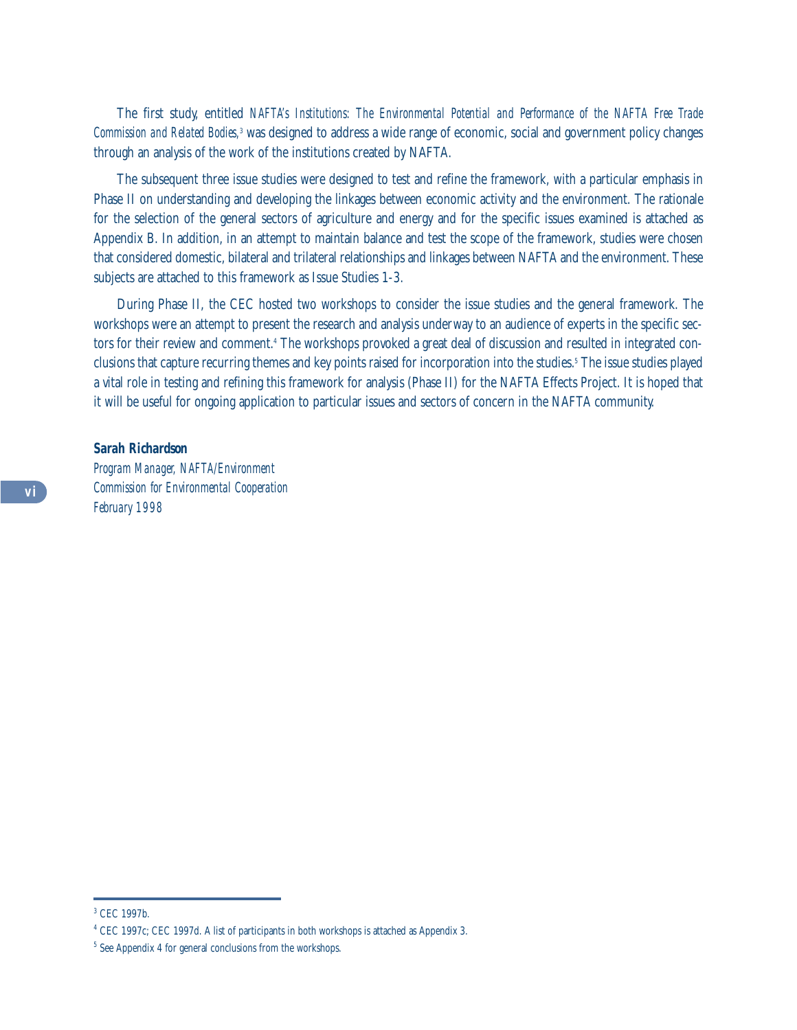The first study, entitled *NAFTA's Institutions: The Environmental Potential and Performance of the NAFTA Free Trade Commission and Related Bodies,*[3] was designed to address a wide range of economic, social and government policy changes through an analysis of the work of the institutions created by NAFTA.

The subsequent three issue studies were designed to test and refine the framework, with a particular emphasis in Phase II on understanding and developing the linkages between economic activity and the environment. The rationale for the selection of the general sectors of agriculture and energy and for the specific issues examined is attached as Appendix B. In addition, in an attempt to maintain balance and test the scope of the framework, studies were chosen that considered domestic, bilateral and trilateral relationships and linkages between NAFTA and the environment. These subjects are attached to this framework as Issue Studies 1-3.

During Phase II, the CEC hosted two workshops to consider the issue studies and the general framework. The workshops were an attempt to present the research and analysis underway to an audience of experts in the specific sectors for their review and comment.[4] The workshops provoked a great deal of discussion and resulted in integrated conclusions that capture recurring themes and key points raised for incorporation into the studies.[5] The issue studies played a vital role in testing and refining this framework for analysis (Phase II) for the NAFTA Effects Project. It is hoped that it will be useful for ongoing application to particular issues and sectors of concern in the NAFTA community.

**Sarah Richardson**
*Program Manager, NAFTA/Environment*
*Commission for Environmental Cooperation*
*February 1998*

---

[3] CEC 1997b.

[4] CEC 1997c; CEC 1997d. A list of participants in both workshops is attached as Appendix 3.

[5] See Appendix 4 for general conclusions from the workshops.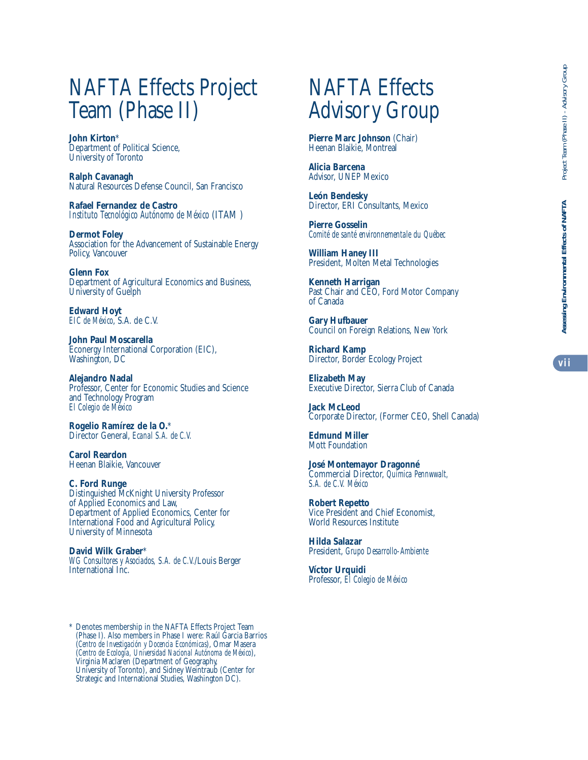# NAFTA Effects Project Team (Phase II)

**John Kirton***
Department of Political Science,
University of Toronto

**Ralph Cavanagh**
Natural Resources Defense Council, San Francisco

**Rafael Fernandez de Castro**
*Instituto Tecnológico Autónomo de México* (ITAM )

**Dermot Foley**
Association for the Advancement of Sustainable Energy Policy, Vancouver

**Glenn Fox**
Department of Agricultural Economics and Business,
University of Guelph

**Edward Hoyt**
*EIC de México*, S.A. de C.V.

**John Paul Moscarella**
Econergy International Corporation (EIC),
Washington, DC

**Alejandro Nadal**
Professor, Center for Economic Studies and Science and Technology Program
*El Colegio de México*

**Rogelio Ramírez de la O.***
Director General, *Ecanal S.A. de C.V.*

**Carol Reardon**
Heenan Blaikie, Vancouver

**C. Ford Runge**
Distinguished McKnight University Professor of Applied Economics and Law,
Department of Applied Economics, Center for International Food and Agricultural Policy,
University of Minnesota

**David Wilk Graber***
*WG Consultores y Asociados, S.A. de C.V.*/Louis Berger International Inc.

\* Denotes membership in the NAFTA Effects Project Team (Phase I). Also members in Phase I were: Raúl Garcia Barrios (*Centro de Investigación y Docencia Económicas*), Omar Masera (*Centro de Ecología, Universidad Nacional Autónoma de México*), Virginia Maclaren (Department of Geography, University of Toronto), and Sidney Weintraub (Center for Strategic and International Studies, Washington DC).

# NAFTA Effects Advisory Group

**Pierre Marc Johnson** (Chair)
Heenan Blaikie, Montreal

**Alicia Barcena**
Advisor, UNEP Mexico

**León Bendesky**
Director, ERI Consultants, Mexico

**Pierre Gosselin**
*Comité de santé environnementale du Québec*

**William Haney III**
President, Molten Metal Technologies

**Kenneth Harrigan**
Past Chair and CEO, Ford Motor Company of Canada

**Gary Hufbauer**
Council on Foreign Relations, New York

**Richard Kamp**
Director, Border Ecology Project

**Elizabeth May**
Executive Director, Sierra Club of Canada

**Jack McLeod**
Corporate Director, (Former CEO, Shell Canada)

**Edmund Miller**
Mott Foundation

**José Montemayor Dragonné**
Commercial Director, *Quimica Pennwwalt, S.A. de C.V. México*

**Robert Repetto**
Vice President and Chief Economist,
World Resources Institute

**Hilda Salazar**
President, *Grupo Desarrollo-Ambiente*

**Víctor Urquidi**
Professor, *El Colegio de México*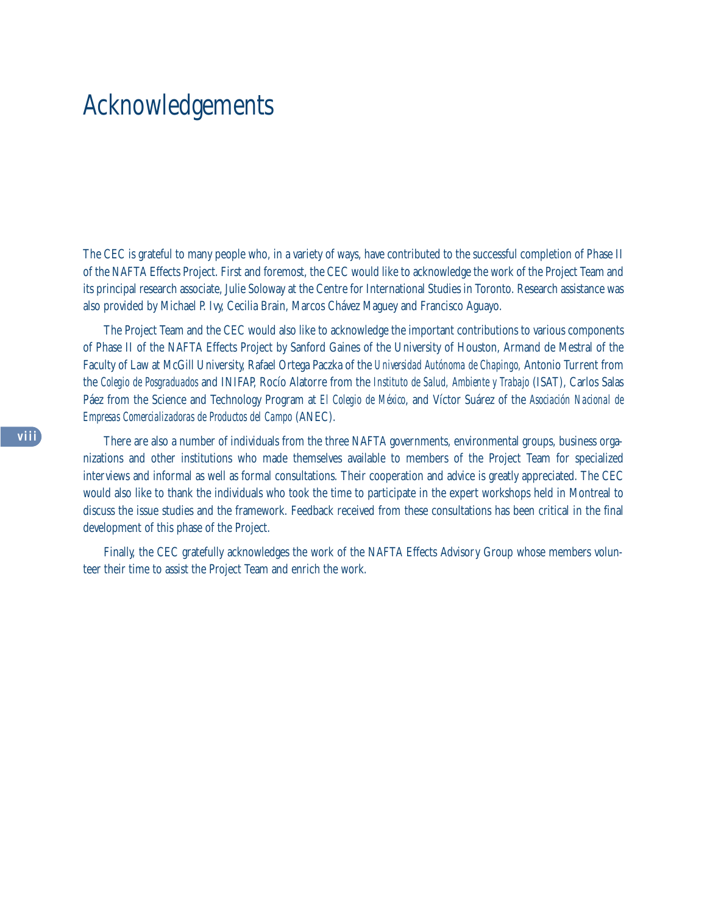# Acknowledgements

The CEC is grateful to many people who, in a variety of ways, have contributed to the successful completion of Phase II of the NAFTA Effects Project. First and foremost, the CEC would like to acknowledge the work of the Project Team and its principal research associate, Julie Soloway at the Centre for International Studies in Toronto. Research assistance was also provided by Michael P. Ivy, Cecilia Brain, Marcos Chávez Maguey and Francisco Aguayo.

The Project Team and the CEC would also like to acknowledge the important contributions to various components of Phase II of the NAFTA Effects Project by Sanford Gaines of the University of Houston, Armand de Mestral of the Faculty of Law at McGill University, Rafael Ortega Paczka of the *Universidad Autónoma de Chapingo,* Antonio Turrent from the *Colegio de Posgraduados* and INIFAP, Rocío Alatorre from the *Instituto de Salud, Ambiente y Trabajo* (ISAT), Carlos Salas Páez from the Science and Technology Program at *El Colegio de México*, and Víctor Suárez of the *Asociación Nacional de Empresas Comercializadoras de Productos del Campo* (ANEC).

There are also a number of individuals from the three NAFTA governments, environmental groups, business organizations and other institutions who made themselves available to members of the Project Team for specialized interviews and informal as well as formal consultations. Their cooperation and advice is greatly appreciated. The CEC would also like to thank the individuals who took the time to participate in the expert workshops held in Montreal to discuss the issue studies and the framework. Feedback received from these consultations has been critical in the final development of this phase of the Project.

Finally, the CEC gratefully acknowledges the work of the NAFTA Effects Advisory Group whose members volunteer their time to assist the Project Team and enrich the work.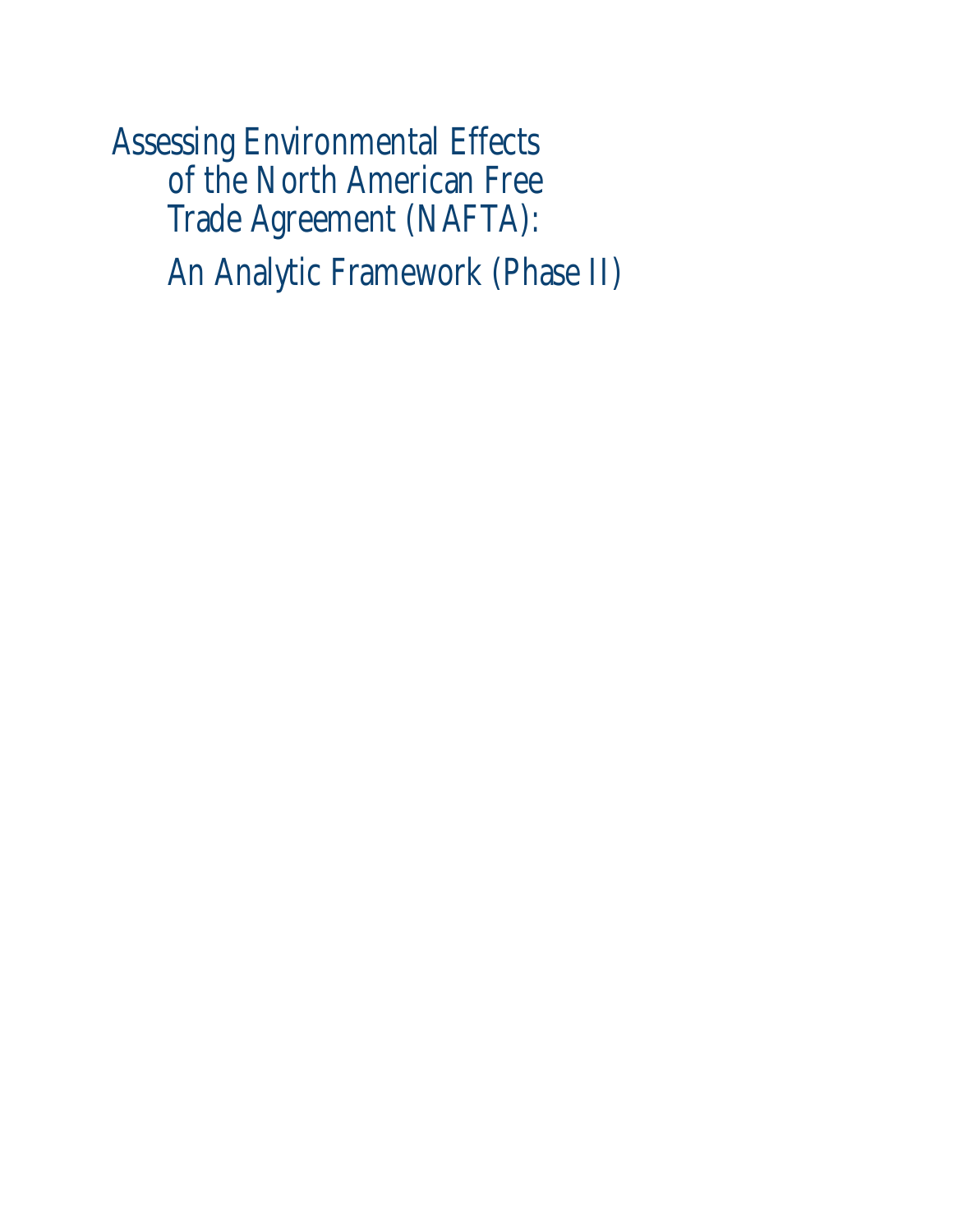# Assessing Environmental Effects of the North American Free Trade Agreement (NAFTA): An Analytic Framework (Phase II)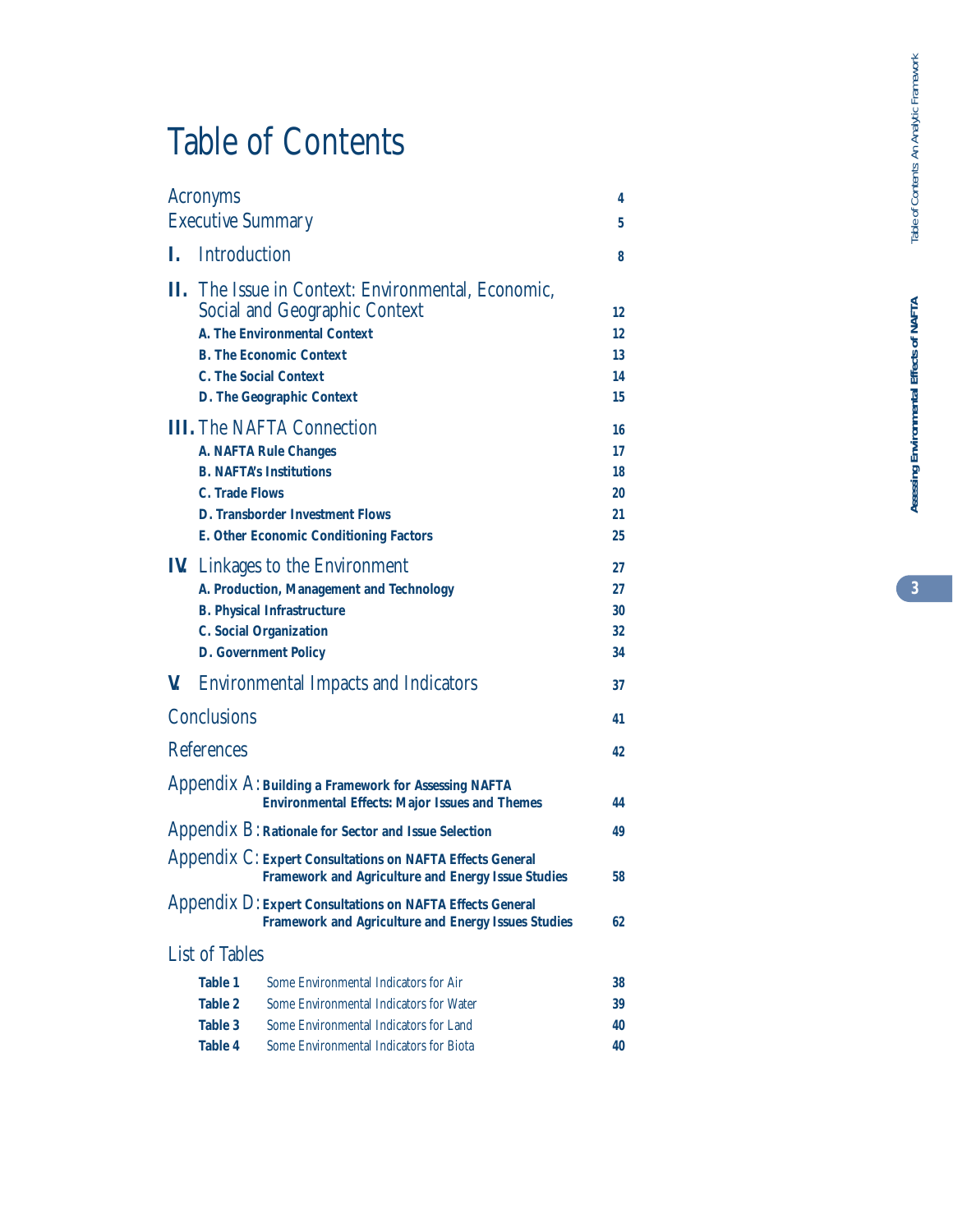# Table of Contents

| | |
|---|---|
| Acronyms | 4 |
| Executive Summary | 5 |
| **I.** Introduction | 8 |
| **II.** The Issue in Context: Environmental, Economic, Social and Geographic Context | 12 |
| **A. The Environmental Context** | 12 |
| **B. The Economic Context** | 13 |
| **C. The Social Context** | 14 |
| **D. The Geographic Context** | 15 |
| **III.** The NAFTA Connection | 16 |
| **A. NAFTA Rule Changes** | 17 |
| **B. NAFTA's Institutions** | 18 |
| **C. Trade Flows** | 20 |
| **D. Transborder Investment Flows** | 21 |
| **E. Other Economic Conditioning Factors** | 25 |
| **IV.** Linkages to the Environment | 27 |
| **A. Production, Management and Technology** | 27 |
| **B. Physical Infrastructure** | 30 |
| **C. Social Organization** | 32 |
| **D. Government Policy** | 34 |
| **V.** Environmental Impacts and Indicators | 37 |
| Conclusions | 41 |
| References | 42 |
| Appendix A: **Building a Framework for Assessing NAFTA Environmental Effects: Major Issues and Themes** | 44 |
| Appendix B: **Rationale for Sector and Issue Selection** | 49 |
| Appendix C: **Expert Consultations on NAFTA Effects General Framework and Agriculture and Energy Issue Studies** | 58 |
| Appendix D: **Expert Consultations on NAFTA Effects General Framework and Agriculture and Energy Issues Studies** | 62 |

## List of Tables

| | | |
|---|---|---|
| **Table 1** | Some Environmental Indicators for Air | 38 |
| **Table 2** | Some Environmental Indicators for Water | 39 |
| **Table 3** | Some Environmental Indicators for Land | 40 |
| **Table 4** | Some Environmental Indicators for Biota | 40 |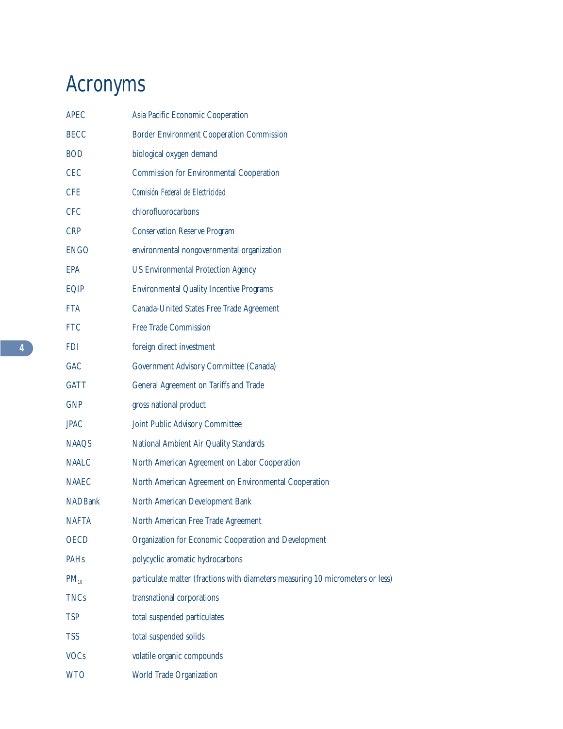# Acronyms

| | |
|---|---|
| APEC | Asia Pacific Economic Cooperation |
| BECC | Border Environment Cooperation Commission |
| BOD | biological oxygen demand |
| CEC | Commission for Environmental Cooperation |
| CFE | *Comisión Federal de Electricidad* |
| CFC | chlorofluorocarbons |
| CRP | Conservation Reserve Program |
| ENGO | environmental nongovernmental organization |
| EPA | US Environmental Protection Agency |
| EQIP | Environmental Quality Incentive Programs |
| FTA | Canada-United States Free Trade Agreement |
| FTC | Free Trade Commission |
| FDI | foreign direct investment |
| GAC | Government Advisory Committee (Canada) |
| GATT | General Agreement on Tariffs and Trade |
| GNP | gross national product |
| JPAC | Joint Public Advisory Committee |
| NAAQS | National Ambient Air Quality Standards |
| NAALC | North American Agreement on Labor Cooperation |
| NAAEC | North American Agreement on Environmental Cooperation |
| NADBank | North American Development Bank |
| NAFTA | North American Free Trade Agreement |
| OECD | Organization for Economic Cooperation and Development |
| PAHs | polycyclic aromatic hydrocarbons |
| $PM_{10}$ | particulate matter (fractions with diameters measuring 10 micrometers or less) |
| TNCs | transnational corporations |
| TSP | total suspended particulates |
| TSS | total suspended solids |
| VOCs | volatile organic compounds |
| WTO | World Trade Organization |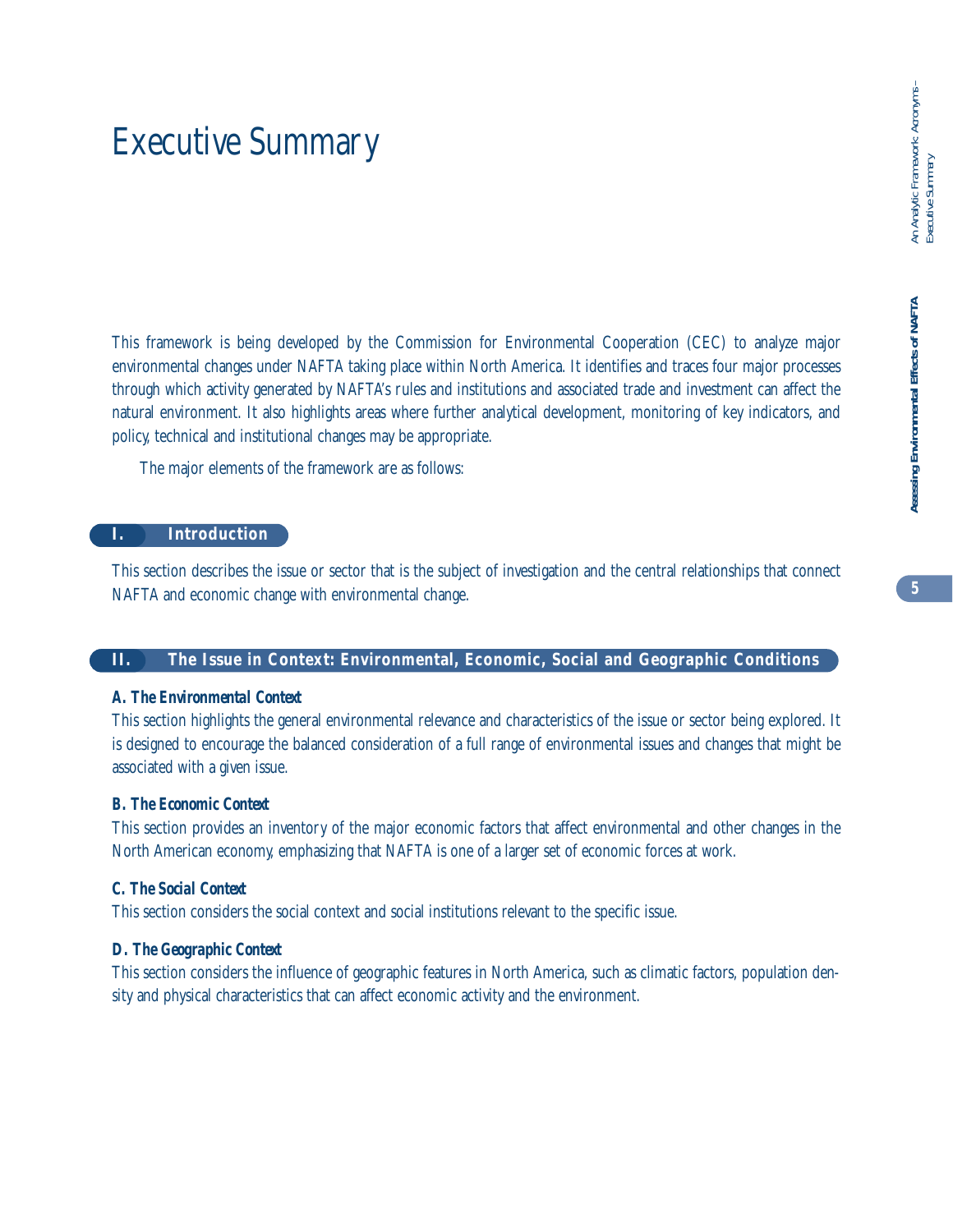# Executive Summary

This framework is being developed by the Commission for Environmental Cooperation (CEC) to analyze major environmental changes under NAFTA taking place within North America. It identifies and traces four major processes through which activity generated by NAFTA's rules and institutions and associated trade and investment can affect the natural environment. It also highlights areas where further analytical development, monitoring of key indicators, and policy, technical and institutional changes may be appropriate.

The major elements of the framework are as follows:

## I. Introduction

This section describes the issue or sector that is the subject of investigation and the central relationships that connect NAFTA and economic change with environmental change.

## II. The Issue in Context: Environmental, Economic, Social and Geographic Conditions

### *A. The Environmental Context*

This section highlights the general environmental relevance and characteristics of the issue or sector being explored. It is designed to encourage the balanced consideration of a full range of environmental issues and changes that might be associated with a given issue.

### *B. The Economic Context*

This section provides an inventory of the major economic factors that affect environmental and other changes in the North American economy, emphasizing that NAFTA is one of a larger set of economic forces at work.

### *C. The Social Context*

This section considers the social context and social institutions relevant to the specific issue.

### *D. The Geographic Context*

This section considers the influence of geographic features in North America, such as climatic factors, population density and physical characteristics that can affect economic activity and the environment.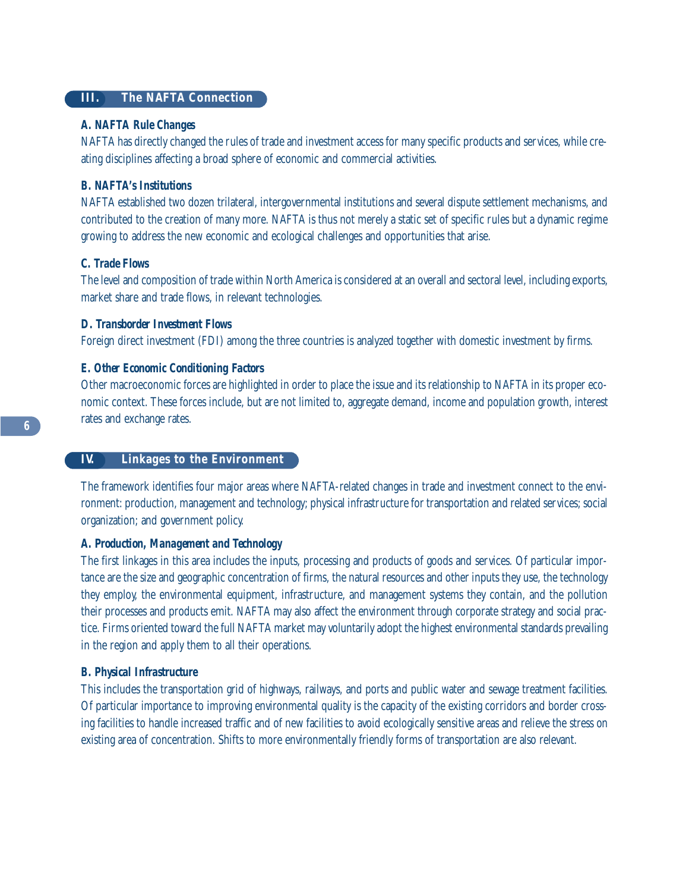## III. The NAFTA Connection

### *A. NAFTA Rule Changes*

NAFTA has directly changed the rules of trade and investment access for many specific products and services, while creating disciplines affecting a broad sphere of economic and commercial activities.

### *B. NAFTA's Institutions*

NAFTA established two dozen trilateral, intergovernmental institutions and several dispute settlement mechanisms, and contributed to the creation of many more. NAFTA is thus not merely a static set of specific rules but a dynamic regime growing to address the new economic and ecological challenges and opportunities that arise.

### *C. Trade Flows*

The level and composition of trade within North America is considered at an overall and sectoral level, including exports, market share and trade flows, in relevant technologies.

### *D. Transborder Investment Flows*

Foreign direct investment (FDI) among the three countries is analyzed together with domestic investment by firms.

### *E. Other Economic Conditioning Factors*

Other macroeconomic forces are highlighted in order to place the issue and its relationship to NAFTA in its proper economic context. These forces include, but are not limited to, aggregate demand, income and population growth, interest rates and exchange rates.

## IV. Linkages to the Environment

The framework identifies four major areas where NAFTA-related changes in trade and investment connect to the environment: production, management and technology; physical infrastructure for transportation and related services; social organization; and government policy.

### *A. Production, Management and Technology*

The first linkages in this area includes the inputs, processing and products of goods and services. Of particular importance are the size and geographic concentration of firms, the natural resources and other inputs they use, the technology they employ, the environmental equipment, infrastructure, and management systems they contain, and the pollution their processes and products emit. NAFTA may also affect the environment through corporate strategy and social practice. Firms oriented toward the full NAFTA market may voluntarily adopt the highest environmental standards prevailing in the region and apply them to all their operations.

### *B. Physical Infrastructure*

This includes the transportation grid of highways, railways, and ports and public water and sewage treatment facilities. Of particular importance to improving environmental quality is the capacity of the existing corridors and border crossing facilities to handle increased traffic and of new facilities to avoid ecologically sensitive areas and relieve the stress on existing area of concentration. Shifts to more environmentally friendly forms of transportation are also relevant.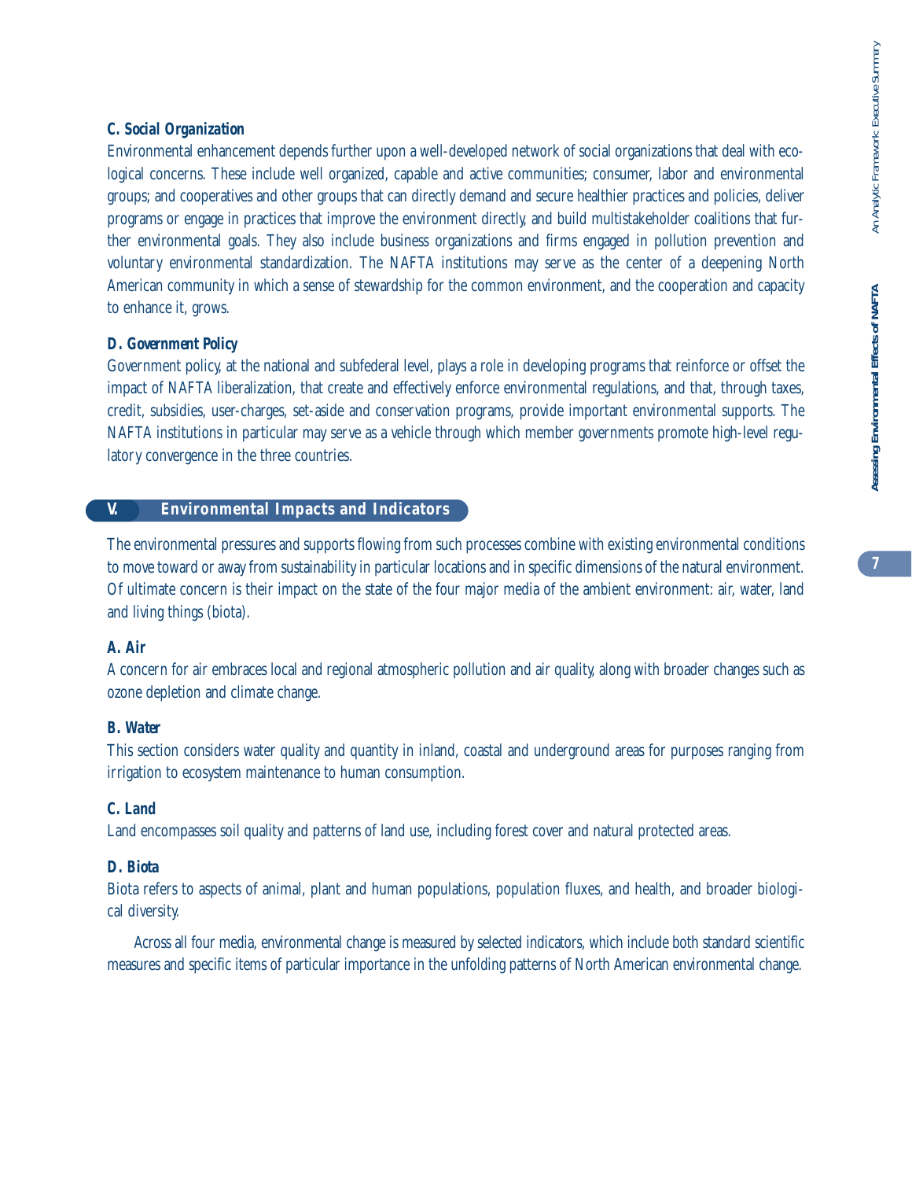### C. Social Organization

Environmental enhancement depends further upon a well-developed network of social organizations that deal with ecological concerns. These include well organized, capable and active communities; consumer, labor and environmental groups; and cooperatives and other groups that can directly demand and secure healthier practices and policies, deliver programs or engage in practices that improve the environment directly, and build multistakeholder coalitions that further environmental goals. They also include business organizations and firms engaged in pollution prevention and voluntary environmental standardization. The NAFTA institutions may serve as the center of a deepening North American community in which a sense of stewardship for the common environment, and the cooperation and capacity to enhance it, grows.

### D. Government Policy

Government policy, at the national and subfederal level, plays a role in developing programs that reinforce or offset the impact of NAFTA liberalization, that create and effectively enforce environmental regulations, and that, through taxes, credit, subsidies, user-charges, set-aside and conservation programs, provide important environmental supports. The NAFTA institutions in particular may serve as a vehicle through which member governments promote high-level regulatory convergence in the three countries.

## V. Environmental Impacts and Indicators

The environmental pressures and supports flowing from such processes combine with existing environmental conditions to move toward or away from sustainability in particular locations and in specific dimensions of the natural environment. Of ultimate concern is their impact on the state of the four major media of the ambient environment: air, water, land and living things (biota).

### A. Air

A concern for air embraces local and regional atmospheric pollution and air quality, along with broader changes such as ozone depletion and climate change.

### B. Water

This section considers water quality and quantity in inland, coastal and underground areas for purposes ranging from irrigation to ecosystem maintenance to human consumption.

### C. Land

Land encompasses soil quality and patterns of land use, including forest cover and natural protected areas.

### D. Biota

Biota refers to aspects of animal, plant and human populations, population fluxes, and health, and broader biological diversity.

Across all four media, environmental change is measured by selected indicators, which include both standard scientific measures and specific items of particular importance in the unfolding patterns of North American environmental change.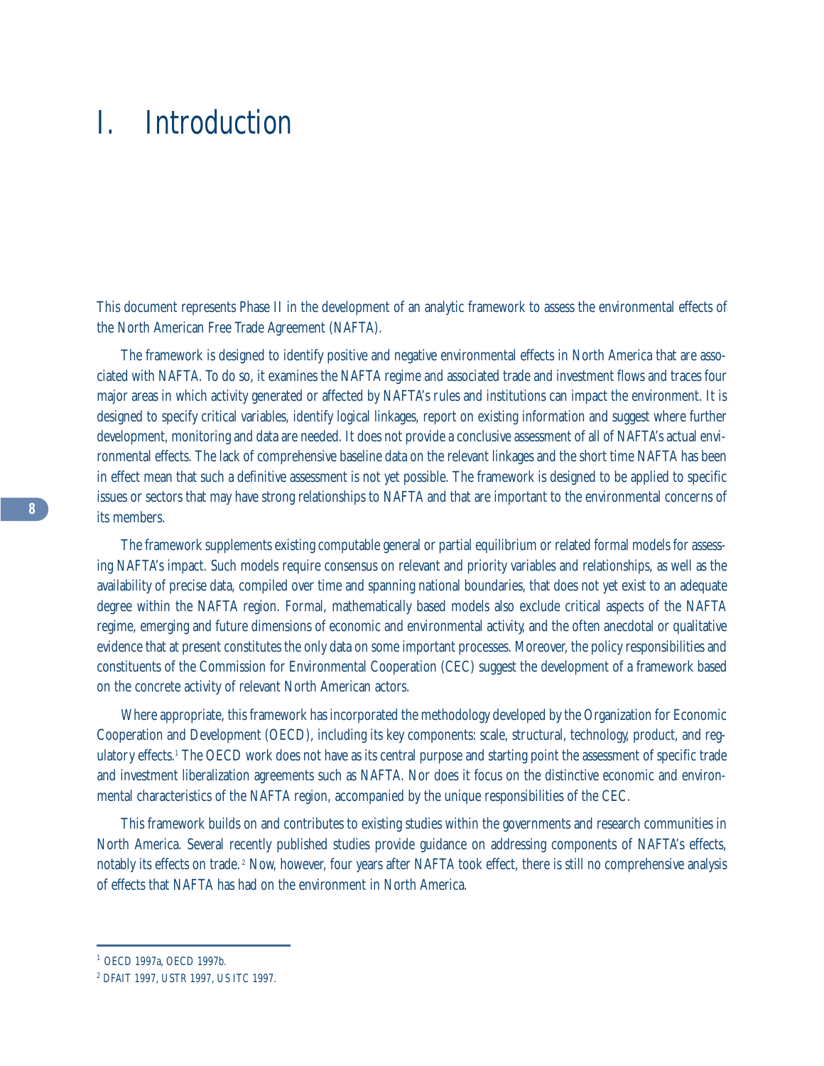# I. Introduction

This document represents Phase II in the development of an analytic framework to assess the environmental effects of the North American Free Trade Agreement (NAFTA).

The framework is designed to identify positive and negative environmental effects in North America that are associated with NAFTA. To do so, it examines the NAFTA regime and associated trade and investment flows and traces four major areas in which activity generated or affected by NAFTA's rules and institutions can impact the environment. It is designed to specify critical variables, identify logical linkages, report on existing information and suggest where further development, monitoring and data are needed. It does not provide a conclusive assessment of all of NAFTA's actual environmental effects. The lack of comprehensive baseline data on the relevant linkages and the short time NAFTA has been in effect mean that such a definitive assessment is not yet possible. The framework is designed to be applied to specific issues or sectors that may have strong relationships to NAFTA and that are important to the environmental concerns of its members.

The framework supplements existing computable general or partial equilibrium or related formal models for assessing NAFTA's impact. Such models require consensus on relevant and priority variables and relationships, as well as the availability of precise data, compiled over time and spanning national boundaries, that does not yet exist to an adequate degree within the NAFTA region. Formal, mathematically based models also exclude critical aspects of the NAFTA regime, emerging and future dimensions of economic and environmental activity, and the often anecdotal or qualitative evidence that at present constitutes the only data on some important processes. Moreover, the policy responsibilities and constituents of the Commission for Environmental Cooperation (CEC) suggest the development of a framework based on the concrete activity of relevant North American actors.

Where appropriate, this framework has incorporated the methodology developed by the Organization for Economic Cooperation and Development (OECD), including its key components: scale, structural, technology, product, and regulatory effects.[1] The OECD work does not have as its central purpose and starting point the assessment of specific trade and investment liberalization agreements such as NAFTA. Nor does it focus on the distinctive economic and environmental characteristics of the NAFTA region, accompanied by the unique responsibilities of the CEC.

This framework builds on and contributes to existing studies within the governments and research communities in North America. Several recently published studies provide guidance on addressing components of NAFTA's effects, notably its effects on trade.[2] Now, however, four years after NAFTA took effect, there is still no comprehensive analysis of effects that NAFTA has had on the environment in North America.

---

[1] OECD 1997a, OECD 1997b.

[2] DFAIT 1997, USTR 1997, US ITC 1997.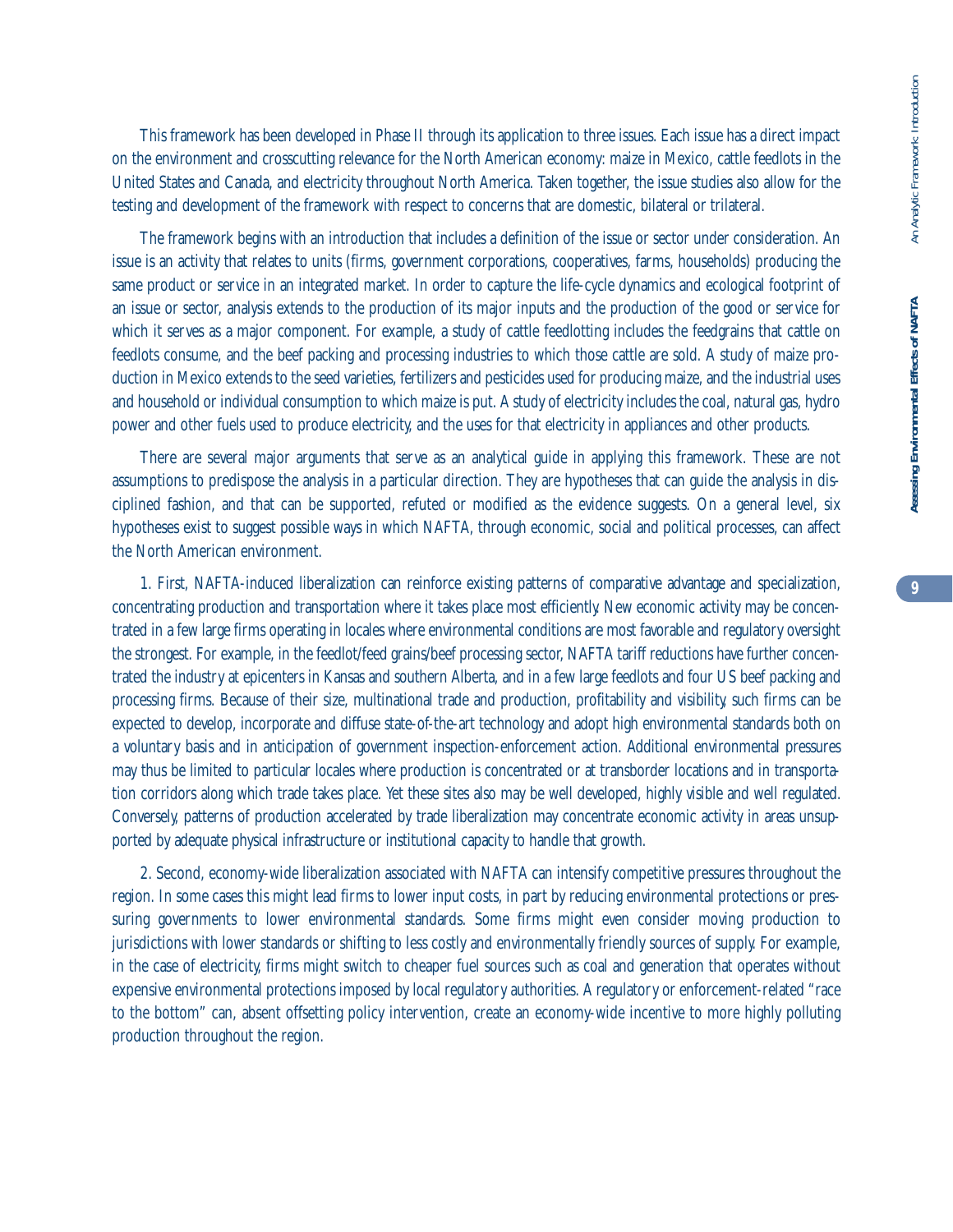This framework has been developed in Phase II through its application to three issues. Each issue has a direct impact on the environment and crosscutting relevance for the North American economy: maize in Mexico, cattle feedlots in the United States and Canada, and electricity throughout North America. Taken together, the issue studies also allow for the testing and development of the framework with respect to concerns that are domestic, bilateral or trilateral.

The framework begins with an introduction that includes a definition of the issue or sector under consideration. An issue is an activity that relates to units (firms, government corporations, cooperatives, farms, households) producing the same product or service in an integrated market. In order to capture the life-cycle dynamics and ecological footprint of an issue or sector, analysis extends to the production of its major inputs and the production of the good or service for which it serves as a major component. For example, a study of cattle feedlotting includes the feedgrains that cattle on feedlots consume, and the beef packing and processing industries to which those cattle are sold. A study of maize production in Mexico extends to the seed varieties, fertilizers and pesticides used for producing maize, and the industrial uses and household or individual consumption to which maize is put. A study of electricity includes the coal, natural gas, hydro power and other fuels used to produce electricity, and the uses for that electricity in appliances and other products.

There are several major arguments that serve as an analytical guide in applying this framework. These are not assumptions to predispose the analysis in a particular direction. They are hypotheses that can guide the analysis in disciplined fashion, and that can be supported, refuted or modified as the evidence suggests. On a general level, six hypotheses exist to suggest possible ways in which NAFTA, through economic, social and political processes, can affect the North American environment.

1. First, NAFTA-induced liberalization can reinforce existing patterns of comparative advantage and specialization, concentrating production and transportation where it takes place most efficiently. New economic activity may be concentrated in a few large firms operating in locales where environmental conditions are most favorable and regulatory oversight the strongest. For example, in the feedlot/feed grains/beef processing sector, NAFTA tariff reductions have further concentrated the industry at epicenters in Kansas and southern Alberta, and in a few large feedlots and four US beef packing and processing firms. Because of their size, multinational trade and production, profitability and visibility, such firms can be expected to develop, incorporate and diffuse state-of-the-art technology and adopt high environmental standards both on a voluntary basis and in anticipation of government inspection-enforcement action. Additional environmental pressures may thus be limited to particular locales where production is concentrated or at transborder locations and in transportation corridors along which trade takes place. Yet these sites also may be well developed, highly visible and well regulated. Conversely, patterns of production accelerated by trade liberalization may concentrate economic activity in areas unsupported by adequate physical infrastructure or institutional capacity to handle that growth.

2. Second, economy-wide liberalization associated with NAFTA can intensify competitive pressures throughout the region. In some cases this might lead firms to lower input costs, in part by reducing environmental protections or pressuring governments to lower environmental standards. Some firms might even consider moving production to jurisdictions with lower standards or shifting to less costly and environmentally friendly sources of supply. For example, in the case of electricity, firms might switch to cheaper fuel sources such as coal and generation that operates without expensive environmental protections imposed by local regulatory authorities. A regulatory or enforcement-related "race to the bottom" can, absent offsetting policy intervention, create an economy-wide incentive to more highly polluting production throughout the region.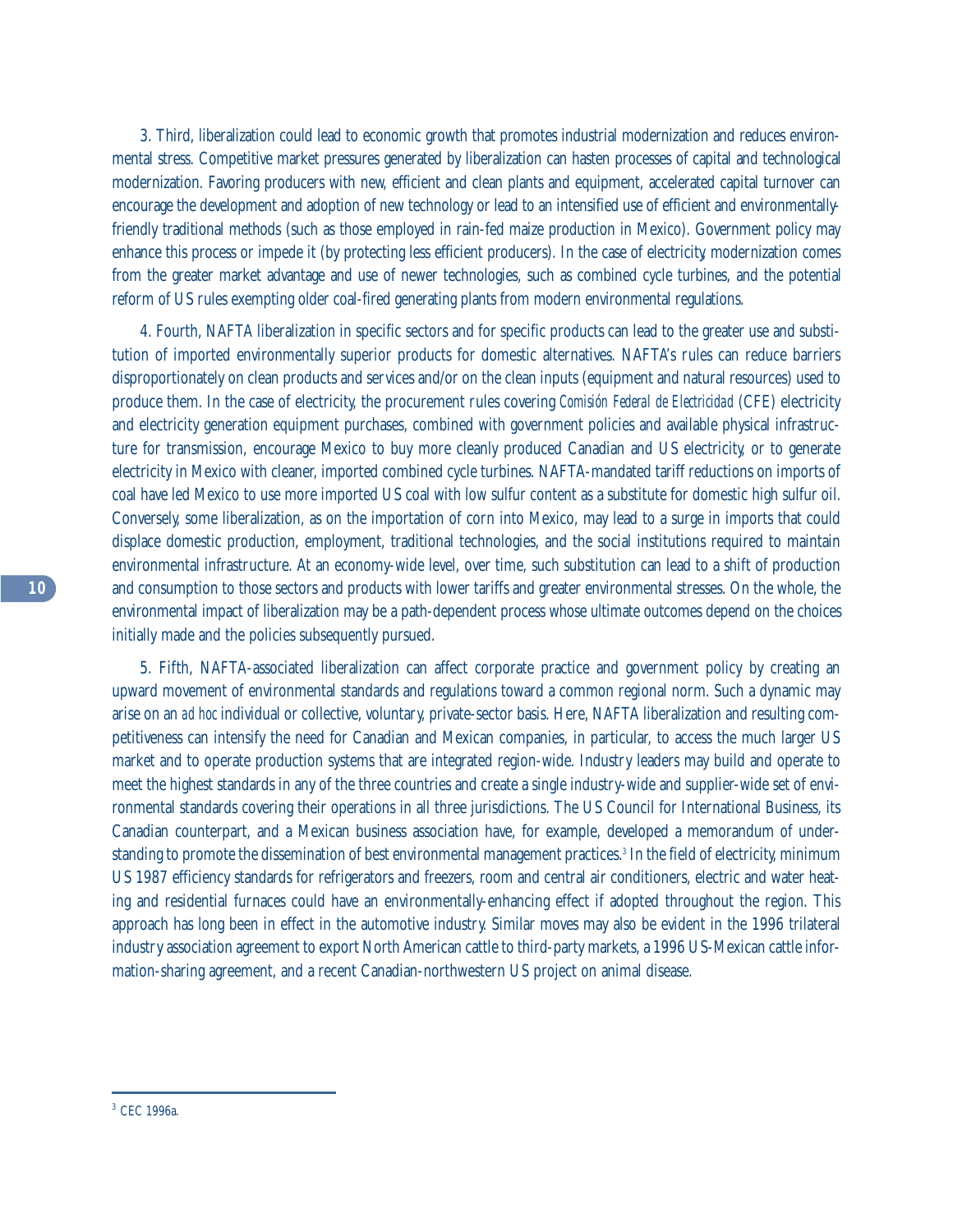3. Third, liberalization could lead to economic growth that promotes industrial modernization and reduces environmental stress. Competitive market pressures generated by liberalization can hasten processes of capital and technological modernization. Favoring producers with new, efficient and clean plants and equipment, accelerated capital turnover can encourage the development and adoption of new technology or lead to an intensified use of efficient and environmentally-friendly traditional methods (such as those employed in rain-fed maize production in Mexico). Government policy may enhance this process or impede it (by protecting less efficient producers). In the case of electricity, modernization comes from the greater market advantage and use of newer technologies, such as combined cycle turbines, and the potential reform of US rules exempting older coal-fired generating plants from modern environmental regulations.

4. Fourth, NAFTA liberalization in specific sectors and for specific products can lead to the greater use and substitution of imported environmentally superior products for domestic alternatives. NAFTA's rules can reduce barriers disproportionately on clean products and services and/or on the clean inputs (equipment and natural resources) used to produce them. In the case of electricity, the procurement rules covering *Comisión Federal de Electricidad* (CFE) electricity and electricity generation equipment purchases, combined with government policies and available physical infrastructure for transmission, encourage Mexico to buy more cleanly produced Canadian and US electricity, or to generate electricity in Mexico with cleaner, imported combined cycle turbines. NAFTA-mandated tariff reductions on imports of coal have led Mexico to use more imported US coal with low sulfur content as a substitute for domestic high sulfur oil. Conversely, some liberalization, as on the importation of corn into Mexico, may lead to a surge in imports that could displace domestic production, employment, traditional technologies, and the social institutions required to maintain environmental infrastructure. At an economy-wide level, over time, such substitution can lead to a shift of production and consumption to those sectors and products with lower tariffs and greater environmental stresses. On the whole, the environmental impact of liberalization may be a path-dependent process whose ultimate outcomes depend on the choices initially made and the policies subsequently pursued.

5. Fifth, NAFTA-associated liberalization can affect corporate practice and government policy by creating an upward movement of environmental standards and regulations toward a common regional norm. Such a dynamic may arise on an *ad hoc* individual or collective, voluntary, private-sector basis. Here, NAFTA liberalization and resulting competitiveness can intensify the need for Canadian and Mexican companies, in particular, to access the much larger US market and to operate production systems that are integrated region-wide. Industry leaders may build and operate to meet the highest standards in any of the three countries and create a single industry-wide and supplier-wide set of environmental standards covering their operations in all three jurisdictions. The US Council for International Business, its Canadian counterpart, and a Mexican business association have, for example, developed a memorandum of understanding to promote the dissemination of best environmental management practices.[3] In the field of electricity, minimum US 1987 efficiency standards for refrigerators and freezers, room and central air conditioners, electric and water heating and residential furnaces could have an environmentally-enhancing effect if adopted throughout the region. This approach has long been in effect in the automotive industry. Similar moves may also be evident in the 1996 trilateral industry association agreement to export North American cattle to third-party markets, a 1996 US-Mexican cattle information-sharing agreement, and a recent Canadian-northwestern US project on animal disease.

---

[3] CEC 1996a.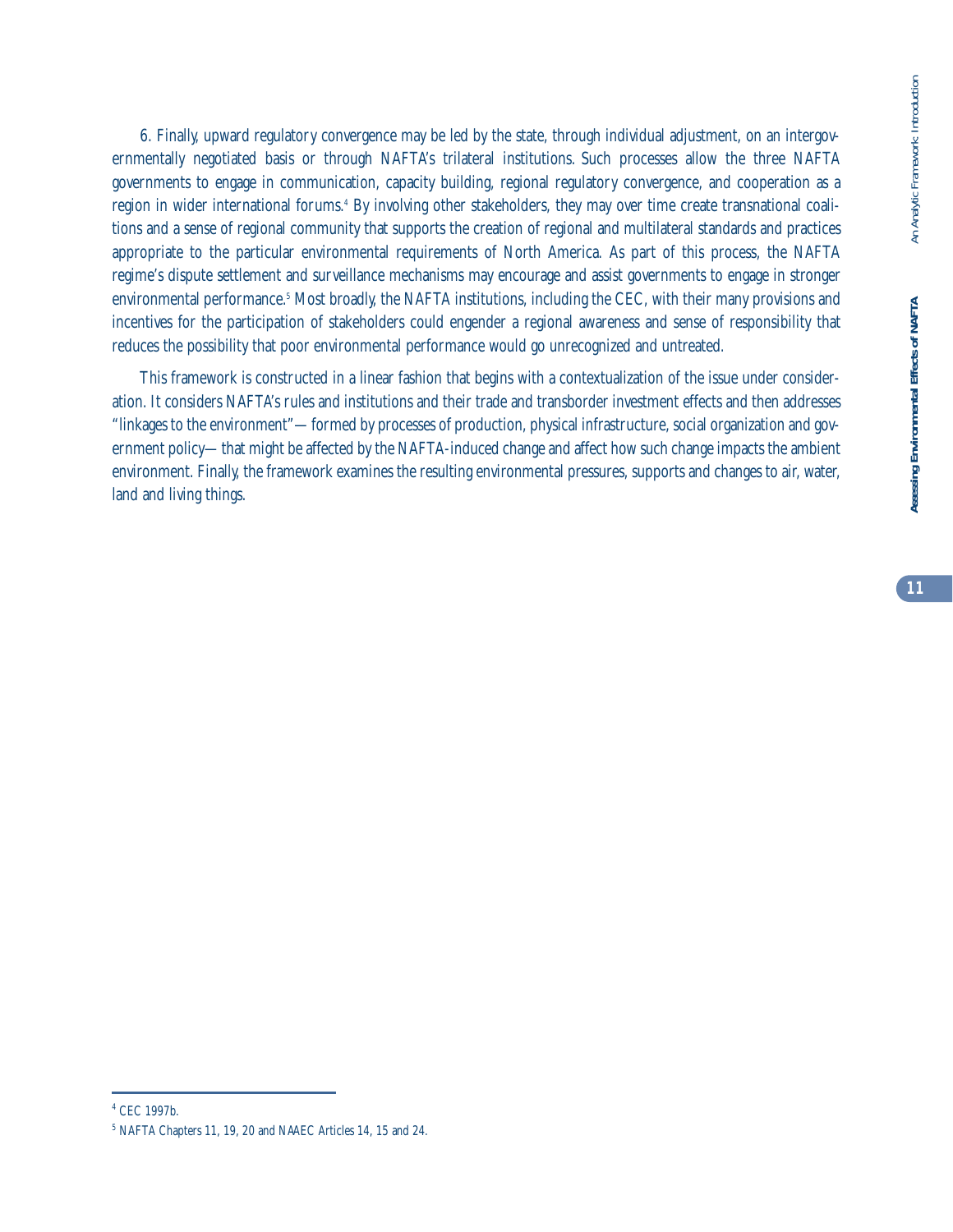6. Finally, upward regulatory convergence may be led by the state, through individual adjustment, on an intergovernmentally negotiated basis or through NAFTA's trilateral institutions. Such processes allow the three NAFTA governments to engage in communication, capacity building, regional regulatory convergence, and cooperation as a region in wider international forums.[4] By involving other stakeholders, they may over time create transnational coalitions and a sense of regional community that supports the creation of regional and multilateral standards and practices appropriate to the particular environmental requirements of North America. As part of this process, the NAFTA regime's dispute settlement and surveillance mechanisms may encourage and assist governments to engage in stronger environmental performance.[5] Most broadly, the NAFTA institutions, including the CEC, with their many provisions and incentives for the participation of stakeholders could engender a regional awareness and sense of responsibility that reduces the possibility that poor environmental performance would go unrecognized and untreated.

This framework is constructed in a linear fashion that begins with a contextualization of the issue under consideration. It considers NAFTA's rules and institutions and their trade and transborder investment effects and then addresses "linkages to the environment"—formed by processes of production, physical infrastructure, social organization and government policy—that might be affected by the NAFTA-induced change and affect how such change impacts the ambient environment. Finally, the framework examines the resulting environmental pressures, supports and changes to air, water, land and living things.

---

[4] CEC 1997b.

[5] NAFTA Chapters 11, 19, 20 and NAAEC Articles 14, 15 and 24.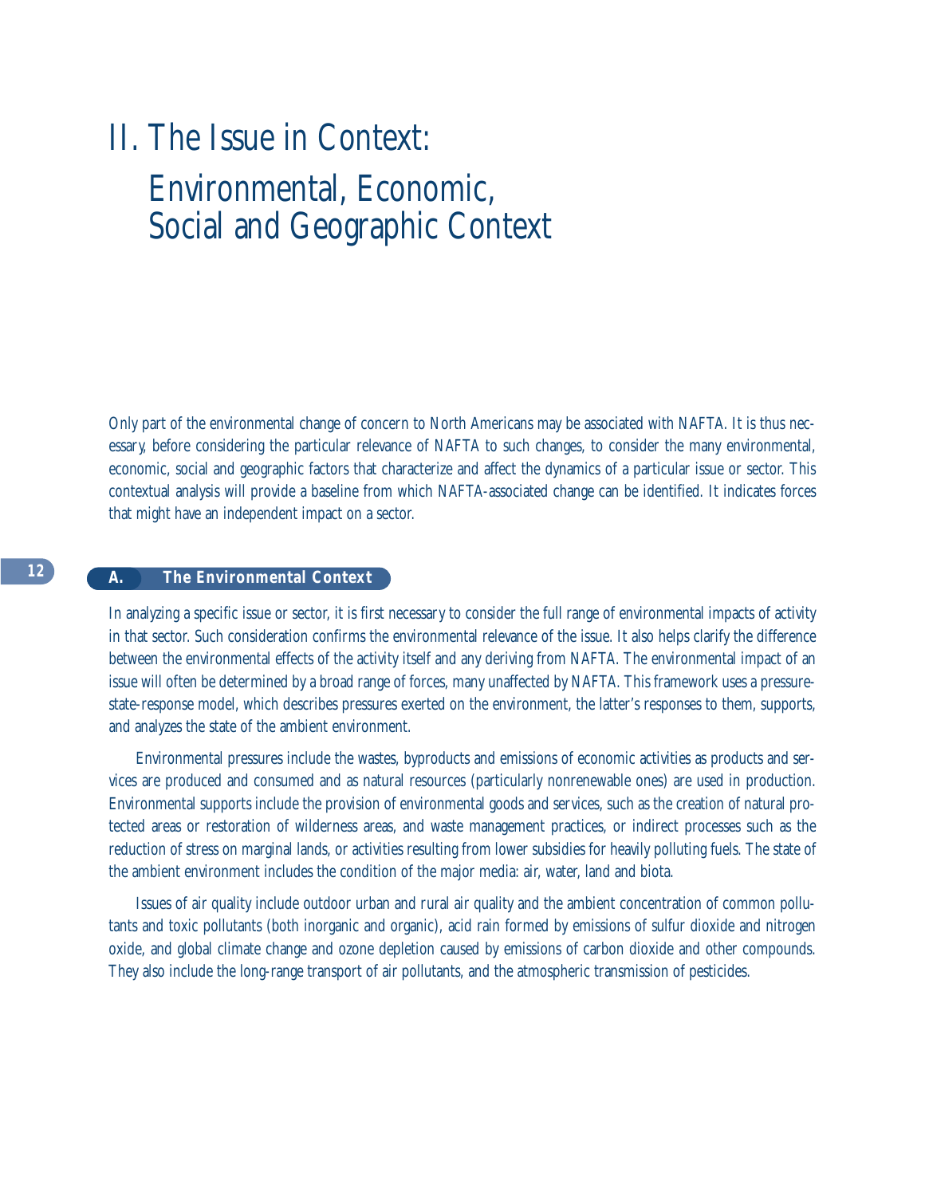# II. The Issue in Context: Environmental, Economic, Social and Geographic Context

Only part of the environmental change of concern to North Americans may be associated with NAFTA. It is thus necessary, before considering the particular relevance of NAFTA to such changes, to consider the many environmental, economic, social and geographic factors that characterize and affect the dynamics of a particular issue or sector. This contextual analysis will provide a baseline from which NAFTA-associated change can be identified. It indicates forces that might have an independent impact on a sector.

## A. The Environmental Context

In analyzing a specific issue or sector, it is first necessary to consider the full range of environmental impacts of activity in that sector. Such consideration confirms the environmental relevance of the issue. It also helps clarify the difference between the environmental effects of the activity itself and any deriving from NAFTA. The environmental impact of an issue will often be determined by a broad range of forces, many unaffected by NAFTA. This framework uses a pressure-state-response model, which describes pressures exerted on the environment, the latter's responses to them, supports, and analyzes the state of the ambient environment.

Environmental pressures include the wastes, byproducts and emissions of economic activities as products and services are produced and consumed and as natural resources (particularly nonrenewable ones) are used in production. Environmental supports include the provision of environmental goods and services, such as the creation of natural protected areas or restoration of wilderness areas, and waste management practices, or indirect processes such as the reduction of stress on marginal lands, or activities resulting from lower subsidies for heavily polluting fuels. The state of the ambient environment includes the condition of the major media: air, water, land and biota.

Issues of air quality include outdoor urban and rural air quality and the ambient concentration of common pollutants and toxic pollutants (both inorganic and organic), acid rain formed by emissions of sulfur dioxide and nitrogen oxide, and global climate change and ozone depletion caused by emissions of carbon dioxide and other compounds. They also include the long-range transport of air pollutants, and the atmospheric transmission of pesticides.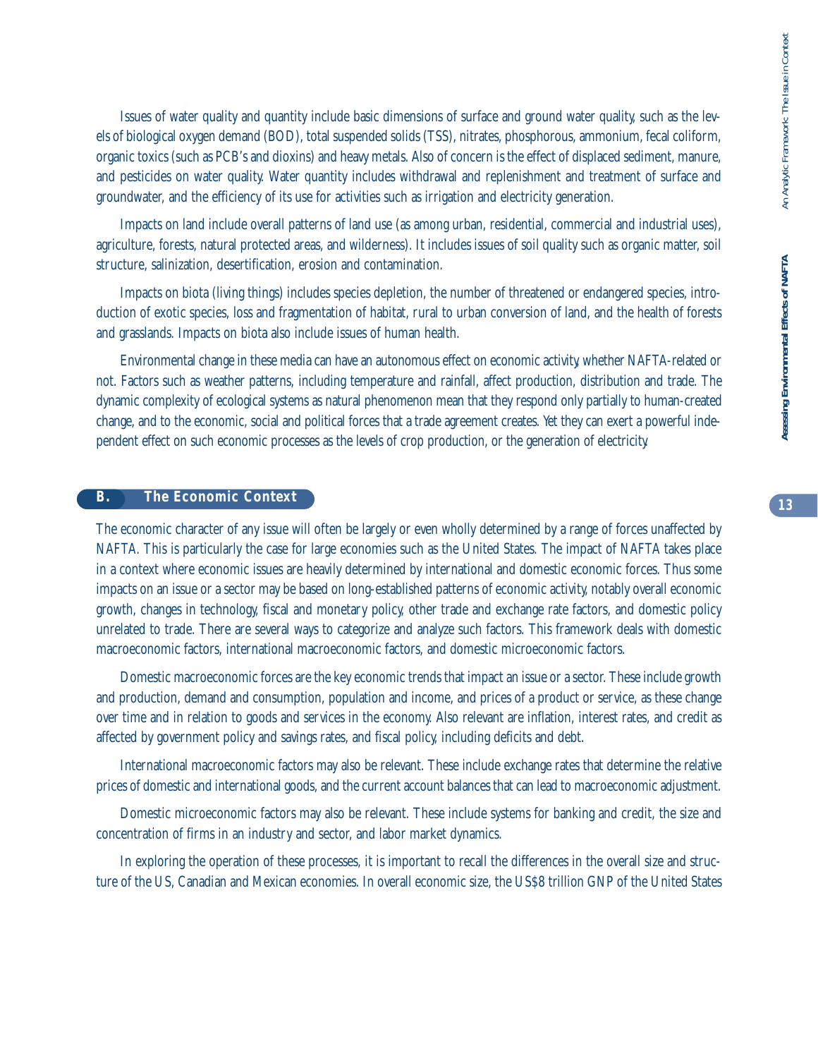Issues of water quality and quantity include basic dimensions of surface and ground water quality, such as the levels of biological oxygen demand (BOD), total suspended solids (TSS), nitrates, phosphorous, ammonium, fecal coliform, organic toxics (such as PCB's and dioxins) and heavy metals. Also of concern is the effect of displaced sediment, manure, and pesticides on water quality. Water quantity includes withdrawal and replenishment and treatment of surface and groundwater, and the efficiency of its use for activities such as irrigation and electricity generation.

Impacts on land include overall patterns of land use (as among urban, residential, commercial and industrial uses), agriculture, forests, natural protected areas, and wilderness). It includes issues of soil quality such as organic matter, soil structure, salinization, desertification, erosion and contamination.

Impacts on biota (living things) includes species depletion, the number of threatened or endangered species, introduction of exotic species, loss and fragmentation of habitat, rural to urban conversion of land, and the health of forests and grasslands. Impacts on biota also include issues of human health.

Environmental change in these media can have an autonomous effect on economic activity, whether NAFTA-related or not. Factors such as weather patterns, including temperature and rainfall, affect production, distribution and trade. The dynamic complexity of ecological systems as natural phenomenon mean that they respond only partially to human-created change, and to the economic, social and political forces that a trade agreement creates. Yet they can exert a powerful independent effect on such economic processes as the levels of crop production, or the generation of electricity.

## B. The Economic Context

The economic character of any issue will often be largely or even wholly determined by a range of forces unaffected by NAFTA. This is particularly the case for large economies such as the United States. The impact of NAFTA takes place in a context where economic issues are heavily determined by international and domestic economic forces. Thus some impacts on an issue or a sector may be based on long-established patterns of economic activity, notably overall economic growth, changes in technology, fiscal and monetary policy, other trade and exchange rate factors, and domestic policy unrelated to trade. There are several ways to categorize and analyze such factors. This framework deals with domestic macroeconomic factors, international macroeconomic factors, and domestic microeconomic factors.

Domestic macroeconomic forces are the key economic trends that impact an issue or a sector. These include growth and production, demand and consumption, population and income, and prices of a product or service, as these change over time and in relation to goods and services in the economy. Also relevant are inflation, interest rates, and credit as affected by government policy and savings rates, and fiscal policy, including deficits and debt.

International macroeconomic factors may also be relevant. These include exchange rates that determine the relative prices of domestic and international goods, and the current account balances that can lead to macroeconomic adjustment.

Domestic microeconomic factors may also be relevant. These include systems for banking and credit, the size and concentration of firms in an industry and sector, and labor market dynamics.

In exploring the operation of these processes, it is important to recall the differences in the overall size and structure of the US, Canadian and Mexican economies. In overall economic size, the US$8 trillion GNP of the United States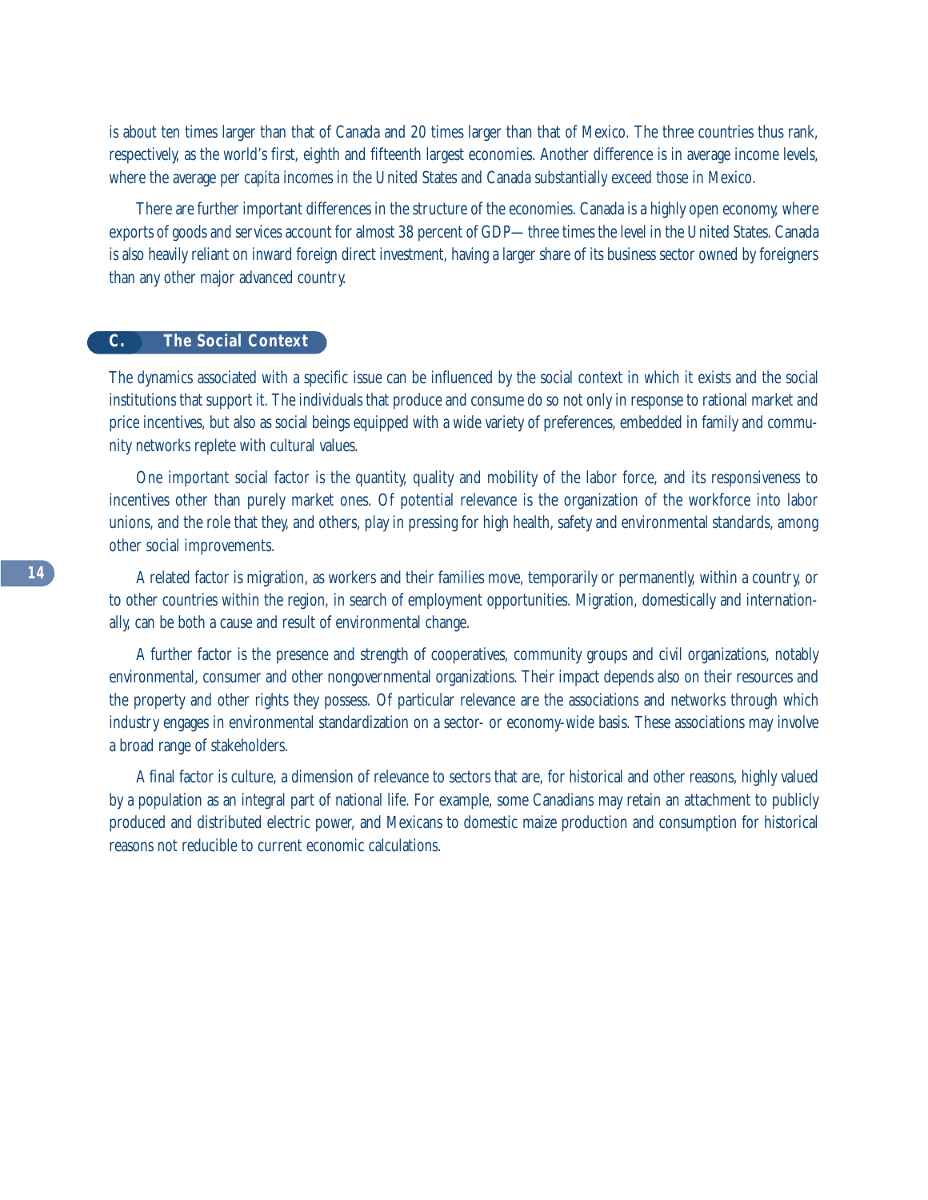is about ten times larger than that of Canada and 20 times larger than that of Mexico. The three countries thus rank, respectively, as the world's first, eighth and fifteenth largest economies. Another difference is in average income levels, where the average per capita incomes in the United States and Canada substantially exceed those in Mexico.

There are further important differences in the structure of the economies. Canada is a highly open economy, where exports of goods and services account for almost 38 percent of GDP—three times the level in the United States. Canada is also heavily reliant on inward foreign direct investment, having a larger share of its business sector owned by foreigners than any other major advanced country.

## C. The Social Context

The dynamics associated with a specific issue can be influenced by the social context in which it exists and the social institutions that support it. The individuals that produce and consume do so not only in response to rational market and price incentives, but also as social beings equipped with a wide variety of preferences, embedded in family and community networks replete with cultural values.

One important social factor is the quantity, quality and mobility of the labor force, and its responsiveness to incentives other than purely market ones. Of potential relevance is the organization of the workforce into labor unions, and the role that they, and others, play in pressing for high health, safety and environmental standards, among other social improvements.

A related factor is migration, as workers and their families move, temporarily or permanently, within a country, or to other countries within the region, in search of employment opportunities. Migration, domestically and internationally, can be both a cause and result of environmental change.

A further factor is the presence and strength of cooperatives, community groups and civil organizations, notably environmental, consumer and other nongovernmental organizations. Their impact depends also on their resources and the property and other rights they possess. Of particular relevance are the associations and networks through which industry engages in environmental standardization on a sector- or economy-wide basis. These associations may involve a broad range of stakeholders.

A final factor is culture, a dimension of relevance to sectors that are, for historical and other reasons, highly valued by a population as an integral part of national life. For example, some Canadians may retain an attachment to publicly produced and distributed electric power, and Mexicans to domestic maize production and consumption for historical reasons not reducible to current economic calculations.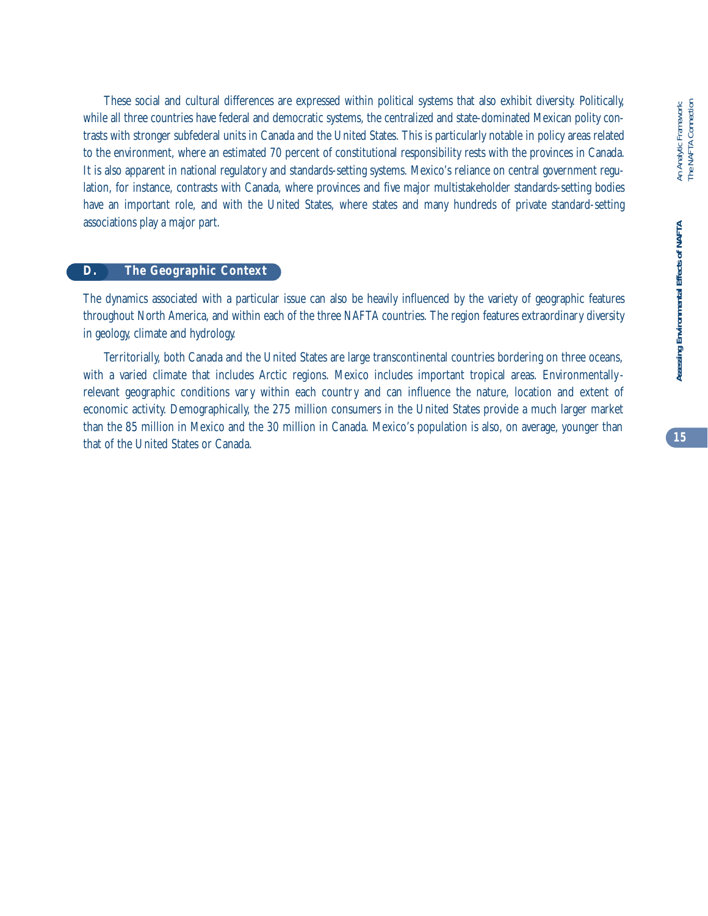These social and cultural differences are expressed within political systems that also exhibit diversity. Politically, while all three countries have federal and democratic systems, the centralized and state-dominated Mexican polity contrasts with stronger subfederal units in Canada and the United States. This is particularly notable in policy areas related to the environment, where an estimated 70 percent of constitutional responsibility rests with the provinces in Canada. It is also apparent in national regulatory and standards-setting systems. Mexico's reliance on central government regulation, for instance, contrasts with Canada, where provinces and five major multistakeholder standards-setting bodies have an important role, and with the United States, where states and many hundreds of private standard-setting associations play a major part.

## D. The Geographic Context

The dynamics associated with a particular issue can also be heavily influenced by the variety of geographic features throughout North America, and within each of the three NAFTA countries. The region features extraordinary diversity in geology, climate and hydrology.

Territorially, both Canada and the United States are large transcontinental countries bordering on three oceans, with a varied climate that includes Arctic regions. Mexico includes important tropical areas. Environmentally-relevant geographic conditions vary within each country and can influence the nature, location and extent of economic activity. Demographically, the 275 million consumers in the United States provide a much larger market than the 85 million in Mexico and the 30 million in Canada. Mexico's population is also, on average, younger than that of the United States or Canada.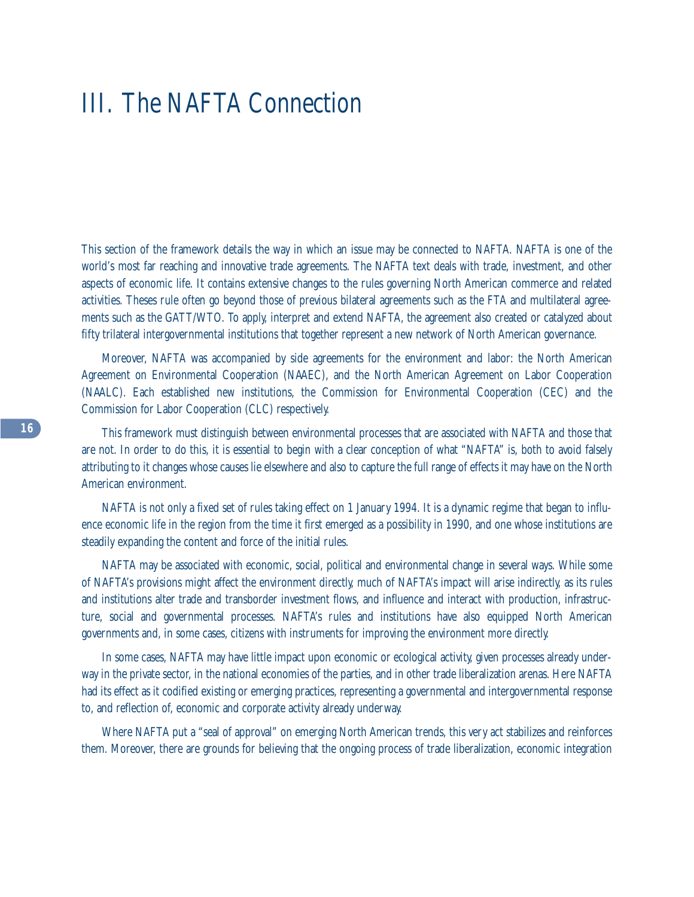# III. The NAFTA Connection

This section of the framework details the way in which an issue may be connected to NAFTA. NAFTA is one of the world's most far reaching and innovative trade agreements. The NAFTA text deals with trade, investment, and other aspects of economic life. It contains extensive changes to the rules governing North American commerce and related activities. Theses rule often go beyond those of previous bilateral agreements such as the FTA and multilateral agreements such as the GATT/WTO. To apply, interpret and extend NAFTA, the agreement also created or catalyzed about fifty trilateral intergovernmental institutions that together represent a new network of North American governance.

Moreover, NAFTA was accompanied by side agreements for the environment and labor: the North American Agreement on Environmental Cooperation (NAAEC), and the North American Agreement on Labor Cooperation (NAALC). Each established new institutions, the Commission for Environmental Cooperation (CEC) and the Commission for Labor Cooperation (CLC) respectively.

This framework must distinguish between environmental processes that are associated with NAFTA and those that are not. In order to do this, it is essential to begin with a clear conception of what "NAFTA" is, both to avoid falsely attributing to it changes whose causes lie elsewhere and also to capture the full range of effects it may have on the North American environment.

NAFTA is not only a fixed set of rules taking effect on 1 January 1994. It is a dynamic regime that began to influence economic life in the region from the time it first emerged as a possibility in 1990, and one whose institutions are steadily expanding the content and force of the initial rules.

NAFTA may be associated with economic, social, political and environmental change in several ways. While some of NAFTA's provisions might affect the environment directly, much of NAFTA's impact will arise indirectly, as its rules and institutions alter trade and transborder investment flows, and influence and interact with production, infrastructure, social and governmental processes. NAFTA's rules and institutions have also equipped North American governments and, in some cases, citizens with instruments for improving the environment more directly.

In some cases, NAFTA may have little impact upon economic or ecological activity, given processes already underway in the private sector, in the national economies of the parties, and in other trade liberalization arenas. Here NAFTA had its effect as it codified existing or emerging practices, representing a governmental and intergovernmental response to, and reflection of, economic and corporate activity already underway.

Where NAFTA put a "seal of approval" on emerging North American trends, this very act stabilizes and reinforces them. Moreover, there are grounds for believing that the ongoing process of trade liberalization, economic integration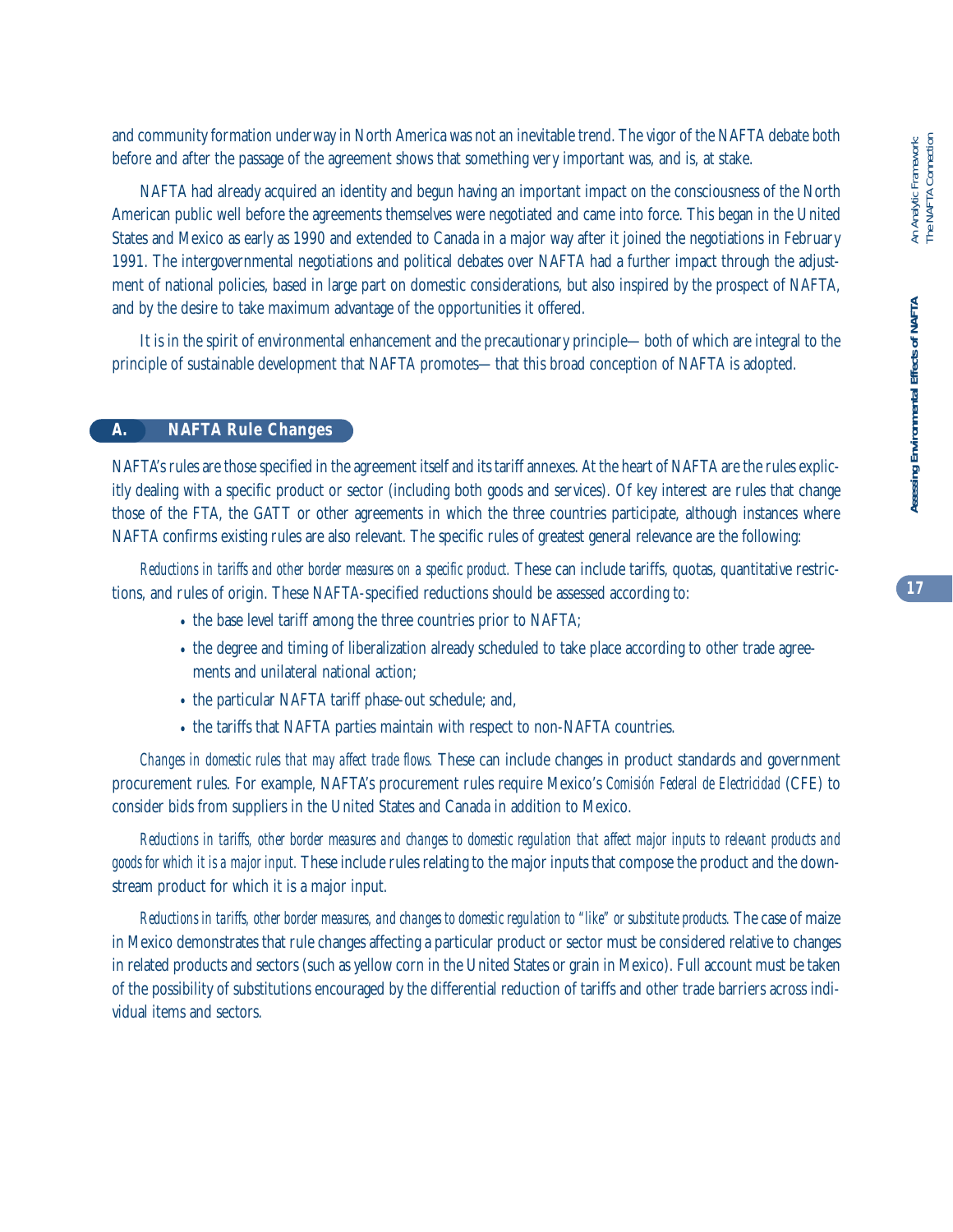and community formation underway in North America was not an inevitable trend. The vigor of the NAFTA debate both before and after the passage of the agreement shows that something very important was, and is, at stake.

NAFTA had already acquired an identity and begun having an important impact on the consciousness of the North American public well before the agreements themselves were negotiated and came into force. This began in the United States and Mexico as early as 1990 and extended to Canada in a major way after it joined the negotiations in February 1991. The intergovernmental negotiations and political debates over NAFTA had a further impact through the adjustment of national policies, based in large part on domestic considerations, but also inspired by the prospect of NAFTA, and by the desire to take maximum advantage of the opportunities it offered.

It is in the spirit of environmental enhancement and the precautionary principle—both of which are integral to the principle of sustainable development that NAFTA promotes—that this broad conception of NAFTA is adopted.

## A. NAFTA Rule Changes

NAFTA's rules are those specified in the agreement itself and its tariff annexes. At the heart of NAFTA are the rules explicitly dealing with a specific product or sector (including both goods and services). Of key interest are rules that change those of the FTA, the GATT or other agreements in which the three countries participate, although instances where NAFTA confirms existing rules are also relevant. The specific rules of greatest general relevance are the following:

*Reductions in tariffs and other border measures on a specific product.* These can include tariffs, quotas, quantitative restrictions, and rules of origin. These NAFTA-specified reductions should be assessed according to:

- the base level tariff among the three countries prior to NAFTA;
- the degree and timing of liberalization already scheduled to take place according to other trade agreements and unilateral national action;
- the particular NAFTA tariff phase-out schedule; and,
- the tariffs that NAFTA parties maintain with respect to non-NAFTA countries.

*Changes in domestic rules that may affect trade flows.* These can include changes in product standards and government procurement rules. For example, NAFTA's procurement rules require Mexico's *Comisión Federal de Electricidad* (CFE) to consider bids from suppliers in the United States and Canada in addition to Mexico.

*Reductions in tariffs, other border measures and changes to domestic regulation that affect major inputs to relevant products and goods for which it is a major input.* These include rules relating to the major inputs that compose the product and the downstream product for which it is a major input.

*Reductions in tariffs, other border measures, and changes to domestic regulation to "like" or substitute products.* The case of maize in Mexico demonstrates that rule changes affecting a particular product or sector must be considered relative to changes in related products and sectors (such as yellow corn in the United States or grain in Mexico). Full account must be taken of the possibility of substitutions encouraged by the differential reduction of tariffs and other trade barriers across individual items and sectors.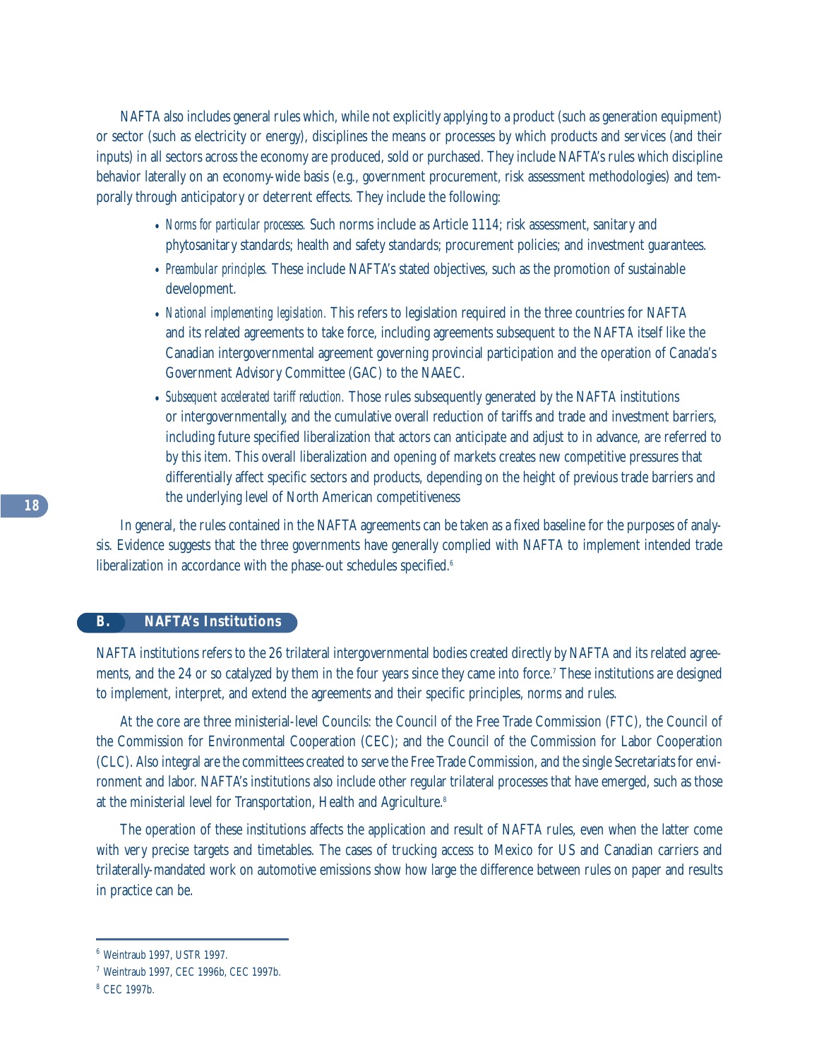NAFTA also includes general rules which, while not explicitly applying to a product (such as generation equipment) or sector (such as electricity or energy), disciplines the means or processes by which products and services (and their inputs) in all sectors across the economy are produced, sold or purchased. They include NAFTA's rules which discipline behavior laterally on an economy-wide basis (e.g., government procurement, risk assessment methodologies) and temporally through anticipatory or deterrent effects. They include the following:

- *Norms for particular processes.* Such norms include as Article 1114; risk assessment, sanitary and phytosanitary standards; health and safety standards; procurement policies; and investment guarantees.
- *Preambular principles.* These include NAFTA's stated objectives, such as the promotion of sustainable development.
- *National implementing legislation.* This refers to legislation required in the three countries for NAFTA and its related agreements to take force, including agreements subsequent to the NAFTA itself like the Canadian intergovernmental agreement governing provincial participation and the operation of Canada's Government Advisory Committee (GAC) to the NAAEC.
- *Subsequent accelerated tariff reduction.* Those rules subsequently generated by the NAFTA institutions or intergovernmentally, and the cumulative overall reduction of tariffs and trade and investment barriers, including future specified liberalization that actors can anticipate and adjust to in advance, are referred to by this item. This overall liberalization and opening of markets creates new competitive pressures that differentially affect specific sectors and products, depending on the height of previous trade barriers and the underlying level of North American competitiveness

In general, the rules contained in the NAFTA agreements can be taken as a fixed baseline for the purposes of analysis. Evidence suggests that the three governments have generally complied with NAFTA to implement intended trade liberalization in accordance with the phase-out schedules specified.[6]

## B. NAFTA's Institutions

NAFTA institutions refers to the 26 trilateral intergovernmental bodies created directly by NAFTA and its related agreements, and the 24 or so catalyzed by them in the four years since they came into force.[7] These institutions are designed to implement, interpret, and extend the agreements and their specific principles, norms and rules.

At the core are three ministerial-level Councils: the Council of the Free Trade Commission (FTC), the Council of the Commission for Environmental Cooperation (CEC); and the Council of the Commission for Labor Cooperation (CLC). Also integral are the committees created to serve the Free Trade Commission, and the single Secretariats for environment and labor. NAFTA's institutions also include other regular trilateral processes that have emerged, such as those at the ministerial level for Transportation, Health and Agriculture.[8]

The operation of these institutions affects the application and result of NAFTA rules, even when the latter come with very precise targets and timetables. The cases of trucking access to Mexico for US and Canadian carriers and trilaterally-mandated work on automotive emissions show how large the difference between rules on paper and results in practice can be.

---

[6] Weintraub 1997, USTR 1997.

[7] Weintraub 1997, CEC 1996b, CEC 1997b.

[8] CEC 1997b.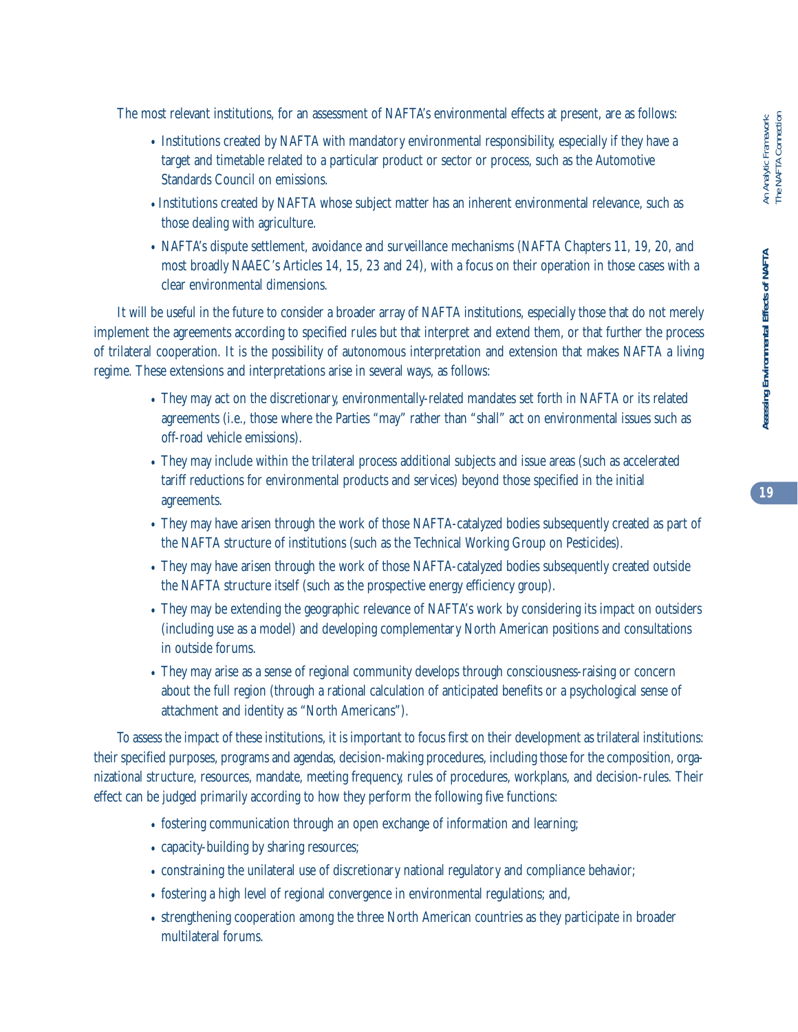The most relevant institutions, for an assessment of NAFTA's environmental effects at present, are as follows:

- Institutions created by NAFTA with mandatory environmental responsibility, especially if they have a target and timetable related to a particular product or sector or process, such as the Automotive Standards Council on emissions.
- Institutions created by NAFTA whose subject matter has an inherent environmental relevance, such as those dealing with agriculture.
- NAFTA's dispute settlement, avoidance and surveillance mechanisms (NAFTA Chapters 11, 19, 20, and most broadly NAAEC's Articles 14, 15, 23 and 24), with a focus on their operation in those cases with a clear environmental dimensions.

It will be useful in the future to consider a broader array of NAFTA institutions, especially those that do not merely implement the agreements according to specified rules but that interpret and extend them, or that further the process of trilateral cooperation. It is the possibility of autonomous interpretation and extension that makes NAFTA a living regime. These extensions and interpretations arise in several ways, as follows:

- They may act on the discretionary, environmentally-related mandates set forth in NAFTA or its related agreements (i.e., those where the Parties "may" rather than "shall" act on environmental issues such as off-road vehicle emissions).
- They may include within the trilateral process additional subjects and issue areas (such as accelerated tariff reductions for environmental products and services) beyond those specified in the initial agreements.
- They may have arisen through the work of those NAFTA-catalyzed bodies subsequently created as part of the NAFTA structure of institutions (such as the Technical Working Group on Pesticides).
- They may have arisen through the work of those NAFTA-catalyzed bodies subsequently created outside the NAFTA structure itself (such as the prospective energy efficiency group).
- They may be extending the geographic relevance of NAFTA's work by considering its impact on outsiders (including use as a model) and developing complementary North American positions and consultations in outside forums.
- They may arise as a sense of regional community develops through consciousness-raising or concern about the full region (through a rational calculation of anticipated benefits or a psychological sense of attachment and identity as "North Americans").

To assess the impact of these institutions, it is important to focus first on their development as trilateral institutions: their specified purposes, programs and agendas, decision-making procedures, including those for the composition, organizational structure, resources, mandate, meeting frequency, rules of procedures, workplans, and decision-rules. Their effect can be judged primarily according to how they perform the following five functions:

- fostering communication through an open exchange of information and learning;
- capacity-building by sharing resources;
- constraining the unilateral use of discretionary national regulatory and compliance behavior;
- fostering a high level of regional convergence in environmental regulations; and,
- strengthening cooperation among the three North American countries as they participate in broader multilateral forums.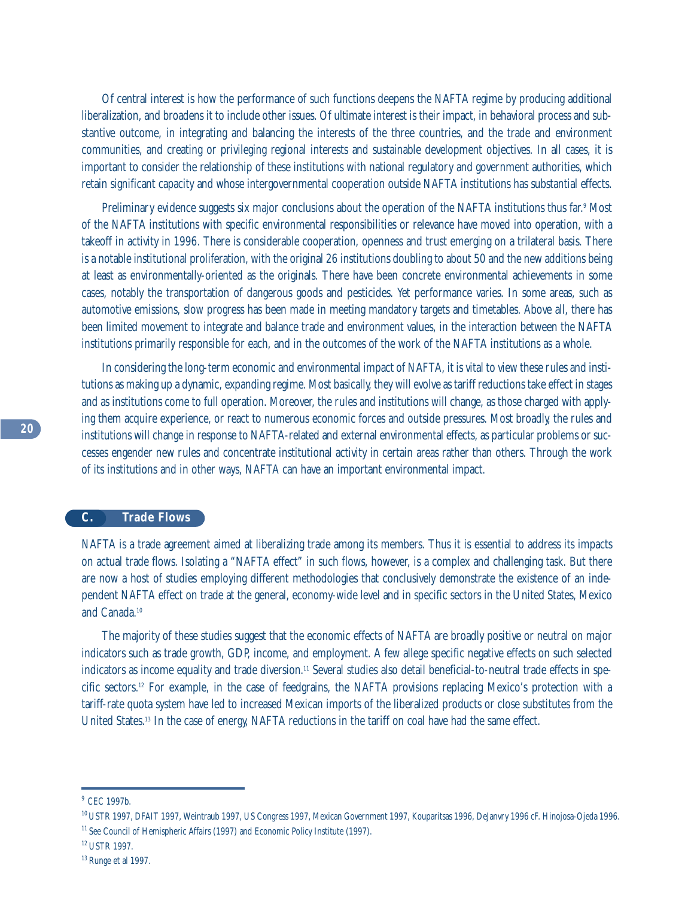Of central interest is how the performance of such functions deepens the NAFTA regime by producing additional liberalization, and broadens it to include other issues. Of ultimate interest is their impact, in behavioral process and substantive outcome, in integrating and balancing the interests of the three countries, and the trade and environment communities, and creating or privileging regional interests and sustainable development objectives. In all cases, it is important to consider the relationship of these institutions with national regulatory and government authorities, which retain significant capacity and whose intergovernmental cooperation outside NAFTA institutions has substantial effects.

Preliminary evidence suggests six major conclusions about the operation of the NAFTA institutions thus far.[9] Most of the NAFTA institutions with specific environmental responsibilities or relevance have moved into operation, with a takeoff in activity in 1996. There is considerable cooperation, openness and trust emerging on a trilateral basis. There is a notable institutional proliferation, with the original 26 institutions doubling to about 50 and the new additions being at least as environmentally-oriented as the originals. There have been concrete environmental achievements in some cases, notably the transportation of dangerous goods and pesticides. Yet performance varies. In some areas, such as automotive emissions, slow progress has been made in meeting mandatory targets and timetables. Above all, there has been limited movement to integrate and balance trade and environment values, in the interaction between the NAFTA institutions primarily responsible for each, and in the outcomes of the work of the NAFTA institutions as a whole.

In considering the long-term economic and environmental impact of NAFTA, it is vital to view these rules and institutions as making up a dynamic, expanding regime. Most basically, they will evolve as tariff reductions take effect in stages and as institutions come to full operation. Moreover, the rules and institutions will change, as those charged with applying them acquire experience, or react to numerous economic forces and outside pressures. Most broadly, the rules and institutions will change in response to NAFTA-related and external environmental effects, as particular problems or successes engender new rules and concentrate institutional activity in certain areas rather than others. Through the work of its institutions and in other ways, NAFTA can have an important environmental impact.

## C. Trade Flows

NAFTA is a trade agreement aimed at liberalizing trade among its members. Thus it is essential to address its impacts on actual trade flows. Isolating a "NAFTA effect" in such flows, however, is a complex and challenging task. But there are now a host of studies employing different methodologies that conclusively demonstrate the existence of an independent NAFTA effect on trade at the general, economy-wide level and in specific sectors in the United States, Mexico and Canada.[10]

The majority of these studies suggest that the economic effects of NAFTA are broadly positive or neutral on major indicators such as trade growth, GDP, income, and employment. A few allege specific negative effects on such selected indicators as income equality and trade diversion.[11] Several studies also detail beneficial-to-neutral trade effects in specific sectors.[12] For example, in the case of feedgrains, the NAFTA provisions replacing Mexico's protection with a tariff-rate quota system have led to increased Mexican imports of the liberalized products or close substitutes from the United States.[13] In the case of energy, NAFTA reductions in the tariff on coal have had the same effect.

---

[9] CEC 1997b.

[10] USTR 1997, DFAIT 1997, Weintraub 1997, US Congress 1997, Mexican Government 1997, Kouparitsas 1996, DeJanvry 1996 cF. Hinojosa-Ojeda 1996.

[11] See Council of Hemispheric Affairs (1997) and Economic Policy Institute (1997).

[12] USTR 1997.

[13] Runge et al 1997.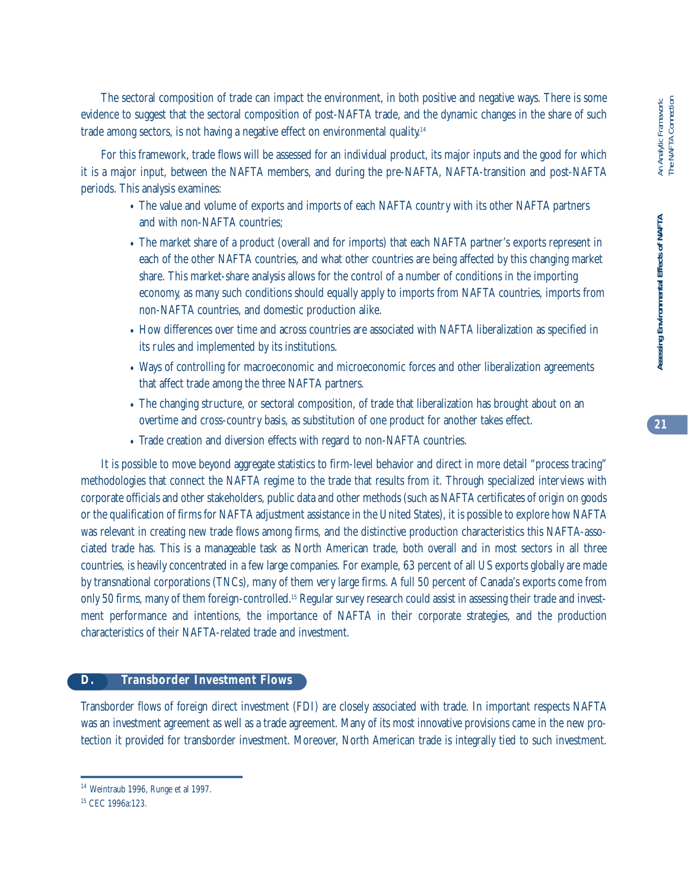The sectoral composition of trade can impact the environment, in both positive and negative ways. There is some evidence to suggest that the sectoral composition of post-NAFTA trade, and the dynamic changes in the share of such trade among sectors, is not having a negative effect on environmental quality.[14]

For this framework, trade flows will be assessed for an individual product, its major inputs and the good for which it is a major input, between the NAFTA members, and during the pre-NAFTA, NAFTA-transition and post-NAFTA periods. This analysis examines:

- The value and volume of exports and imports of each NAFTA country with its other NAFTA partners and with non-NAFTA countries;
- The market share of a product (overall and for imports) that each NAFTA partner's exports represent in each of the other NAFTA countries, and what other countries are being affected by this changing market share. This market-share analysis allows for the control of a number of conditions in the importing economy, as many such conditions should equally apply to imports from NAFTA countries, imports from non-NAFTA countries, and domestic production alike.
- How differences over time and across countries are associated with NAFTA liberalization as specified in its rules and implemented by its institutions.
- Ways of controlling for macroeconomic and microeconomic forces and other liberalization agreements that affect trade among the three NAFTA partners.
- The changing structure, or sectoral composition, of trade that liberalization has brought about on an overtime and cross-country basis, as substitution of one product for another takes effect.
- Trade creation and diversion effects with regard to non-NAFTA countries.

It is possible to move beyond aggregate statistics to firm-level behavior and direct in more detail "process tracing" methodologies that connect the NAFTA regime to the trade that results from it. Through specialized interviews with corporate officials and other stakeholders, public data and other methods (such as NAFTA certificates of origin on goods or the qualification of firms for NAFTA adjustment assistance in the United States), it is possible to explore how NAFTA was relevant in creating new trade flows among firms, and the distinctive production characteristics this NAFTA-associated trade has. This is a manageable task as North American trade, both overall and in most sectors in all three countries, is heavily concentrated in a few large companies. For example, 63 percent of all US exports globally are made by transnational corporations (TNCs), many of them very large firms. A full 50 percent of Canada's exports come from only 50 firms, many of them foreign-controlled.[15] Regular survey research could assist in assessing their trade and investment performance and intentions, the importance of NAFTA in their corporate strategies, and the production characteristics of their NAFTA-related trade and investment.

## D. Transborder Investment Flows

Transborder flows of foreign direct investment (FDI) are closely associated with trade. In important respects NAFTA was an investment agreement as well as a trade agreement. Many of its most innovative provisions came in the new protection it provided for transborder investment. Moreover, North American trade is integrally tied to such investment.

---

[14] Weintraub 1996, Runge et al 1997.

[15] CEC 1996a:123.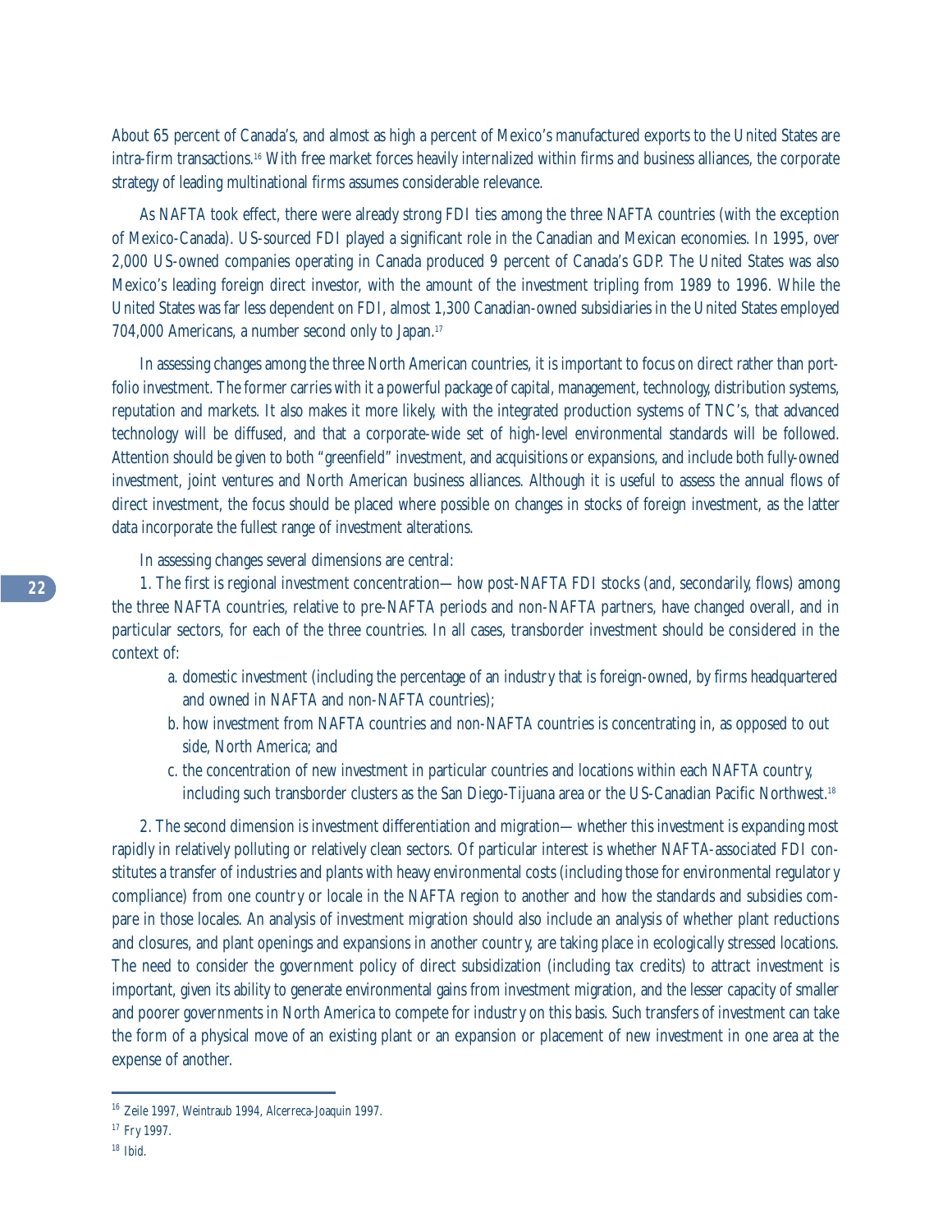About 65 percent of Canada's, and almost as high a percent of Mexico's manufactured exports to the United States are intra-firm transactions.[16] With free market forces heavily internalized within firms and business alliances, the corporate strategy of leading multinational firms assumes considerable relevance.

As NAFTA took effect, there were already strong FDI ties among the three NAFTA countries (with the exception of Mexico-Canada). US-sourced FDI played a significant role in the Canadian and Mexican economies. In 1995, over 2,000 US-owned companies operating in Canada produced 9 percent of Canada's GDP. The United States was also Mexico's leading foreign direct investor, with the amount of the investment tripling from 1989 to 1996. While the United States was far less dependent on FDI, almost 1,300 Canadian-owned subsidiaries in the United States employed 704,000 Americans, a number second only to Japan.[17]

In assessing changes among the three North American countries, it is important to focus on direct rather than portfolio investment. The former carries with it a powerful package of capital, management, technology, distribution systems, reputation and markets. It also makes it more likely, with the integrated production systems of TNC's, that advanced technology will be diffused, and that a corporate-wide set of high-level environmental standards will be followed. Attention should be given to both "greenfield" investment, and acquisitions or expansions, and include both fully-owned investment, joint ventures and North American business alliances. Although it is useful to assess the annual flows of direct investment, the focus should be placed where possible on changes in stocks of foreign investment, as the latter data incorporate the fullest range of investment alterations.

In assessing changes several dimensions are central:

1. The first is regional investment concentration—how post-NAFTA FDI stocks (and, secondarily, flows) among the three NAFTA countries, relative to pre-NAFTA periods and non-NAFTA partners, have changed overall, and in particular sectors, for each of the three countries. In all cases, transborder investment should be considered in the context of:

   a. domestic investment (including the percentage of an industry that is foreign-owned, by firms headquartered and owned in NAFTA and non-NAFTA countries);
   b. how investment from NAFTA countries and non-NAFTA countries is concentrating in, as opposed to outside, North America; and
   c. the concentration of new investment in particular countries and locations within each NAFTA country, including such transborder clusters as the San Diego-Tijuana area or the US-Canadian Pacific Northwest.[18]

2. The second dimension is investment differentiation and migration—whether this investment is expanding most rapidly in relatively polluting or relatively clean sectors. Of particular interest is whether NAFTA-associated FDI constitutes a transfer of industries and plants with heavy environmental costs (including those for environmental regulatory compliance) from one country or locale in the NAFTA region to another and how the standards and subsidies compare in those locales. An analysis of investment migration should also include an analysis of whether plant reductions and closures, and plant openings and expansions in another country, are taking place in ecologically stressed locations. The need to consider the government policy of direct subsidization (including tax credits) to attract investment is important, given its ability to generate environmental gains from investment migration, and the lesser capacity of smaller and poorer governments in North America to compete for industry on this basis. Such transfers of investment can take the form of a physical move of an existing plant or an expansion or placement of new investment in one area at the expense of another.

---

[16] Zeile 1997, Weintraub 1994, Alcerreca-Joaquin 1997.

[17] Fry 1997.

[18] Ibid.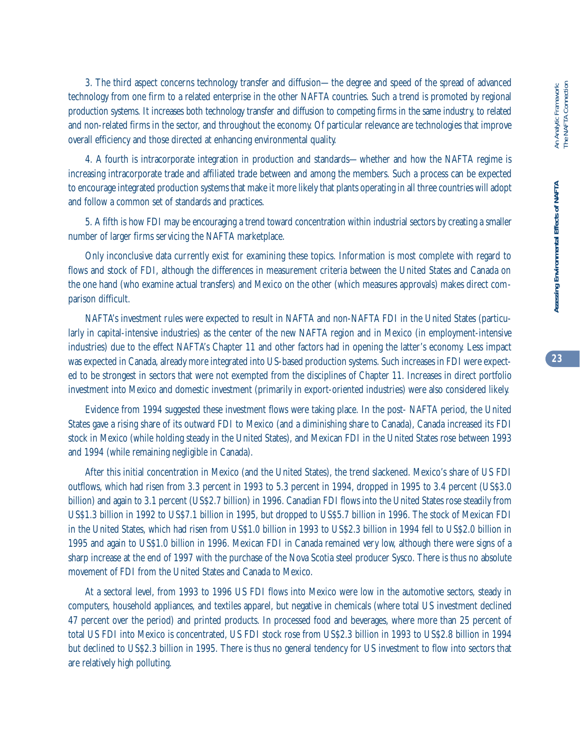3. The third aspect concerns technology transfer and diffusion—the degree and speed of the spread of advanced technology from one firm to a related enterprise in the other NAFTA countries. Such a trend is promoted by regional production systems. It increases both technology transfer and diffusion to competing firms in the same industry, to related and non-related firms in the sector, and throughout the economy. Of particular relevance are technologies that improve overall efficiency and those directed at enhancing environmental quality.

4. A fourth is intracorporate integration in production and standards—whether and how the NAFTA regime is increasing intracorporate trade and affiliated trade between and among the members. Such a process can be expected to encourage integrated production systems that make it more likely that plants operating in all three countries will adopt and follow a common set of standards and practices.

5. A fifth is how FDI may be encouraging a trend toward concentration within industrial sectors by creating a smaller number of larger firms servicing the NAFTA marketplace.

Only inconclusive data currently exist for examining these topics. Information is most complete with regard to flows and stock of FDI, although the differences in measurement criteria between the United States and Canada on the one hand (who examine actual transfers) and Mexico on the other (which measures approvals) makes direct comparison difficult.

NAFTA's investment rules were expected to result in NAFTA and non-NAFTA FDI in the United States (particularly in capital-intensive industries) as the center of the new NAFTA region and in Mexico (in employment-intensive industries) due to the effect NAFTA's Chapter 11 and other factors had in opening the latter's economy. Less impact was expected in Canada, already more integrated into US-based production systems. Such increases in FDI were expected to be strongest in sectors that were not exempted from the disciplines of Chapter 11. Increases in direct portfolio investment into Mexico and domestic investment (primarily in export-oriented industries) were also considered likely.

Evidence from 1994 suggested these investment flows were taking place. In the post- NAFTA period, the United States gave a rising share of its outward FDI to Mexico (and a diminishing share to Canada), Canada increased its FDI stock in Mexico (while holding steady in the United States), and Mexican FDI in the United States rose between 1993 and 1994 (while remaining negligible in Canada).

After this initial concentration in Mexico (and the United States), the trend slackened. Mexico's share of US FDI outflows, which had risen from 3.3 percent in 1993 to 5.3 percent in 1994, dropped in 1995 to 3.4 percent (US$3.0 billion) and again to 3.1 percent (US$2.7 billion) in 1996. Canadian FDI flows into the United States rose steadily from US$1.3 billion in 1992 to US$7.1 billion in 1995, but dropped to US$5.7 billion in 1996. The stock of Mexican FDI in the United States, which had risen from US$1.0 billion in 1993 to US$2.3 billion in 1994 fell to US$2.0 billion in 1995 and again to US$1.0 billion in 1996. Mexican FDI in Canada remained very low, although there were signs of a sharp increase at the end of 1997 with the purchase of the Nova Scotia steel producer Sysco. There is thus no absolute movement of FDI from the United States and Canada to Mexico.

At a sectoral level, from 1993 to 1996 US FDI flows into Mexico were low in the automotive sectors, steady in computers, household appliances, and textiles apparel, but negative in chemicals (where total US investment declined 47 percent over the period) and printed products. In processed food and beverages, where more than 25 percent of total US FDI into Mexico is concentrated, US FDI stock rose from US$2.3 billion in 1993 to US$2.8 billion in 1994 but declined to US$2.3 billion in 1995. There is thus no general tendency for US investment to flow into sectors that are relatively high polluting.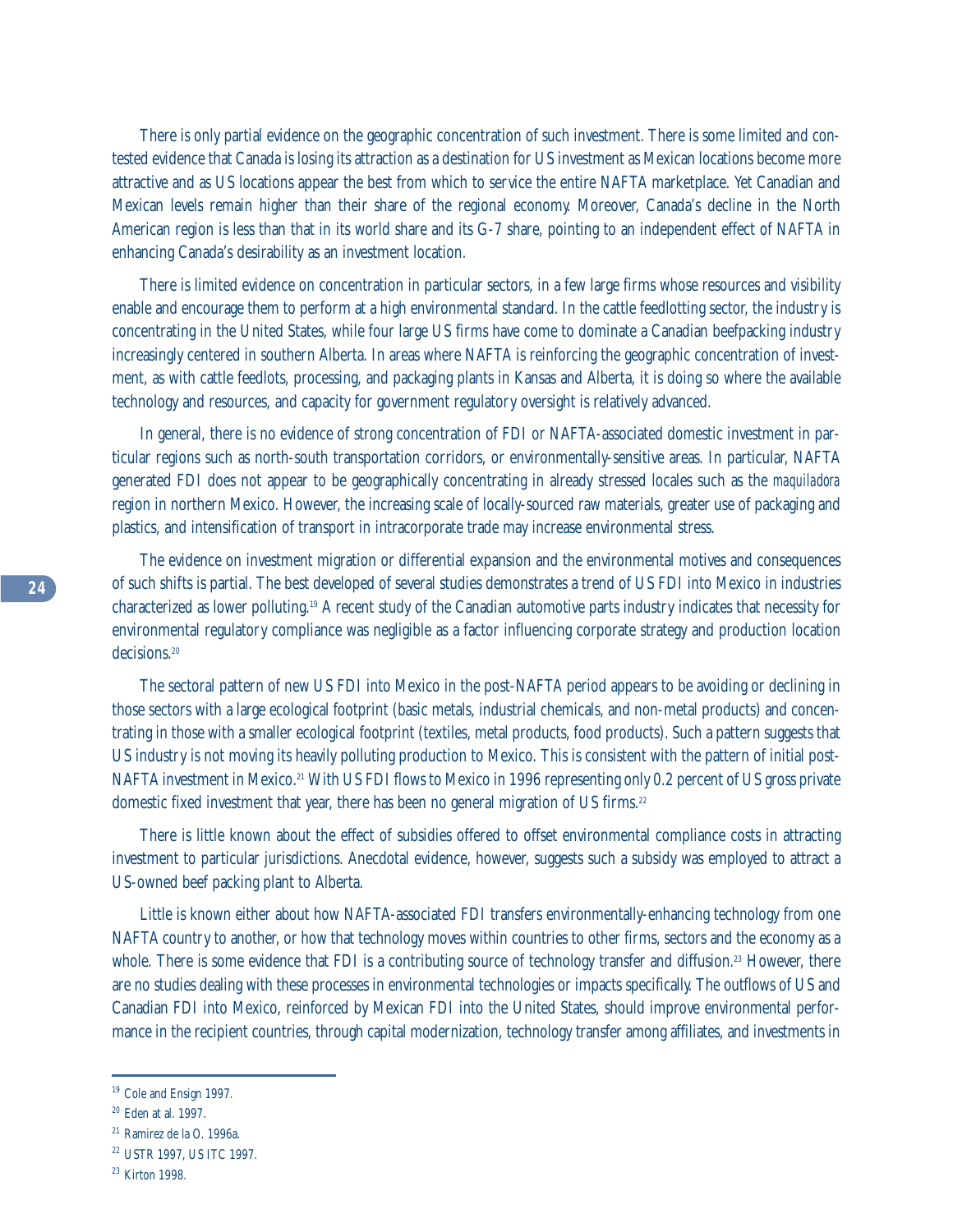There is only partial evidence on the geographic concentration of such investment. There is some limited and contested evidence that Canada is losing its attraction as a destination for US investment as Mexican locations become more attractive and as US locations appear the best from which to service the entire NAFTA marketplace. Yet Canadian and Mexican levels remain higher than their share of the regional economy. Moreover, Canada's decline in the North American region is less than that in its world share and its G-7 share, pointing to an independent effect of NAFTA in enhancing Canada's desirability as an investment location.

There is limited evidence on concentration in particular sectors, in a few large firms whose resources and visibility enable and encourage them to perform at a high environmental standard. In the cattle feedlotting sector, the industry is concentrating in the United States, while four large US firms have come to dominate a Canadian beefpacking industry increasingly centered in southern Alberta. In areas where NAFTA is reinforcing the geographic concentration of investment, as with cattle feedlots, processing, and packaging plants in Kansas and Alberta, it is doing so where the available technology and resources, and capacity for government regulatory oversight is relatively advanced.

In general, there is no evidence of strong concentration of FDI or NAFTA-associated domestic investment in particular regions such as north-south transportation corridors, or environmentally-sensitive areas. In particular, NAFTA generated FDI does not appear to be geographically concentrating in already stressed locales such as the *maquiladora* region in northern Mexico. However, the increasing scale of locally-sourced raw materials, greater use of packaging and plastics, and intensification of transport in intracorporate trade may increase environmental stress.

The evidence on investment migration or differential expansion and the environmental motives and consequences of such shifts is partial. The best developed of several studies demonstrates a trend of US FDI into Mexico in industries characterized as lower polluting.[19] A recent study of the Canadian automotive parts industry indicates that necessity for environmental regulatory compliance was negligible as a factor influencing corporate strategy and production location decisions.[20]

The sectoral pattern of new US FDI into Mexico in the post-NAFTA period appears to be avoiding or declining in those sectors with a large ecological footprint (basic metals, industrial chemicals, and non-metal products) and concentrating in those with a smaller ecological footprint (textiles, metal products, food products). Such a pattern suggests that US industry is not moving its heavily polluting production to Mexico. This is consistent with the pattern of initial post-NAFTA investment in Mexico.[21] With US FDI flows to Mexico in 1996 representing only 0.2 percent of US gross private domestic fixed investment that year, there has been no general migration of US firms.[22]

There is little known about the effect of subsidies offered to offset environmental compliance costs in attracting investment to particular jurisdictions. Anecdotal evidence, however, suggests such a subsidy was employed to attract a US-owned beef packing plant to Alberta.

Little is known either about how NAFTA-associated FDI transfers environmentally-enhancing technology from one NAFTA country to another, or how that technology moves within countries to other firms, sectors and the economy as a whole. There is some evidence that FDI is a contributing source of technology transfer and diffusion.[23] However, there are no studies dealing with these processes in environmental technologies or impacts specifically. The outflows of US and Canadian FDI into Mexico, reinforced by Mexican FDI into the United States, should improve environmental performance in the recipient countries, through capital modernization, technology transfer among affiliates, and investments in

---

[19] Cole and Ensign 1997.

[20] Eden at al. 1997.

[21] Ramirez de la O. 1996a.

[22] USTR 1997, US ITC 1997.

[23] Kirton 1998.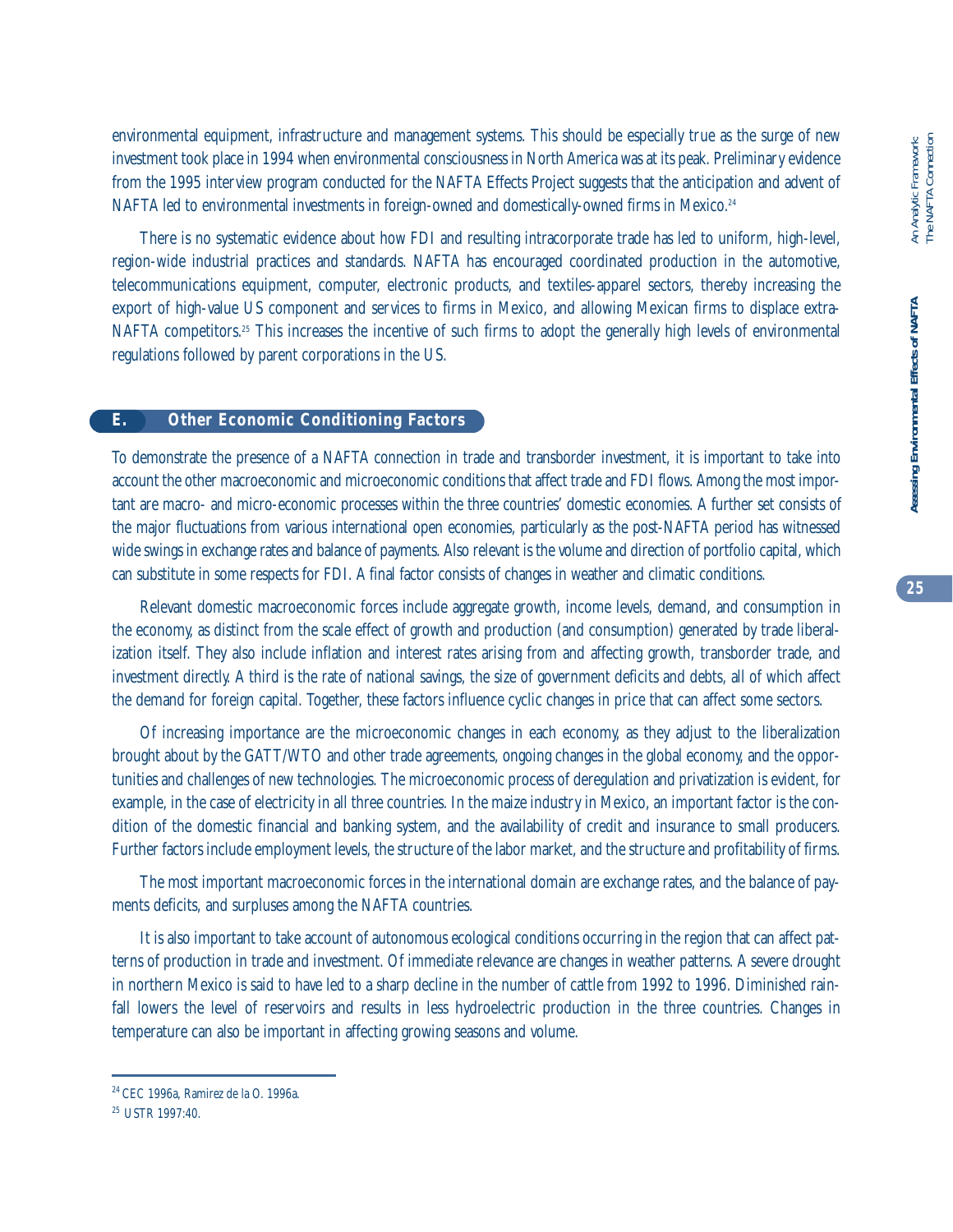environmental equipment, infrastructure and management systems. This should be especially true as the surge of new investment took place in 1994 when environmental consciousness in North America was at its peak. Preliminary evidence from the 1995 interview program conducted for the NAFTA Effects Project suggests that the anticipation and advent of NAFTA led to environmental investments in foreign-owned and domestically-owned firms in Mexico.[24]

There is no systematic evidence about how FDI and resulting intracorporate trade has led to uniform, high-level, region-wide industrial practices and standards. NAFTA has encouraged coordinated production in the automotive, telecommunications equipment, computer, electronic products, and textiles-apparel sectors, thereby increasing the export of high-value US component and services to firms in Mexico, and allowing Mexican firms to displace extra-NAFTA competitors.[25] This increases the incentive of such firms to adopt the generally high levels of environmental regulations followed by parent corporations in the US.

## E. Other Economic Conditioning Factors

To demonstrate the presence of a NAFTA connection in trade and transborder investment, it is important to take into account the other macroeconomic and microeconomic conditions that affect trade and FDI flows. Among the most important are macro- and micro-economic processes within the three countries' domestic economies. A further set consists of the major fluctuations from various international open economies, particularly as the post-NAFTA period has witnessed wide swings in exchange rates and balance of payments. Also relevant is the volume and direction of portfolio capital, which can substitute in some respects for FDI. A final factor consists of changes in weather and climatic conditions.

Relevant domestic macroeconomic forces include aggregate growth, income levels, demand, and consumption in the economy, as distinct from the scale effect of growth and production (and consumption) generated by trade liberalization itself. They also include inflation and interest rates arising from and affecting growth, transborder trade, and investment directly. A third is the rate of national savings, the size of government deficits and debts, all of which affect the demand for foreign capital. Together, these factors influence cyclic changes in price that can affect some sectors.

Of increasing importance are the microeconomic changes in each economy, as they adjust to the liberalization brought about by the GATT/WTO and other trade agreements, ongoing changes in the global economy, and the opportunities and challenges of new technologies. The microeconomic process of deregulation and privatization is evident, for example, in the case of electricity in all three countries. In the maize industry in Mexico, an important factor is the condition of the domestic financial and banking system, and the availability of credit and insurance to small producers. Further factors include employment levels, the structure of the labor market, and the structure and profitability of firms.

The most important macroeconomic forces in the international domain are exchange rates, and the balance of payments deficits, and surpluses among the NAFTA countries.

It is also important to take account of autonomous ecological conditions occurring in the region that can affect patterns of production in trade and investment. Of immediate relevance are changes in weather patterns. A severe drought in northern Mexico is said to have led to a sharp decline in the number of cattle from 1992 to 1996. Diminished rainfall lowers the level of reservoirs and results in less hydroelectric production in the three countries. Changes in temperature can also be important in affecting growing seasons and volume.

---

[24] CEC 1996a, Ramirez de la O. 1996a.

[25] USTR 1997:40.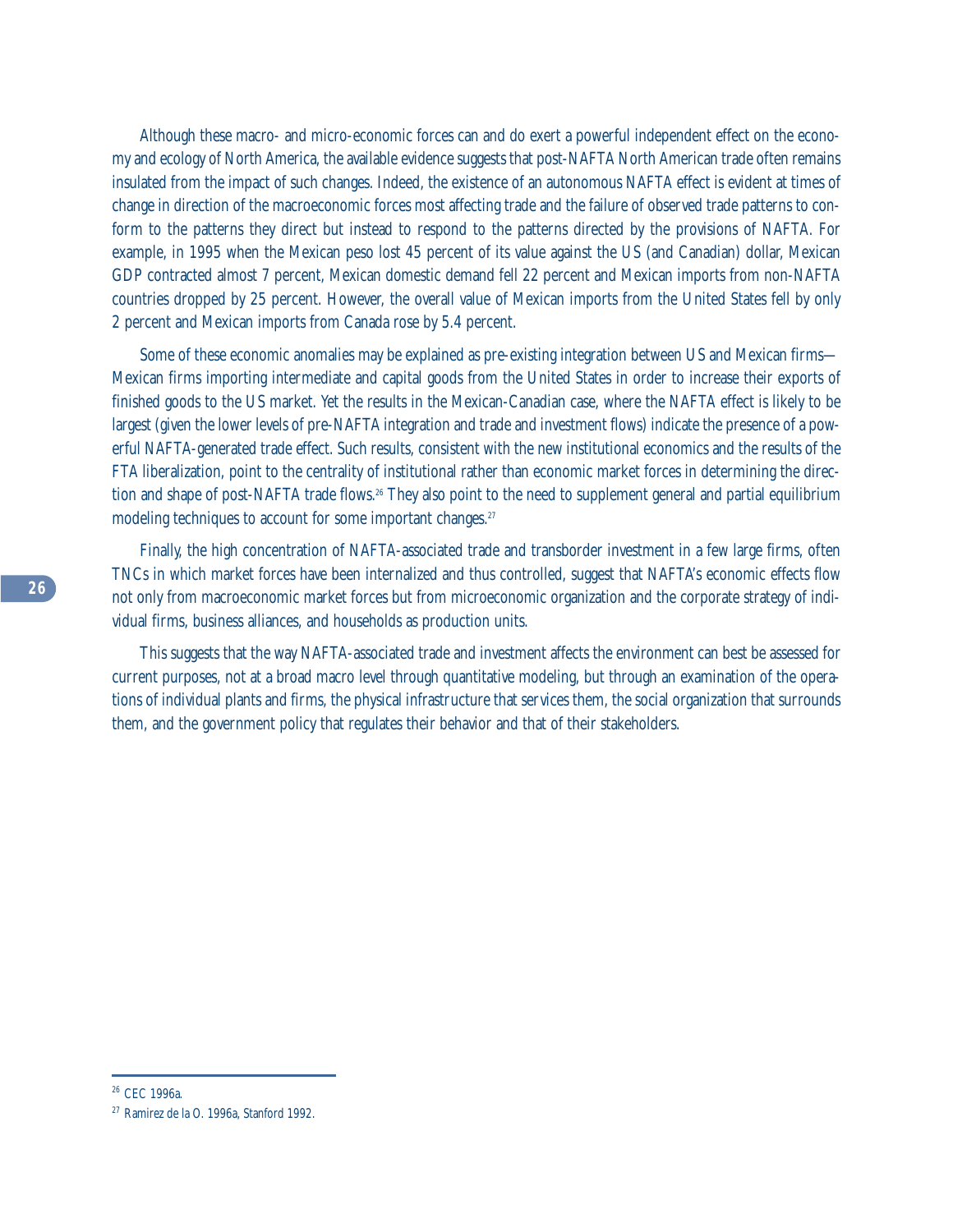Although these macro- and micro-economic forces can and do exert a powerful independent effect on the economy and ecology of North America, the available evidence suggests that post-NAFTA North American trade often remains insulated from the impact of such changes. Indeed, the existence of an autonomous NAFTA effect is evident at times of change in direction of the macroeconomic forces most affecting trade and the failure of observed trade patterns to conform to the patterns they direct but instead to respond to the patterns directed by the provisions of NAFTA. For example, in 1995 when the Mexican peso lost 45 percent of its value against the US (and Canadian) dollar, Mexican GDP contracted almost 7 percent, Mexican domestic demand fell 22 percent and Mexican imports from non-NAFTA countries dropped by 25 percent. However, the overall value of Mexican imports from the United States fell by only 2 percent and Mexican imports from Canada rose by 5.4 percent.

Some of these economic anomalies may be explained as pre-existing integration between US and Mexican firms—Mexican firms importing intermediate and capital goods from the United States in order to increase their exports of finished goods to the US market. Yet the results in the Mexican-Canadian case, where the NAFTA effect is likely to be largest (given the lower levels of pre-NAFTA integration and trade and investment flows) indicate the presence of a powerful NAFTA-generated trade effect. Such results, consistent with the new institutional economics and the results of the FTA liberalization, point to the centrality of institutional rather than economic market forces in determining the direction and shape of post-NAFTA trade flows.[26] They also point to the need to supplement general and partial equilibrium modeling techniques to account for some important changes.[27]

Finally, the high concentration of NAFTA-associated trade and transborder investment in a few large firms, often TNCs in which market forces have been internalized and thus controlled, suggest that NAFTA's economic effects flow not only from macroeconomic market forces but from microeconomic organization and the corporate strategy of individual firms, business alliances, and households as production units.

This suggests that the way NAFTA-associated trade and investment affects the environment can best be assessed for current purposes, not at a broad macro level through quantitative modeling, but through an examination of the operations of individual plants and firms, the physical infrastructure that services them, the social organization that surrounds them, and the government policy that regulates their behavior and that of their stakeholders.

---

[26] CEC 1996a.

[27] Ramirez de la O. 1996a, Stanford 1992.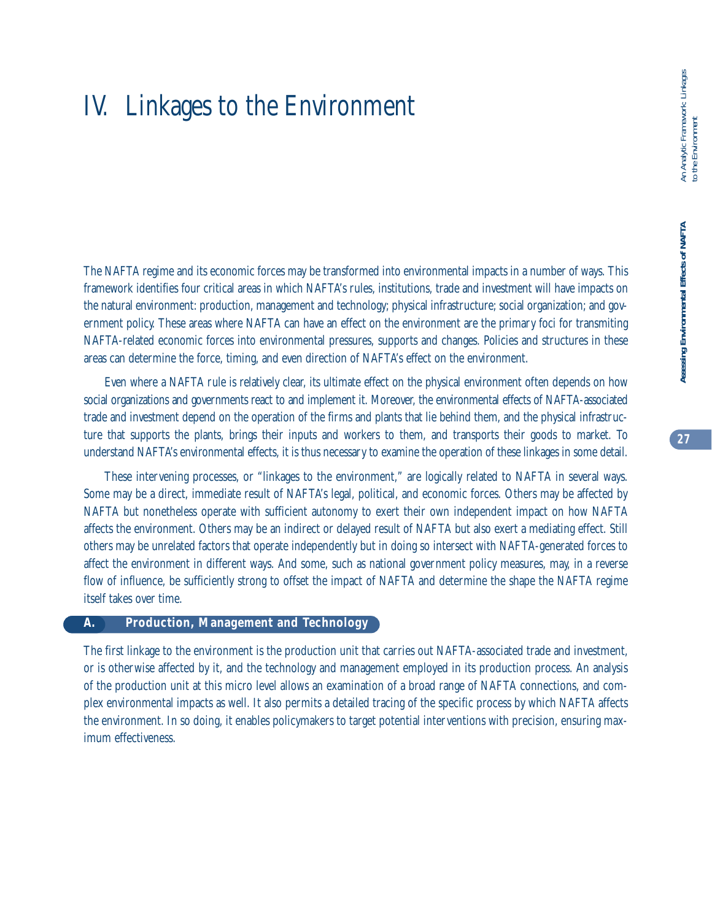# IV. Linkages to the Environment

The NAFTA regime and its economic forces may be transformed into environmental impacts in a number of ways. This framework identifies four critical areas in which NAFTA's rules, institutions, trade and investment will have impacts on the natural environment: production, management and technology; physical infrastructure; social organization; and government policy. These areas where NAFTA can have an effect on the environment are the primary foci for transmiting NAFTA-related economic forces into environmental pressures, supports and changes. Policies and structures in these areas can determine the force, timing, and even direction of NAFTA's effect on the environment.

Even where a NAFTA rule is relatively clear, its ultimate effect on the physical environment often depends on how social organizations and governments react to and implement it. Moreover, the environmental effects of NAFTA-associated trade and investment depend on the operation of the firms and plants that lie behind them, and the physical infrastructure that supports the plants, brings their inputs and workers to them, and transports their goods to market. To understand NAFTA's environmental effects, it is thus necessary to examine the operation of these linkages in some detail.

These intervening processes, or "linkages to the environment," are logically related to NAFTA in several ways. Some may be a direct, immediate result of NAFTA's legal, political, and economic forces. Others may be affected by NAFTA but nonetheless operate with sufficient autonomy to exert their own independent impact on how NAFTA affects the environment. Others may be an indirect or delayed result of NAFTA but also exert a mediating effect. Still others may be unrelated factors that operate independently but in doing so intersect with NAFTA-generated forces to affect the environment in different ways. And some, such as national government policy measures, may, in a reverse flow of influence, be sufficiently strong to offset the impact of NAFTA and determine the shape the NAFTA regime itself takes over time.

## A. Production, Management and Technology

The first linkage to the environment is the production unit that carries out NAFTA-associated trade and investment, or is otherwise affected by it, and the technology and management employed in its production process. An analysis of the production unit at this micro level allows an examination of a broad range of NAFTA connections, and complex environmental impacts as well. It also permits a detailed tracing of the specific process by which NAFTA affects the environment. In so doing, it enables policymakers to target potential interventions with precision, ensuring maximum effectiveness.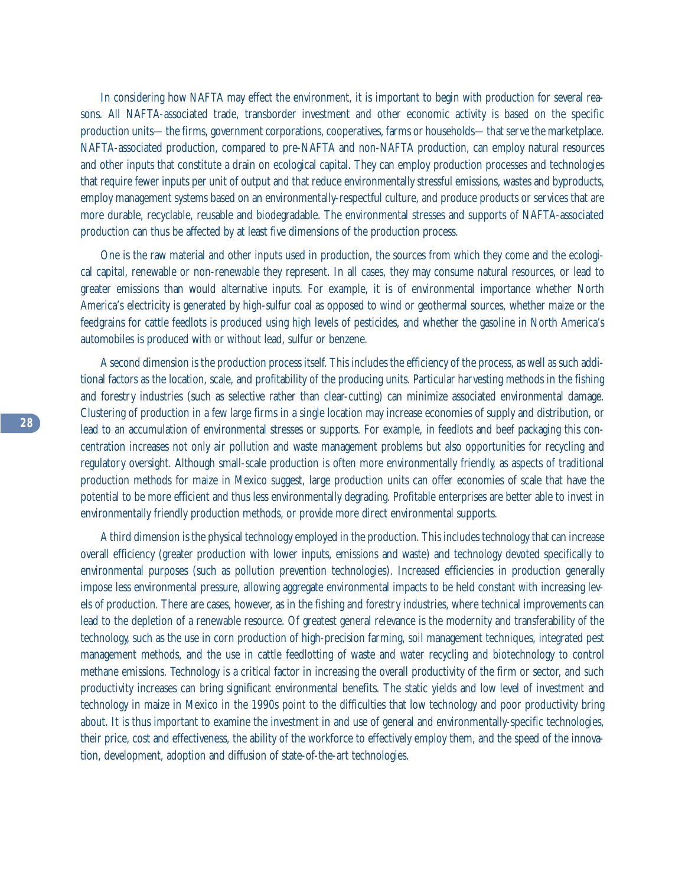In considering how NAFTA may effect the environment, it is important to begin with production for several reasons. All NAFTA-associated trade, transborder investment and other economic activity is based on the specific production units—the firms, government corporations, cooperatives, farms or households—that serve the marketplace. NAFTA-associated production, compared to pre-NAFTA and non-NAFTA production, can employ natural resources and other inputs that constitute a drain on ecological capital. They can employ production processes and technologies that require fewer inputs per unit of output and that reduce environmentally stressful emissions, wastes and byproducts, employ management systems based on an environmentally-respectful culture, and produce products or services that are more durable, recyclable, reusable and biodegradable. The environmental stresses and supports of NAFTA-associated production can thus be affected by at least five dimensions of the production process.

One is the raw material and other inputs used in production, the sources from which they come and the ecological capital, renewable or non-renewable they represent. In all cases, they may consume natural resources, or lead to greater emissions than would alternative inputs. For example, it is of environmental importance whether North America's electricity is generated by high-sulfur coal as opposed to wind or geothermal sources, whether maize or the feedgrains for cattle feedlots is produced using high levels of pesticides, and whether the gasoline in North America's automobiles is produced with or without lead, sulfur or benzene.

A second dimension is the production process itself. This includes the efficiency of the process, as well as such additional factors as the location, scale, and profitability of the producing units. Particular harvesting methods in the fishing and forestry industries (such as selective rather than clear-cutting) can minimize associated environmental damage. Clustering of production in a few large firms in a single location may increase economies of supply and distribution, or lead to an accumulation of environmental stresses or supports. For example, in feedlots and beef packaging this concentration increases not only air pollution and waste management problems but also opportunities for recycling and regulatory oversight. Although small-scale production is often more environmentally friendly, as aspects of traditional production methods for maize in Mexico suggest, large production units can offer economies of scale that have the potential to be more efficient and thus less environmentally degrading. Profitable enterprises are better able to invest in environmentally friendly production methods, or provide more direct environmental supports.

A third dimension is the physical technology employed in the production. This includes technology that can increase overall efficiency (greater production with lower inputs, emissions and waste) and technology devoted specifically to environmental purposes (such as pollution prevention technologies). Increased efficiencies in production generally impose less environmental pressure, allowing aggregate environmental impacts to be held constant with increasing levels of production. There are cases, however, as in the fishing and forestry industries, where technical improvements can lead to the depletion of a renewable resource. Of greatest general relevance is the modernity and transferability of the technology, such as the use in corn production of high-precision farming, soil management techniques, integrated pest management methods, and the use in cattle feedlotting of waste and water recycling and biotechnology to control methane emissions. Technology is a critical factor in increasing the overall productivity of the firm or sector, and such productivity increases can bring significant environmental benefits. The static yields and low level of investment and technology in maize in Mexico in the 1990s point to the difficulties that low technology and poor productivity bring about. It is thus important to examine the investment in and use of general and environmentally-specific technologies, their price, cost and effectiveness, the ability of the workforce to effectively employ them, and the speed of the innovation, development, adoption and diffusion of state-of-the-art technologies.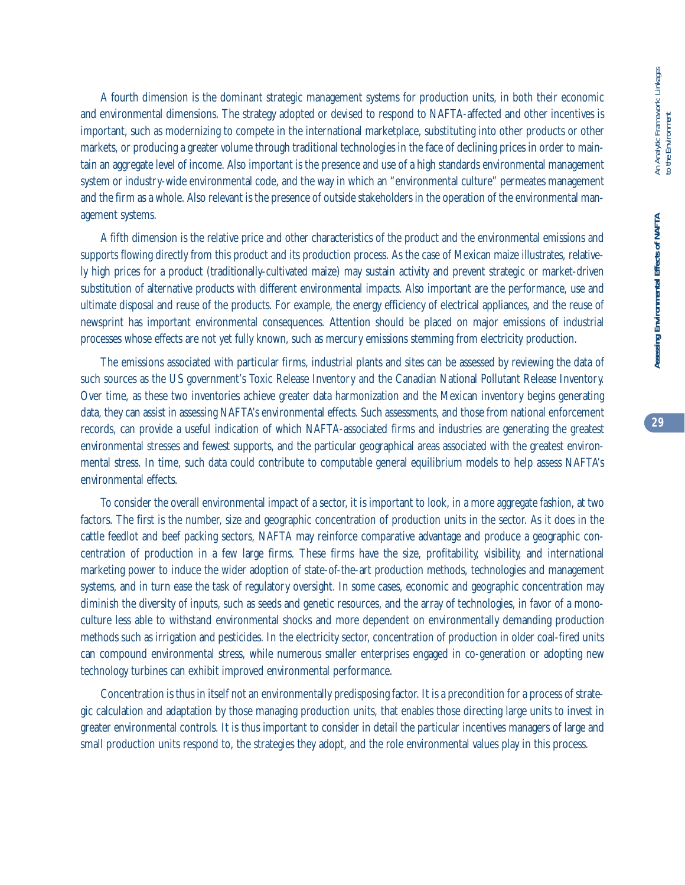A fourth dimension is the dominant strategic management systems for production units, in both their economic and environmental dimensions. The strategy adopted or devised to respond to NAFTA-affected and other incentives is important, such as modernizing to compete in the international marketplace, substituting into other products or other markets, or producing a greater volume through traditional technologies in the face of declining prices in order to maintain an aggregate level of income. Also important is the presence and use of a high standards environmental management system or industry-wide environmental code, and the way in which an "environmental culture" permeates management and the firm as a whole. Also relevant is the presence of outside stakeholders in the operation of the environmental management systems.

A fifth dimension is the relative price and other characteristics of the product and the environmental emissions and supports flowing directly from this product and its production process. As the case of Mexican maize illustrates, relatively high prices for a product (traditionally-cultivated maize) may sustain activity and prevent strategic or market-driven substitution of alternative products with different environmental impacts. Also important are the performance, use and ultimate disposal and reuse of the products. For example, the energy efficiency of electrical appliances, and the reuse of newsprint has important environmental consequences. Attention should be placed on major emissions of industrial processes whose effects are not yet fully known, such as mercury emissions stemming from electricity production.

The emissions associated with particular firms, industrial plants and sites can be assessed by reviewing the data of such sources as the US government's Toxic Release Inventory and the Canadian National Pollutant Release Inventory. Over time, as these two inventories achieve greater data harmonization and the Mexican inventory begins generating data, they can assist in assessing NAFTA's environmental effects. Such assessments, and those from national enforcement records, can provide a useful indication of which NAFTA-associated firms and industries are generating the greatest environmental stresses and fewest supports, and the particular geographical areas associated with the greatest environmental stress. In time, such data could contribute to computable general equilibrium models to help assess NAFTA's environmental effects.

To consider the overall environmental impact of a sector, it is important to look, in a more aggregate fashion, at two factors. The first is the number, size and geographic concentration of production units in the sector. As it does in the cattle feedlot and beef packing sectors, NAFTA may reinforce comparative advantage and produce a geographic concentration of production in a few large firms. These firms have the size, profitability, visibility, and international marketing power to induce the wider adoption of state-of-the-art production methods, technologies and management systems, and in turn ease the task of regulatory oversight. In some cases, economic and geographic concentration may diminish the diversity of inputs, such as seeds and genetic resources, and the array of technologies, in favor of a monoculture less able to withstand environmental shocks and more dependent on environmentally demanding production methods such as irrigation and pesticides. In the electricity sector, concentration of production in older coal-fired units can compound environmental stress, while numerous smaller enterprises engaged in co-generation or adopting new technology turbines can exhibit improved environmental performance.

Concentration is thus in itself not an environmentally predisposing factor. It is a precondition for a process of strategic calculation and adaptation by those managing production units, that enables those directing large units to invest in greater environmental controls. It is thus important to consider in detail the particular incentives managers of large and small production units respond to, the strategies they adopt, and the role environmental values play in this process.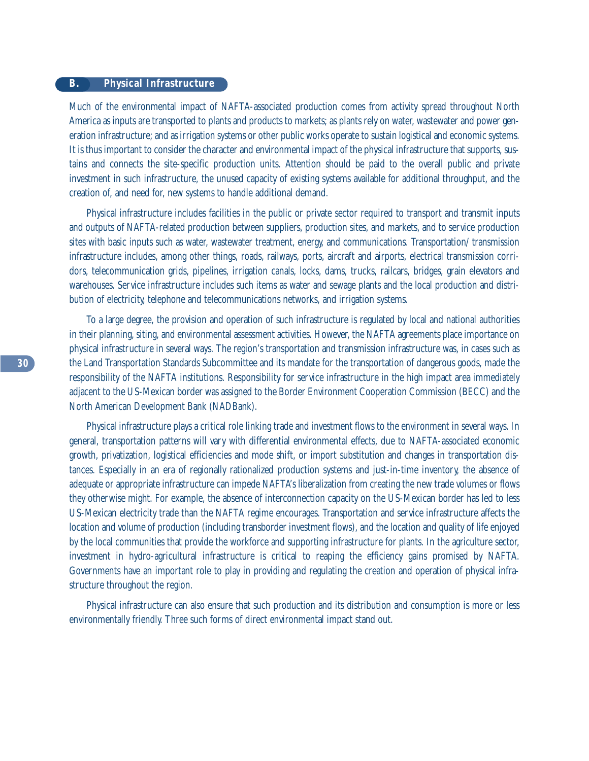## B. Physical Infrastructure

Much of the environmental impact of NAFTA-associated production comes from activity spread throughout North America as inputs are transported to plants and products to markets; as plants rely on water, wastewater and power generation infrastructure; and as irrigation systems or other public works operate to sustain logistical and economic systems. It is thus important to consider the character and environmental impact of the physical infrastructure that supports, sustains and connects the site-specific production units. Attention should be paid to the overall public and private investment in such infrastructure, the unused capacity of existing systems available for additional throughput, and the creation of, and need for, new systems to handle additional demand.

Physical infrastructure includes facilities in the public or private sector required to transport and transmit inputs and outputs of NAFTA-related production between suppliers, production sites, and markets, and to service production sites with basic inputs such as water, wastewater treatment, energy, and communications. Transportation/ transmission infrastructure includes, among other things, roads, railways, ports, aircraft and airports, electrical transmission corridors, telecommunication grids, pipelines, irrigation canals, locks, dams, trucks, railcars, bridges, grain elevators and warehouses. Service infrastructure includes such items as water and sewage plants and the local production and distribution of electricity, telephone and telecommunications networks, and irrigation systems.

To a large degree, the provision and operation of such infrastructure is regulated by local and national authorities in their planning, siting, and environmental assessment activities. However, the NAFTA agreements place importance on physical infrastructure in several ways. The region's transportation and transmission infrastructure was, in cases such as the Land Transportation Standards Subcommittee and its mandate for the transportation of dangerous goods, made the responsibility of the NAFTA institutions. Responsibility for service infrastructure in the high impact area immediately adjacent to the US-Mexican border was assigned to the Border Environment Cooperation Commission (BECC) and the North American Development Bank (NADBank).

Physical infrastructure plays a critical role linking trade and investment flows to the environment in several ways. In general, transportation patterns will vary with differential environmental effects, due to NAFTA-associated economic growth, privatization, logistical efficiencies and mode shift, or import substitution and changes in transportation distances. Especially in an era of regionally rationalized production systems and just-in-time inventory, the absence of adequate or appropriate infrastructure can impede NAFTA's liberalization from creating the new trade volumes or flows they otherwise might. For example, the absence of interconnection capacity on the US-Mexican border has led to less US-Mexican electricity trade than the NAFTA regime encourages. Transportation and service infrastructure affects the location and volume of production (including transborder investment flows), and the location and quality of life enjoyed by the local communities that provide the workforce and supporting infrastructure for plants. In the agriculture sector, investment in hydro-agricultural infrastructure is critical to reaping the efficiency gains promised by NAFTA. Governments have an important role to play in providing and regulating the creation and operation of physical infrastructure throughout the region.

Physical infrastructure can also ensure that such production and its distribution and consumption is more or less environmentally friendly. Three such forms of direct environmental impact stand out.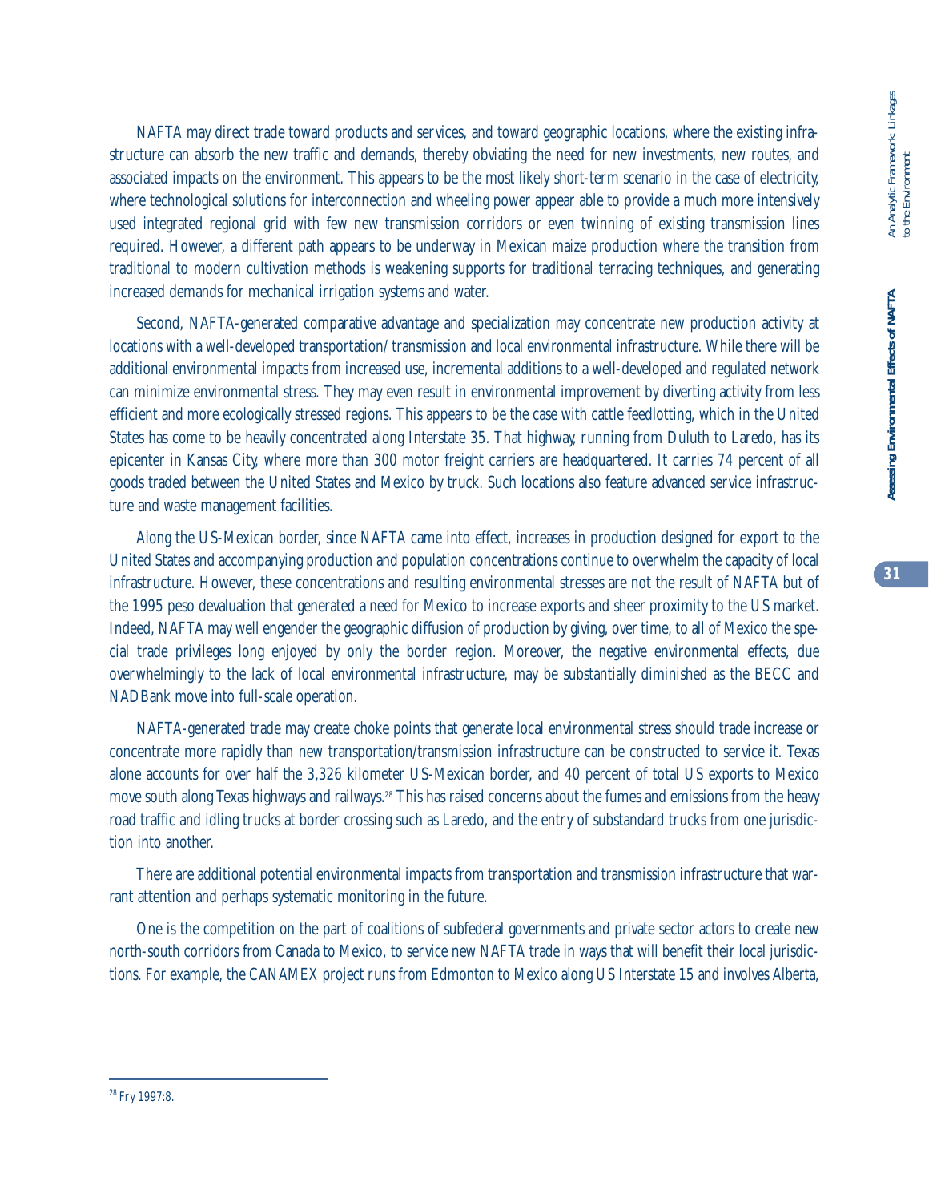NAFTA may direct trade toward products and services, and toward geographic locations, where the existing infrastructure can absorb the new traffic and demands, thereby obviating the need for new investments, new routes, and associated impacts on the environment. This appears to be the most likely short-term scenario in the case of electricity, where technological solutions for interconnection and wheeling power appear able to provide a much more intensively used integrated regional grid with few new transmission corridors or even twinning of existing transmission lines required. However, a different path appears to be underway in Mexican maize production where the transition from traditional to modern cultivation methods is weakening supports for traditional terracing techniques, and generating increased demands for mechanical irrigation systems and water.

Second, NAFTA-generated comparative advantage and specialization may concentrate new production activity at locations with a well-developed transportation/ transmission and local environmental infrastructure. While there will be additional environmental impacts from increased use, incremental additions to a well-developed and regulated network can minimize environmental stress. They may even result in environmental improvement by diverting activity from less efficient and more ecologically stressed regions. This appears to be the case with cattle feedlotting, which in the United States has come to be heavily concentrated along Interstate 35. That highway, running from Duluth to Laredo, has its epicenter in Kansas City, where more than 300 motor freight carriers are headquartered. It carries 74 percent of all goods traded between the United States and Mexico by truck. Such locations also feature advanced service infrastructure and waste management facilities.

Along the US-Mexican border, since NAFTA came into effect, increases in production designed for export to the United States and accompanying production and population concentrations continue to overwhelm the capacity of local infrastructure. However, these concentrations and resulting environmental stresses are not the result of NAFTA but of the 1995 peso devaluation that generated a need for Mexico to increase exports and sheer proximity to the US market. Indeed, NAFTA may well engender the geographic diffusion of production by giving, over time, to all of Mexico the special trade privileges long enjoyed by only the border region. Moreover, the negative environmental effects, due overwhelmingly to the lack of local environmental infrastructure, may be substantially diminished as the BECC and NADBank move into full-scale operation.

NAFTA-generated trade may create choke points that generate local environmental stress should trade increase or concentrate more rapidly than new transportation/transmission infrastructure can be constructed to service it. Texas alone accounts for over half the 3,326 kilometer US-Mexican border, and 40 percent of total US exports to Mexico move south along Texas highways and railways.[28] This has raised concerns about the fumes and emissions from the heavy road traffic and idling trucks at border crossing such as Laredo, and the entry of substandard trucks from one jurisdiction into another.

There are additional potential environmental impacts from transportation and transmission infrastructure that warrant attention and perhaps systematic monitoring in the future.

One is the competition on the part of coalitions of subfederal governments and private sector actors to create new north-south corridors from Canada to Mexico, to service new NAFTA trade in ways that will benefit their local jurisdictions. For example, the CANAMEX project runs from Edmonton to Mexico along US Interstate 15 and involves Alberta,

---

[28] Fry 1997:8.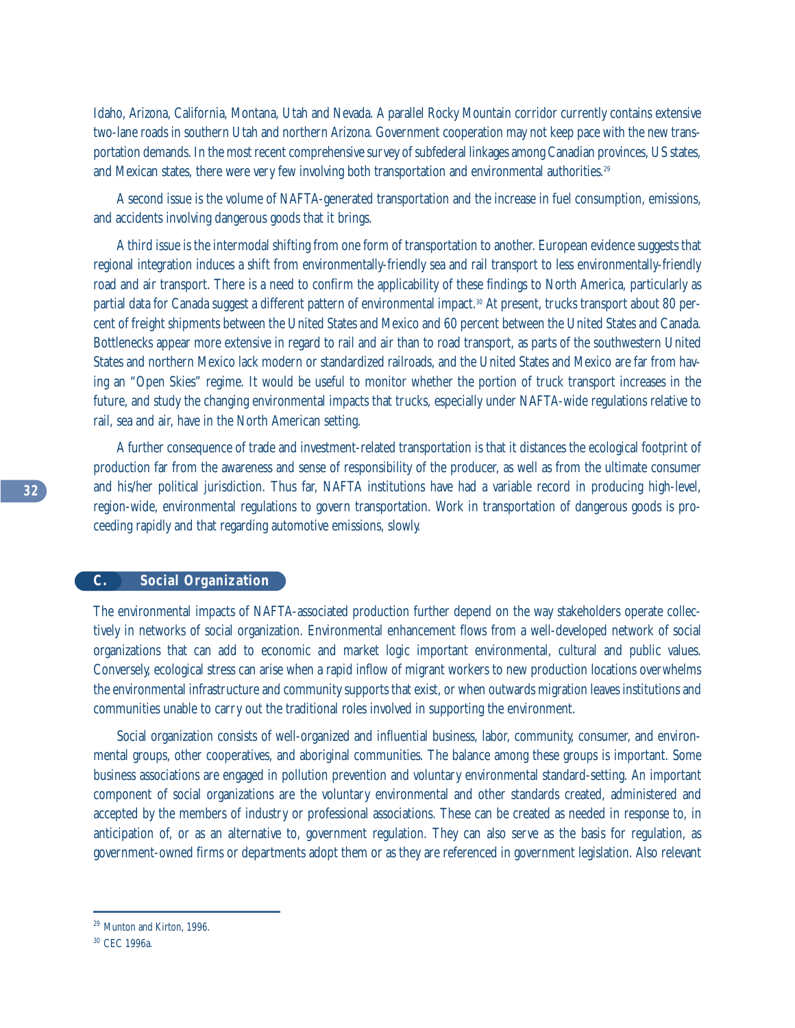Idaho, Arizona, California, Montana, Utah and Nevada. A parallel Rocky Mountain corridor currently contains extensive two-lane roads in southern Utah and northern Arizona. Government cooperation may not keep pace with the new transportation demands. In the most recent comprehensive survey of subfederal linkages among Canadian provinces, US states, and Mexican states, there were very few involving both transportation and environmental authorities.[29]

A second issue is the volume of NAFTA-generated transportation and the increase in fuel consumption, emissions, and accidents involving dangerous goods that it brings.

A third issue is the intermodal shifting from one form of transportation to another. European evidence suggests that regional integration induces a shift from environmentally-friendly sea and rail transport to less environmentally-friendly road and air transport. There is a need to confirm the applicability of these findings to North America, particularly as partial data for Canada suggest a different pattern of environmental impact.[30] At present, trucks transport about 80 percent of freight shipments between the United States and Mexico and 60 percent between the United States and Canada. Bottlenecks appear more extensive in regard to rail and air than to road transport, as parts of the southwestern United States and northern Mexico lack modern or standardized railroads, and the United States and Mexico are far from having an "Open Skies" regime. It would be useful to monitor whether the portion of truck transport increases in the future, and study the changing environmental impacts that trucks, especially under NAFTA-wide regulations relative to rail, sea and air, have in the North American setting.

A further consequence of trade and investment-related transportation is that it distances the ecological footprint of production far from the awareness and sense of responsibility of the producer, as well as from the ultimate consumer and his/her political jurisdiction. Thus far, NAFTA institutions have had a variable record in producing high-level, region-wide, environmental regulations to govern transportation. Work in transportation of dangerous goods is proceeding rapidly and that regarding automotive emissions, slowly.

## C. Social Organization

The environmental impacts of NAFTA-associated production further depend on the way stakeholders operate collectively in networks of social organization. Environmental enhancement flows from a well-developed network of social organizations that can add to economic and market logic important environmental, cultural and public values. Conversely, ecological stress can arise when a rapid inflow of migrant workers to new production locations overwhelms the environmental infrastructure and community supports that exist, or when outwards migration leaves institutions and communities unable to carry out the traditional roles involved in supporting the environment.

Social organization consists of well-organized and influential business, labor, community, consumer, and environmental groups, other cooperatives, and aboriginal communities. The balance among these groups is important. Some business associations are engaged in pollution prevention and voluntary environmental standard-setting. An important component of social organizations are the voluntary environmental and other standards created, administered and accepted by the members of industry or professional associations. These can be created as needed in response to, in anticipation of, or as an alternative to, government regulation. They can also serve as the basis for regulation, as government-owned firms or departments adopt them or as they are referenced in government legislation. Also relevant

---

[29] Munton and Kirton, 1996.

[30] CEC 1996a.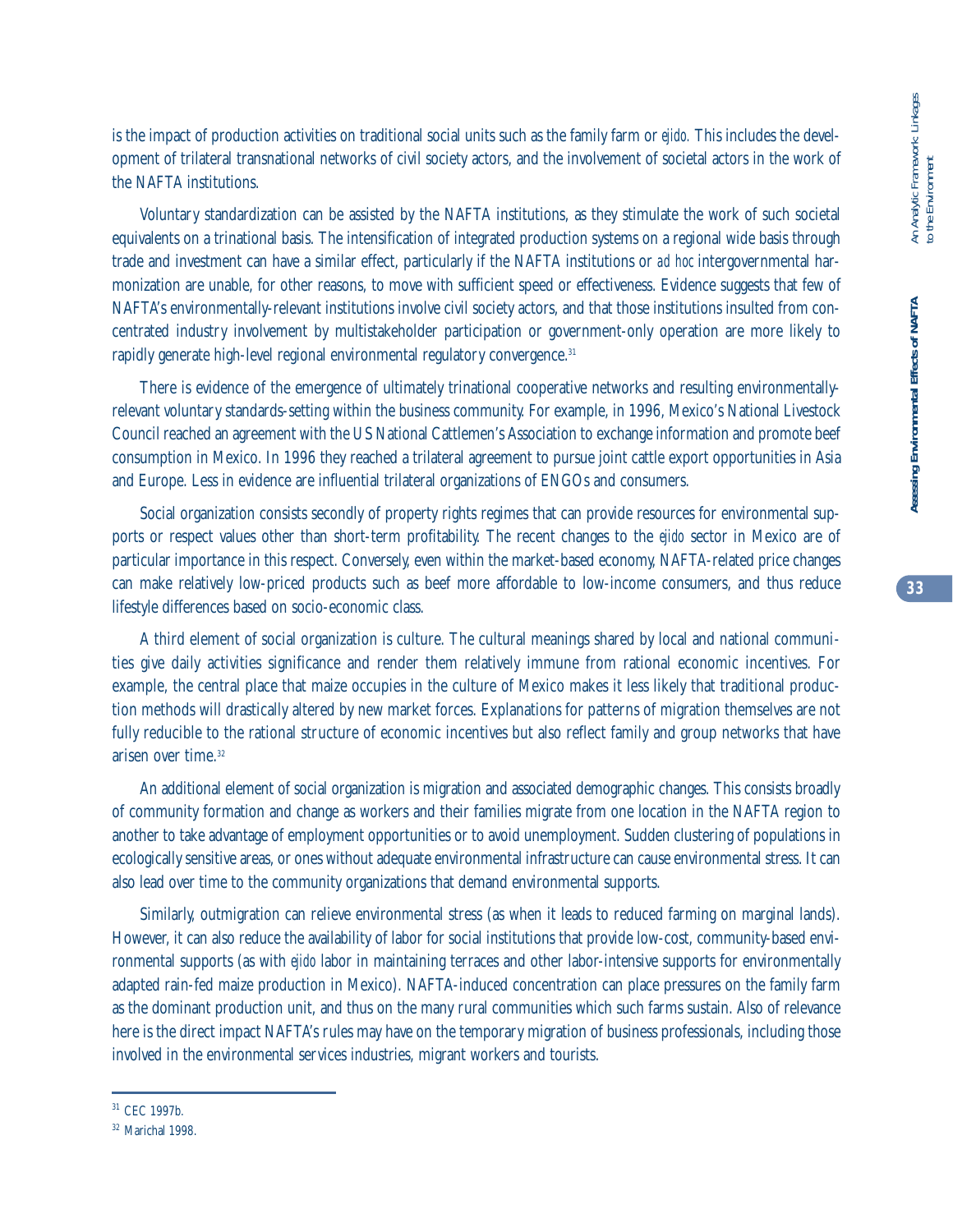is the impact of production activities on traditional social units such as the family farm or *ejido*. This includes the development of trilateral transnational networks of civil society actors, and the involvement of societal actors in the work of the NAFTA institutions.

Voluntary standardization can be assisted by the NAFTA institutions, as they stimulate the work of such societal equivalents on a trinational basis. The intensification of integrated production systems on a regional wide basis through trade and investment can have a similar effect, particularly if the NAFTA institutions or *ad hoc* intergovernmental harmonization are unable, for other reasons, to move with sufficient speed or effectiveness. Evidence suggests that few of NAFTA's environmentally-relevant institutions involve civil society actors, and that those institutions insulted from concentrated industry involvement by multistakeholder participation or government-only operation are more likely to rapidly generate high-level regional environmental regulatory convergence.[31]

There is evidence of the emergence of ultimately trinational cooperative networks and resulting environmentally-relevant voluntary standards-setting within the business community. For example, in 1996, Mexico's National Livestock Council reached an agreement with the US National Cattlemen's Association to exchange information and promote beef consumption in Mexico. In 1996 they reached a trilateral agreement to pursue joint cattle export opportunities in Asia and Europe. Less in evidence are influential trilateral organizations of ENGOs and consumers.

Social organization consists secondly of property rights regimes that can provide resources for environmental supports or respect values other than short-term profitability. The recent changes to the *ejido* sector in Mexico are of particular importance in this respect. Conversely, even within the market-based economy, NAFTA-related price changes can make relatively low-priced products such as beef more affordable to low-income consumers, and thus reduce lifestyle differences based on socio-economic class.

A third element of social organization is culture. The cultural meanings shared by local and national communities give daily activities significance and render them relatively immune from rational economic incentives. For example, the central place that maize occupies in the culture of Mexico makes it less likely that traditional production methods will drastically altered by new market forces. Explanations for patterns of migration themselves are not fully reducible to the rational structure of economic incentives but also reflect family and group networks that have arisen over time.[32]

An additional element of social organization is migration and associated demographic changes. This consists broadly of community formation and change as workers and their families migrate from one location in the NAFTA region to another to take advantage of employment opportunities or to avoid unemployment. Sudden clustering of populations in ecologically sensitive areas, or ones without adequate environmental infrastructure can cause environmental stress. It can also lead over time to the community organizations that demand environmental supports.

Similarly, outmigration can relieve environmental stress (as when it leads to reduced farming on marginal lands). However, it can also reduce the availability of labor for social institutions that provide low-cost, community-based environmental supports (as with *ejido* labor in maintaining terraces and other labor-intensive supports for environmentally adapted rain-fed maize production in Mexico). NAFTA-induced concentration can place pressures on the family farm as the dominant production unit, and thus on the many rural communities which such farms sustain. Also of relevance here is the direct impact NAFTA's rules may have on the temporary migration of business professionals, including those involved in the environmental services industries, migrant workers and tourists.

---

[31] CEC 1997b.

[32] Marichal 1998.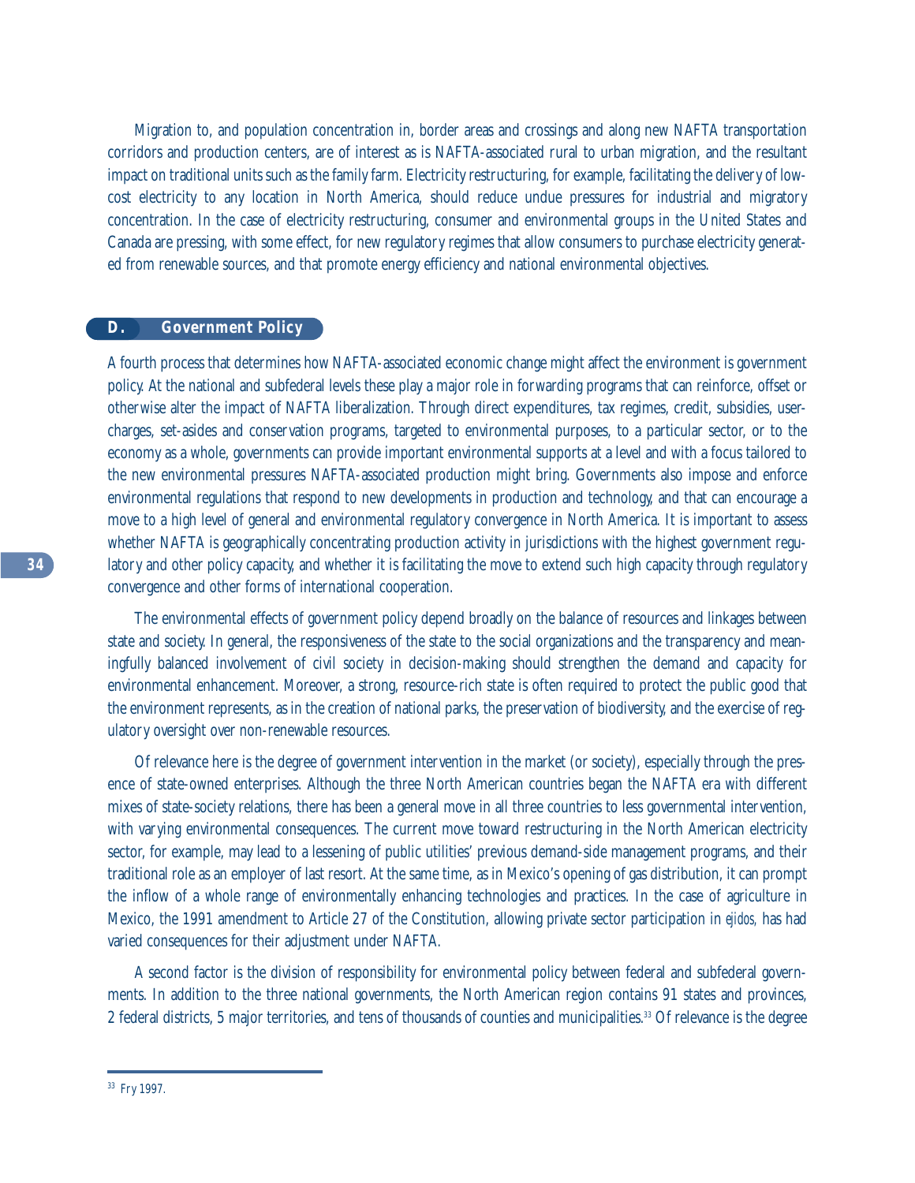Migration to, and population concentration in, border areas and crossings and along new NAFTA transportation corridors and production centers, are of interest as is NAFTA-associated rural to urban migration, and the resultant impact on traditional units such as the family farm. Electricity restructuring, for example, facilitating the delivery of low-cost electricity to any location in North America, should reduce undue pressures for industrial and migratory concentration. In the case of electricity restructuring, consumer and environmental groups in the United States and Canada are pressing, with some effect, for new regulatory regimes that allow consumers to purchase electricity generated from renewable sources, and that promote energy efficiency and national environmental objectives.

## D. Government Policy

A fourth process that determines how NAFTA-associated economic change might affect the environment is government policy. At the national and subfederal levels these play a major role in forwarding programs that can reinforce, offset or otherwise alter the impact of NAFTA liberalization. Through direct expenditures, tax regimes, credit, subsidies, user-charges, set-asides and conservation programs, targeted to environmental purposes, to a particular sector, or to the economy as a whole, governments can provide important environmental supports at a level and with a focus tailored to the new environmental pressures NAFTA-associated production might bring. Governments also impose and enforce environmental regulations that respond to new developments in production and technology, and that can encourage a move to a high level of general and environmental regulatory convergence in North America. It is important to assess whether NAFTA is geographically concentrating production activity in jurisdictions with the highest government regulatory and other policy capacity, and whether it is facilitating the move to extend such high capacity through regulatory convergence and other forms of international cooperation.

The environmental effects of government policy depend broadly on the balance of resources and linkages between state and society. In general, the responsiveness of the state to the social organizations and the transparency and meaningfully balanced involvement of civil society in decision-making should strengthen the demand and capacity for environmental enhancement. Moreover, a strong, resource-rich state is often required to protect the public good that the environment represents, as in the creation of national parks, the preservation of biodiversity, and the exercise of regulatory oversight over non-renewable resources.

Of relevance here is the degree of government intervention in the market (or society), especially through the presence of state-owned enterprises. Although the three North American countries began the NAFTA era with different mixes of state-society relations, there has been a general move in all three countries to less governmental intervention, with varying environmental consequences. The current move toward restructuring in the North American electricity sector, for example, may lead to a lessening of public utilities' previous demand-side management programs, and their traditional role as an employer of last resort. At the same time, as in Mexico's opening of gas distribution, it can prompt the inflow of a whole range of environmentally enhancing technologies and practices. In the case of agriculture in Mexico, the 1991 amendment to Article 27 of the Constitution, allowing private sector participation in *ejidos,* has had varied consequences for their adjustment under NAFTA.

A second factor is the division of responsibility for environmental policy between federal and subfederal governments. In addition to the three national governments, the North American region contains 91 states and provinces, 2 federal districts, 5 major territories, and tens of thousands of counties and municipalities.[33] Of relevance is the degree

[33] Fry 1997.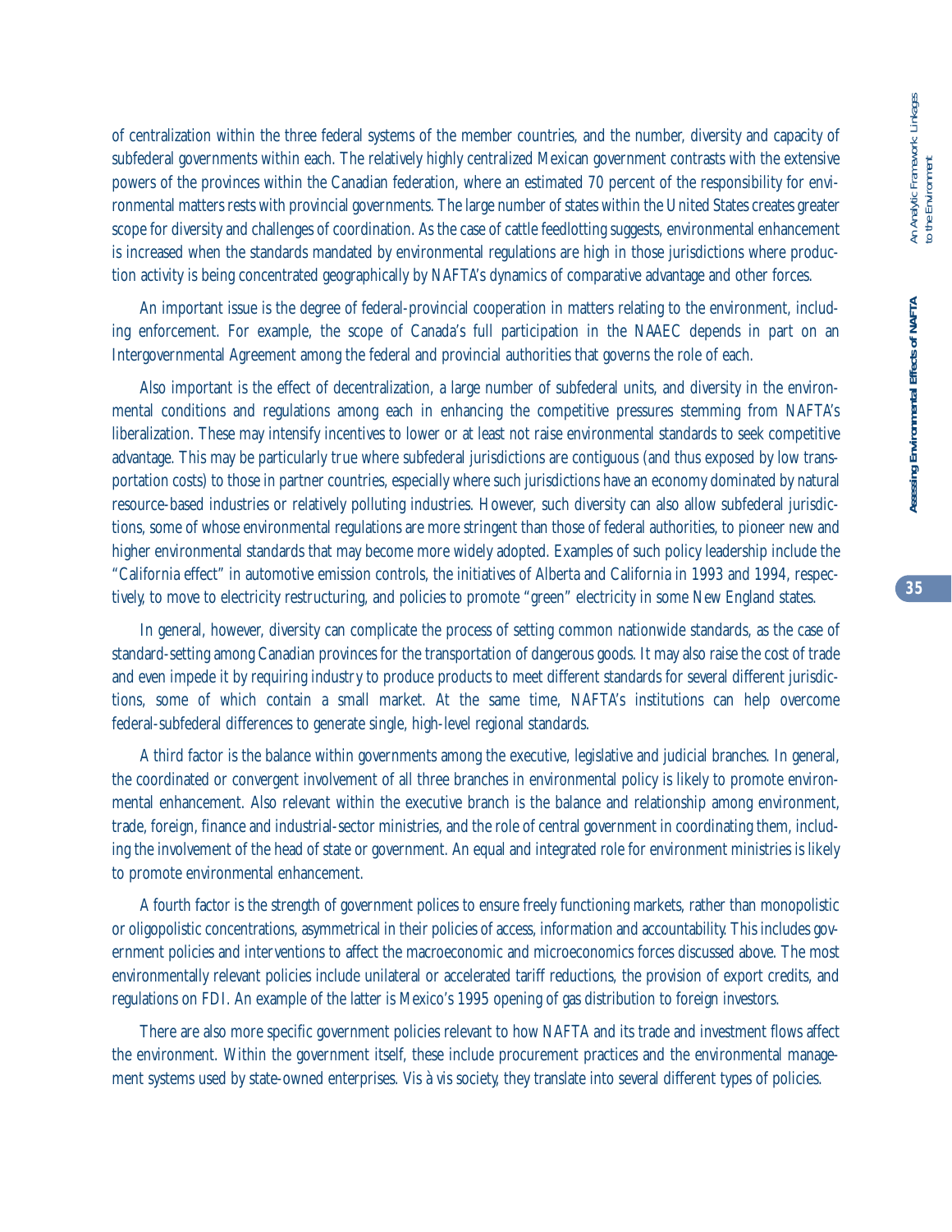of centralization within the three federal systems of the member countries, and the number, diversity and capacity of subfederal governments within each. The relatively highly centralized Mexican government contrasts with the extensive powers of the provinces within the Canadian federation, where an estimated 70 percent of the responsibility for environmental matters rests with provincial governments. The large number of states within the United States creates greater scope for diversity and challenges of coordination. As the case of cattle feedlotting suggests, environmental enhancement is increased when the standards mandated by environmental regulations are high in those jurisdictions where production activity is being concentrated geographically by NAFTA's dynamics of comparative advantage and other forces.

An important issue is the degree of federal-provincial cooperation in matters relating to the environment, including enforcement. For example, the scope of Canada's full participation in the NAAEC depends in part on an Intergovernmental Agreement among the federal and provincial authorities that governs the role of each.

Also important is the effect of decentralization, a large number of subfederal units, and diversity in the environmental conditions and regulations among each in enhancing the competitive pressures stemming from NAFTA's liberalization. These may intensify incentives to lower or at least not raise environmental standards to seek competitive advantage. This may be particularly true where subfederal jurisdictions are contiguous (and thus exposed by low transportation costs) to those in partner countries, especially where such jurisdictions have an economy dominated by natural resource-based industries or relatively polluting industries. However, such diversity can also allow subfederal jurisdictions, some of whose environmental regulations are more stringent than those of federal authorities, to pioneer new and higher environmental standards that may become more widely adopted. Examples of such policy leadership include the "California effect" in automotive emission controls, the initiatives of Alberta and California in 1993 and 1994, respectively, to move to electricity restructuring, and policies to promote "green" electricity in some New England states.

In general, however, diversity can complicate the process of setting common nationwide standards, as the case of standard-setting among Canadian provinces for the transportation of dangerous goods. It may also raise the cost of trade and even impede it by requiring industry to produce products to meet different standards for several different jurisdictions, some of which contain a small market. At the same time, NAFTA's institutions can help overcome federal-subfederal differences to generate single, high-level regional standards.

A third factor is the balance within governments among the executive, legislative and judicial branches. In general, the coordinated or convergent involvement of all three branches in environmental policy is likely to promote environmental enhancement. Also relevant within the executive branch is the balance and relationship among environment, trade, foreign, finance and industrial-sector ministries, and the role of central government in coordinating them, including the involvement of the head of state or government. An equal and integrated role for environment ministries is likely to promote environmental enhancement.

A fourth factor is the strength of government polices to ensure freely functioning markets, rather than monopolistic or oligopolistic concentrations, asymmetrical in their policies of access, information and accountability. This includes government policies and interventions to affect the macroeconomic and microeconomics forces discussed above. The most environmentally relevant policies include unilateral or accelerated tariff reductions, the provision of export credits, and regulations on FDI. An example of the latter is Mexico's 1995 opening of gas distribution to foreign investors.

There are also more specific government policies relevant to how NAFTA and its trade and investment flows affect the environment. Within the government itself, these include procurement practices and the environmental management systems used by state-owned enterprises. Vis à vis society, they translate into several different types of policies.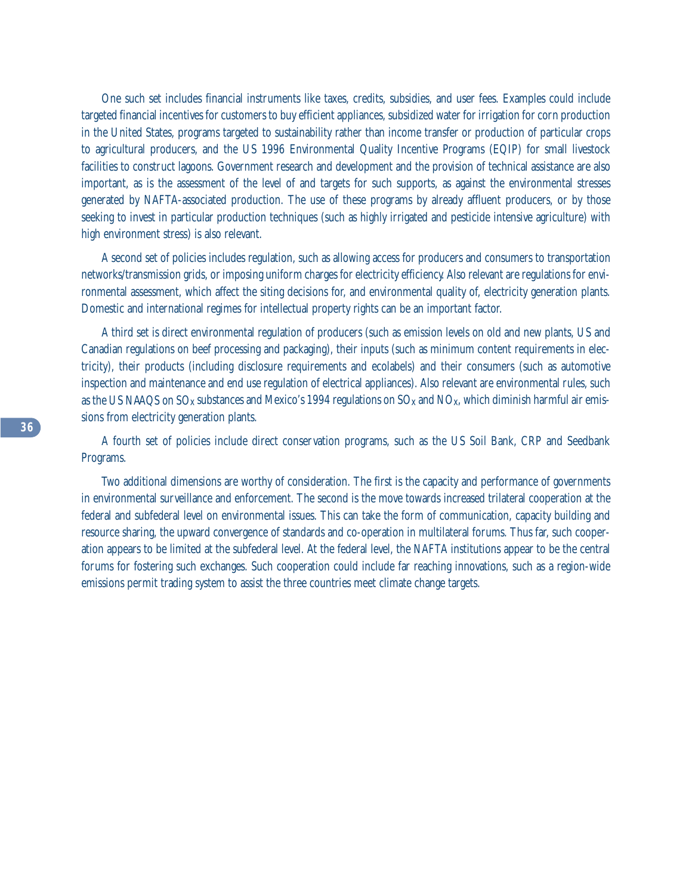One such set includes financial instruments like taxes, credits, subsidies, and user fees. Examples could include targeted financial incentives for customers to buy efficient appliances, subsidized water for irrigation for corn production in the United States, programs targeted to sustainability rather than income transfer or production of particular crops to agricultural producers, and the US 1996 Environmental Quality Incentive Programs (EQIP) for small livestock facilities to construct lagoons. Government research and development and the provision of technical assistance are also important, as is the assessment of the level of and targets for such supports, as against the environmental stresses generated by NAFTA-associated production. The use of these programs by already affluent producers, or by those seeking to invest in particular production techniques (such as highly irrigated and pesticide intensive agriculture) with high environment stress) is also relevant.

A second set of policies includes regulation, such as allowing access for producers and consumers to transportation networks/transmission grids, or imposing uniform charges for electricity efficiency. Also relevant are regulations for environmental assessment, which affect the siting decisions for, and environmental quality of, electricity generation plants. Domestic and international regimes for intellectual property rights can be an important factor.

A third set is direct environmental regulation of producers (such as emission levels on old and new plants, US and Canadian regulations on beef processing and packaging), their inputs (such as minimum content requirements in electricity), their products (including disclosure requirements and ecolabels) and their consumers (such as automotive inspection and maintenance and end use regulation of electrical appliances). Also relevant are environmental rules, such as the US NAAQS on $SO_X$ substances and Mexico's 1994 regulations on $SO_X$ and $NO_X$, which diminish harmful air emissions from electricity generation plants.

A fourth set of policies include direct conservation programs, such as the US Soil Bank, CRP and Seedbank Programs.

Two additional dimensions are worthy of consideration. The first is the capacity and performance of governments in environmental surveillance and enforcement. The second is the move towards increased trilateral cooperation at the federal and subfederal level on environmental issues. This can take the form of communication, capacity building and resource sharing, the upward convergence of standards and co-operation in multilateral forums. Thus far, such cooperation appears to be limited at the subfederal level. At the federal level, the NAFTA institutions appear to be the central forums for fostering such exchanges. Such cooperation could include far reaching innovations, such as a region-wide emissions permit trading system to assist the three countries meet climate change targets.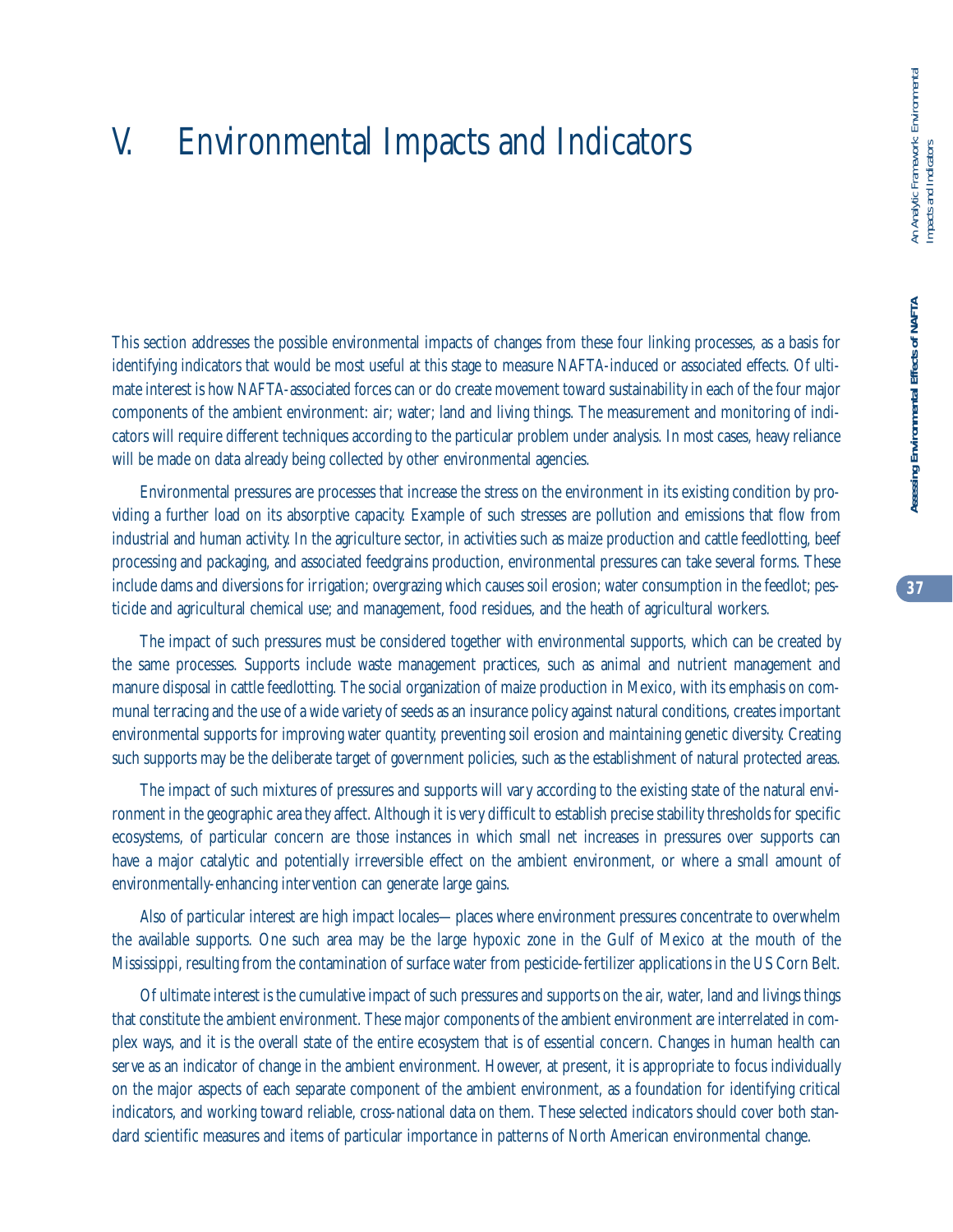# V. Environmental Impacts and Indicators

This section addresses the possible environmental impacts of changes from these four linking processes, as a basis for identifying indicators that would be most useful at this stage to measure NAFTA-induced or associated effects. Of ultimate interest is how NAFTA-associated forces can or do create movement toward sustainability in each of the four major components of the ambient environment: air; water; land and living things. The measurement and monitoring of indicators will require different techniques according to the particular problem under analysis. In most cases, heavy reliance will be made on data already being collected by other environmental agencies.

Environmental pressures are processes that increase the stress on the environment in its existing condition by providing a further load on its absorptive capacity. Example of such stresses are pollution and emissions that flow from industrial and human activity. In the agriculture sector, in activities such as maize production and cattle feedlotting, beef processing and packaging, and associated feedgrains production, environmental pressures can take several forms. These include dams and diversions for irrigation; overgrazing which causes soil erosion; water consumption in the feedlot; pesticide and agricultural chemical use; and management, food residues, and the heath of agricultural workers.

The impact of such pressures must be considered together with environmental supports, which can be created by the same processes. Supports include waste management practices, such as animal and nutrient management and manure disposal in cattle feedlotting. The social organization of maize production in Mexico, with its emphasis on communal terracing and the use of a wide variety of seeds as an insurance policy against natural conditions, creates important environmental supports for improving water quantity, preventing soil erosion and maintaining genetic diversity. Creating such supports may be the deliberate target of government policies, such as the establishment of natural protected areas.

The impact of such mixtures of pressures and supports will vary according to the existing state of the natural environment in the geographic area they affect. Although it is very difficult to establish precise stability thresholds for specific ecosystems, of particular concern are those instances in which small net increases in pressures over supports can have a major catalytic and potentially irreversible effect on the ambient environment, or where a small amount of environmentally-enhancing intervention can generate large gains.

Also of particular interest are high impact locales—places where environment pressures concentrate to overwhelm the available supports. One such area may be the large hypoxic zone in the Gulf of Mexico at the mouth of the Mississippi, resulting from the contamination of surface water from pesticide-fertilizer applications in the US Corn Belt.

Of ultimate interest is the cumulative impact of such pressures and supports on the air, water, land and livings things that constitute the ambient environment. These major components of the ambient environment are interrelated in complex ways, and it is the overall state of the entire ecosystem that is of essential concern. Changes in human health can serve as an indicator of change in the ambient environment. However, at present, it is appropriate to focus individually on the major aspects of each separate component of the ambient environment, as a foundation for identifying critical indicators, and working toward reliable, cross-national data on them. These selected indicators should cover both standard scientific measures and items of particular importance in patterns of North American environmental change.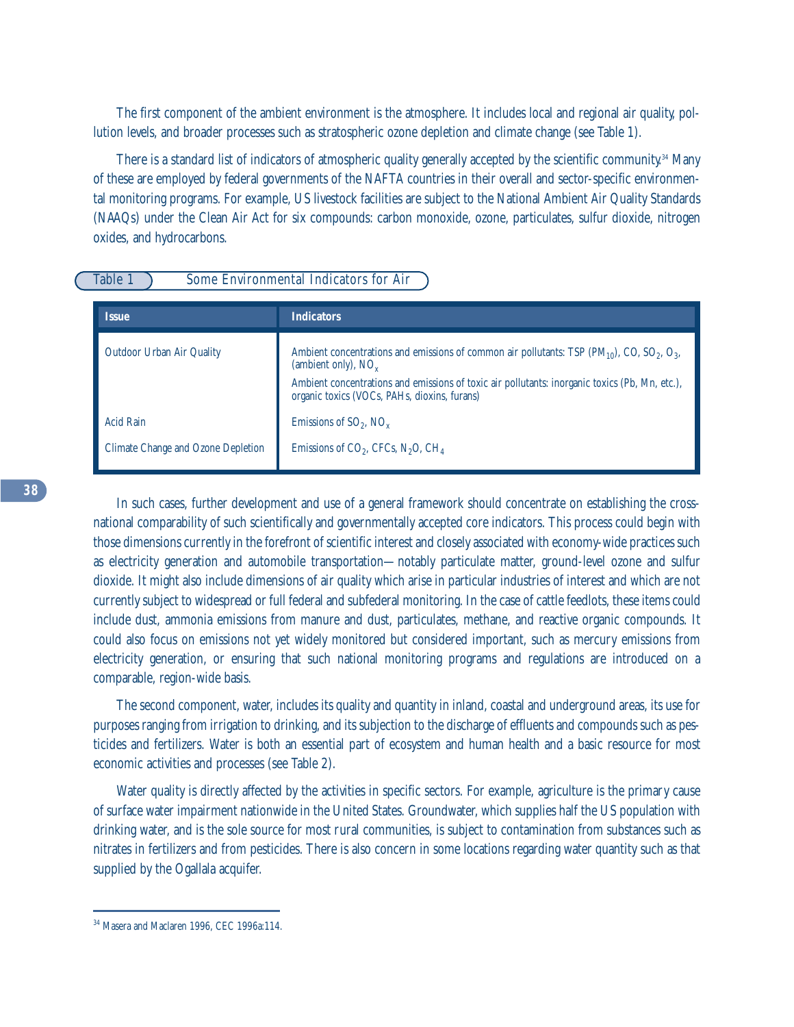The first component of the ambient environment is the atmosphere. It includes local and regional air quality, pollution levels, and broader processes such as stratospheric ozone depletion and climate change (see Table 1).

There is a standard list of indicators of atmospheric quality generally accepted by the scientific community.[34] Many of these are employed by federal governments of the NAFTA countries in their overall and sector-specific environmental monitoring programs. For example, US livestock facilities are subject to the National Ambient Air Quality Standards (NAAQs) under the Clean Air Act for six compounds: carbon monoxide, ozone, particulates, sulfur dioxide, nitrogen oxides, and hydrocarbons.

**Table 1 Some Environmental Indicators for Air**

| Issue | Indicators |
|---|---|
| Outdoor Urban Air Quality | Ambient concentrations and emissions of common air pollutants: TSP ($PM_{10}$), CO, $SO_2$, $O_3$, (ambient only), $NO_x$<br>Ambient concentrations and emissions of toxic air pollutants: inorganic toxics (Pb, Mn, etc.), organic toxics (VOCs, PAHs, dioxins, furans) |
| Acid Rain | Emissions of $SO_2$, $NO_x$ |
| Climate Change and Ozone Depletion | Emissions of $CO_2$, CFCs, $N_2O$, $CH_4$ |

In such cases, further development and use of a general framework should concentrate on establishing the cross-national comparability of such scientifically and governmentally accepted core indicators. This process could begin with those dimensions currently in the forefront of scientific interest and closely associated with economy-wide practices such as electricity generation and automobile transportation—notably particulate matter, ground-level ozone and sulfur dioxide. It might also include dimensions of air quality which arise in particular industries of interest and which are not currently subject to widespread or full federal and subfederal monitoring. In the case of cattle feedlots, these items could include dust, ammonia emissions from manure and dust, particulates, methane, and reactive organic compounds. It could also focus on emissions not yet widely monitored but considered important, such as mercury emissions from electricity generation, or ensuring that such national monitoring programs and regulations are introduced on a comparable, region-wide basis.

The second component, water, includes its quality and quantity in inland, coastal and underground areas, its use for purposes ranging from irrigation to drinking, and its subjection to the discharge of effluents and compounds such as pesticides and fertilizers. Water is both an essential part of ecosystem and human health and a basic resource for most economic activities and processes (see Table 2).

Water quality is directly affected by the activities in specific sectors. For example, agriculture is the primary cause of surface water impairment nationwide in the United States. Groundwater, which supplies half the US population with drinking water, and is the sole source for most rural communities, is subject to contamination from substances such as nitrates in fertilizers and from pesticides. There is also concern in some locations regarding water quantity such as that supplied by the Ogallala acquifer.

---

[34] Masera and Maclaren 1996, CEC 1996a:114.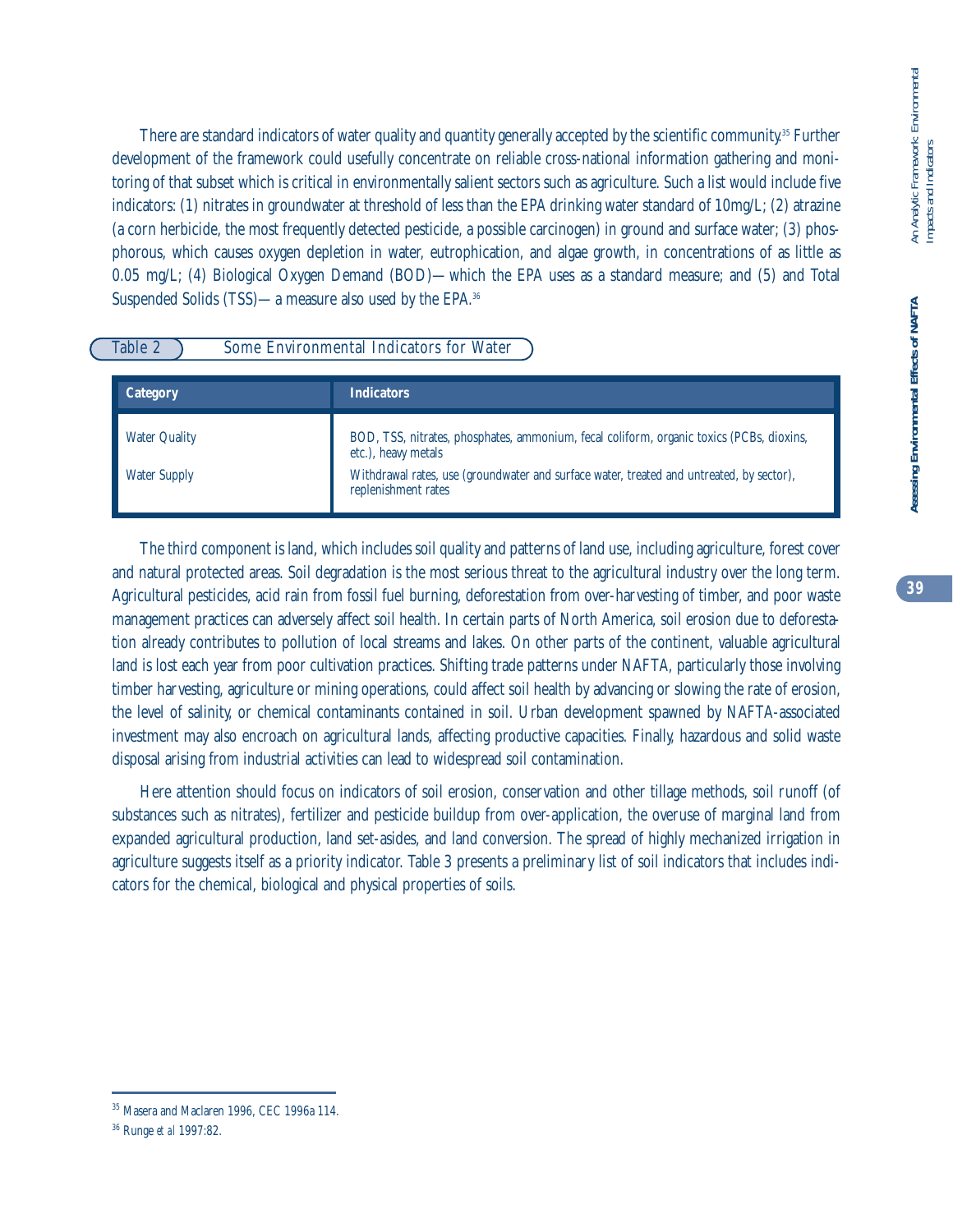There are standard indicators of water quality and quantity generally accepted by the scientific community.[35] Further development of the framework could usefully concentrate on reliable cross-national information gathering and monitoring of that subset which is critical in environmentally salient sectors such as agriculture. Such a list would include five indicators: (1) nitrates in groundwater at threshold of less than the EPA drinking water standard of 10mg/L; (2) atrazine (a corn herbicide, the most frequently detected pesticide, a possible carcinogen) in ground and surface water; (3) phosphorous, which causes oxygen depletion in water, eutrophication, and algae growth, in concentrations of as little as 0.05 mg/L; (4) Biological Oxygen Demand (BOD)—which the EPA uses as a standard measure; and (5) and Total Suspended Solids (TSS)—a measure also used by the EPA.[36]

**Table 2** Some Environmental Indicators for Water

| Category | Indicators |
| --- | --- |
| Water Quality | BOD, TSS, nitrates, phosphates, ammonium, fecal coliform, organic toxics (PCBs, dioxins, etc.), heavy metals |
| Water Supply | Withdrawal rates, use (groundwater and surface water, treated and untreated, by sector), replenishment rates |

The third component is land, which includes soil quality and patterns of land use, including agriculture, forest cover and natural protected areas. Soil degradation is the most serious threat to the agricultural industry over the long term. Agricultural pesticides, acid rain from fossil fuel burning, deforestation from over-harvesting of timber, and poor waste management practices can adversely affect soil health. In certain parts of North America, soil erosion due to deforestation already contributes to pollution of local streams and lakes. On other parts of the continent, valuable agricultural land is lost each year from poor cultivation practices. Shifting trade patterns under NAFTA, particularly those involving timber harvesting, agriculture or mining operations, could affect soil health by advancing or slowing the rate of erosion, the level of salinity, or chemical contaminants contained in soil. Urban development spawned by NAFTA-associated investment may also encroach on agricultural lands, affecting productive capacities. Finally, hazardous and solid waste disposal arising from industrial activities can lead to widespread soil contamination.

Here attention should focus on indicators of soil erosion, conservation and other tillage methods, soil runoff (of substances such as nitrates), fertilizer and pesticide buildup from over-application, the overuse of marginal land from expanded agricultural production, land set-asides, and land conversion. The spread of highly mechanized irrigation in agriculture suggests itself as a priority indicator. Table 3 presents a preliminary list of soil indicators that includes indicators for the chemical, biological and physical properties of soils.

---

[35] Masera and Maclaren 1996, CEC 1996a 114.

[36] Runge *et al* 1997:82.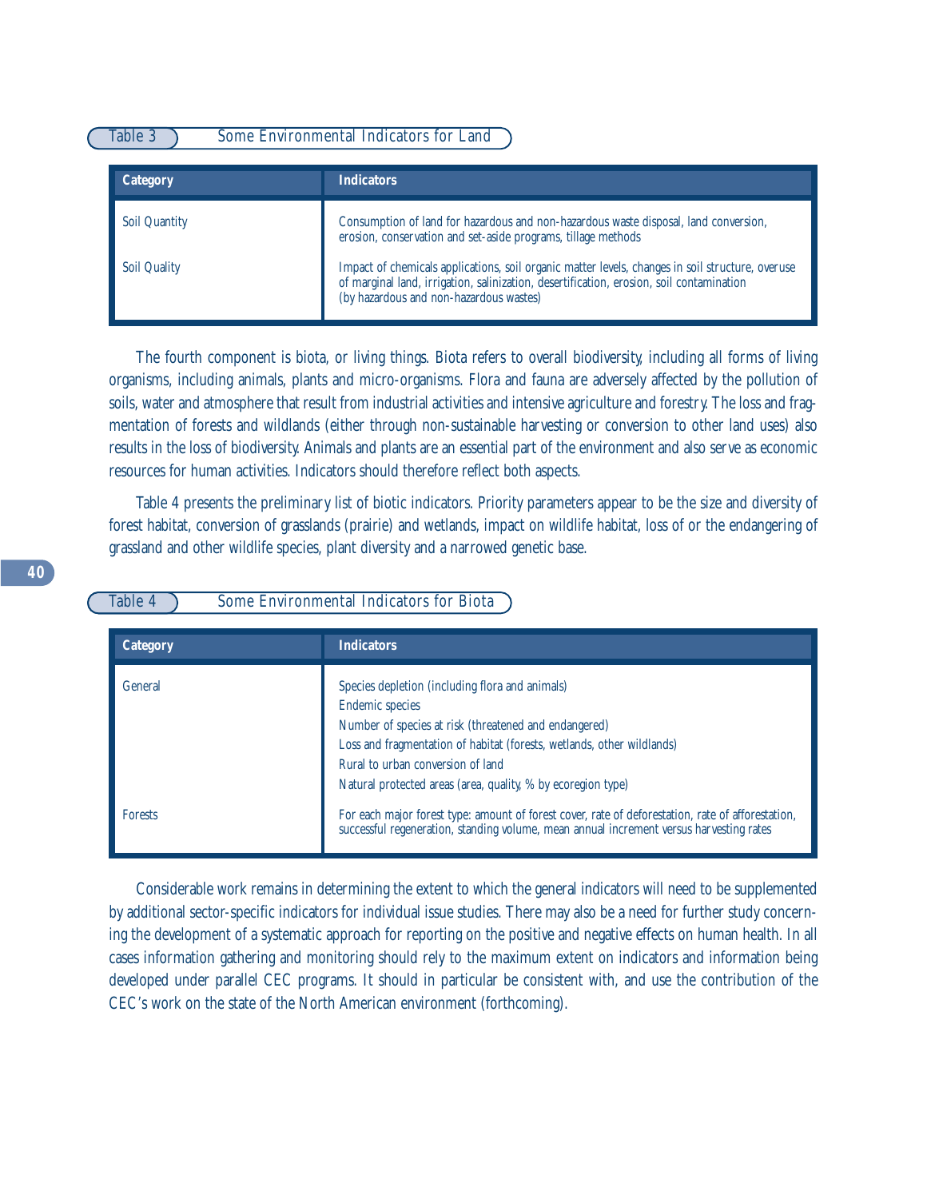Table 3 Some Environmental Indicators for Land

| Category | Indicators |
| --- | --- |
| Soil Quantity | Consumption of land for hazardous and non-hazardous waste disposal, land conversion, erosion, conservation and set-aside programs, tillage methods |
| Soil Quality | Impact of chemicals applications, soil organic matter levels, changes in soil structure, overuse of marginal land, irrigation, salinization, desertification, erosion, soil contamination (by hazardous and non-hazardous wastes) |

The fourth component is biota, or living things. Biota refers to overall biodiversity, including all forms of living organisms, including animals, plants and micro-organisms. Flora and fauna are adversely affected by the pollution of soils, water and atmosphere that result from industrial activities and intensive agriculture and forestry. The loss and fragmentation of forests and wildlands (either through non-sustainable harvesting or conversion to other land uses) also results in the loss of biodiversity. Animals and plants are an essential part of the environment and also serve as economic resources for human activities. Indicators should therefore reflect both aspects.

Table 4 presents the preliminary list of biotic indicators. Priority parameters appear to be the size and diversity of forest habitat, conversion of grasslands (prairie) and wetlands, impact on wildlife habitat, loss of or the endangering of grassland and other wildlife species, plant diversity and a narrowed genetic base.

Table 4 Some Environmental Indicators for Biota

| Category | Indicators |
| --- | --- |
| General | Species depletion (including flora and animals)<br>Endemic species<br>Number of species at risk (threatened and endangered)<br>Loss and fragmentation of habitat (forests, wetlands, other wildlands)<br>Rural to urban conversion of land<br>Natural protected areas (area, quality, % by ecoregion type) |
| Forests | For each major forest type: amount of forest cover, rate of deforestation, rate of afforestation, successful regeneration, standing volume, mean annual increment versus harvesting rates |

Considerable work remains in determining the extent to which the general indicators will need to be supplemented by additional sector-specific indicators for individual issue studies. There may also be a need for further study concerning the development of a systematic approach for reporting on the positive and negative effects on human health. In all cases information gathering and monitoring should rely to the maximum extent on indicators and information being developed under parallel CEC programs. It should in particular be consistent with, and use the contribution of the CEC's work on the state of the North American environment (forthcoming).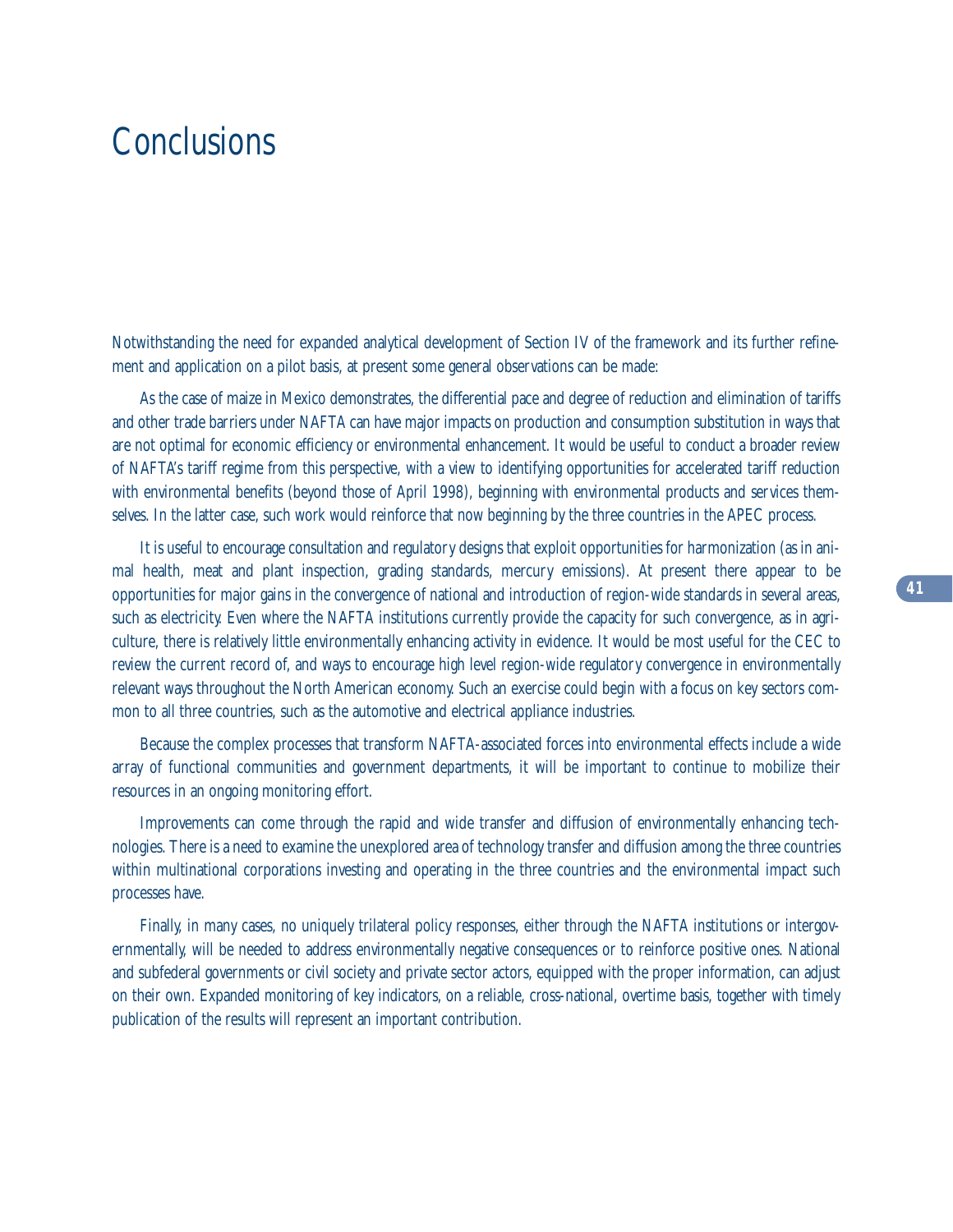# Conclusions

Notwithstanding the need for expanded analytical development of Section IV of the framework and its further refinement and application on a pilot basis, at present some general observations can be made:

As the case of maize in Mexico demonstrates, the differential pace and degree of reduction and elimination of tariffs and other trade barriers under NAFTA can have major impacts on production and consumption substitution in ways that are not optimal for economic efficiency or environmental enhancement. It would be useful to conduct a broader review of NAFTA's tariff regime from this perspective, with a view to identifying opportunities for accelerated tariff reduction with environmental benefits (beyond those of April 1998), beginning with environmental products and services themselves. In the latter case, such work would reinforce that now beginning by the three countries in the APEC process.

It is useful to encourage consultation and regulatory designs that exploit opportunities for harmonization (as in animal health, meat and plant inspection, grading standards, mercury emissions). At present there appear to be opportunities for major gains in the convergence of national and introduction of region-wide standards in several areas, such as electricity. Even where the NAFTA institutions currently provide the capacity for such convergence, as in agriculture, there is relatively little environmentally enhancing activity in evidence. It would be most useful for the CEC to review the current record of, and ways to encourage high level region-wide regulatory convergence in environmentally relevant ways throughout the North American economy. Such an exercise could begin with a focus on key sectors common to all three countries, such as the automotive and electrical appliance industries.

Because the complex processes that transform NAFTA-associated forces into environmental effects include a wide array of functional communities and government departments, it will be important to continue to mobilize their resources in an ongoing monitoring effort.

Improvements can come through the rapid and wide transfer and diffusion of environmentally enhancing technologies. There is a need to examine the unexplored area of technology transfer and diffusion among the three countries within multinational corporations investing and operating in the three countries and the environmental impact such processes have.

Finally, in many cases, no uniquely trilateral policy responses, either through the NAFTA institutions or intergovernmentally, will be needed to address environmentally negative consequences or to reinforce positive ones. National and subfederal governments or civil society and private sector actors, equipped with the proper information, can adjust on their own. Expanded monitoring of key indicators, on a reliable, cross-national, overtime basis, together with timely publication of the results will represent an important contribution.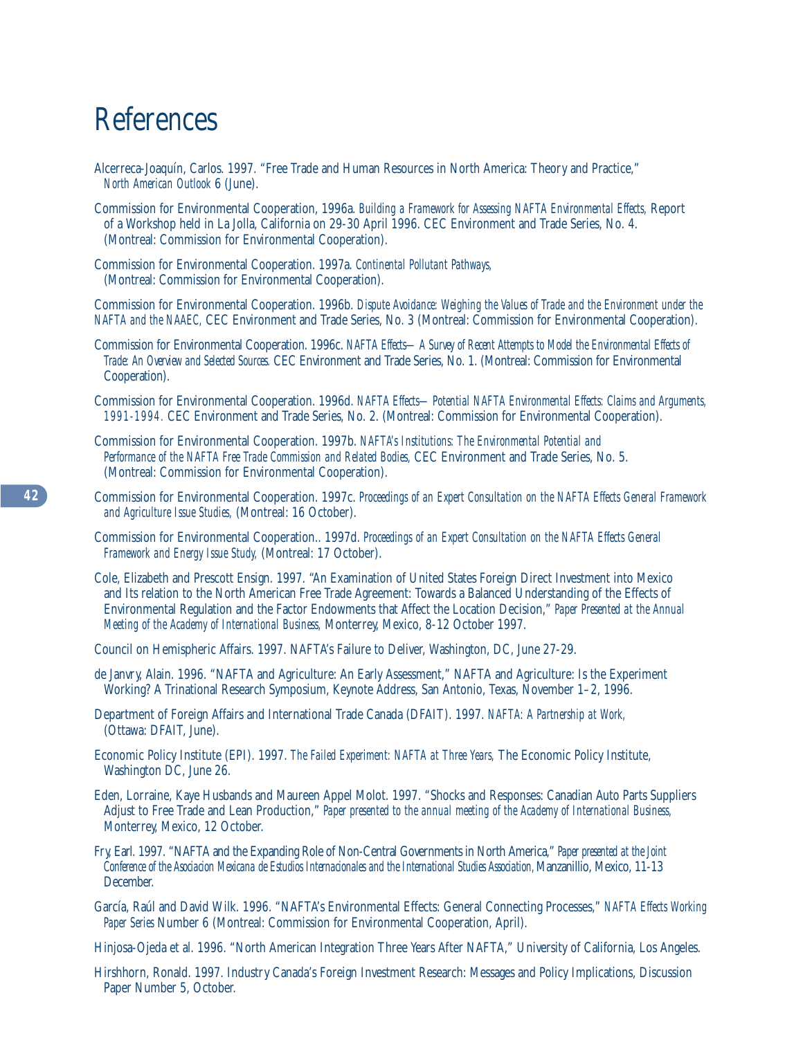# References

Alcerreca-Joaquín, Carlos. 1997. "Free Trade and Human Resources in North America: Theory and Practice," *North American Outlook* 6 (June).

Commission for Environmental Cooperation, 1996a. *Building a Framework for Assessing NAFTA Environmental Effects,* Report of a Workshop held in La Jolla, California on 29-30 April 1996. CEC Environment and Trade Series, No. 4. (Montreal: Commission for Environmental Cooperation).

Commission for Environmental Cooperation. 1997a. *Continental Pollutant Pathways,* (Montreal: Commission for Environmental Cooperation).

Commission for Environmental Cooperation. 1996b. *Dispute Avoidance: Weighing the Values of Trade and the Environment under the NAFTA and the NAAEC,* CEC Environment and Trade Series, No. 3 (Montreal: Commission for Environmental Cooperation).

Commission for Environmental Cooperation. 1996c. *NAFTA Effects—A Survey of Recent Attempts to Model the Environmental Effects of Trade: An Overview and Selected Sources.* CEC Environment and Trade Series, No. 1. (Montreal: Commission for Environmental Cooperation).

Commission for Environmental Cooperation. 1996d. *NAFTA Effects—Potential NAFTA Environmental Effects: Claims and Arguments, 1991-1994.* CEC Environment and Trade Series, No. 2. (Montreal: Commission for Environmental Cooperation).

Commission for Environmental Cooperation. 1997b. *NAFTA's Institutions: The Environmental Potential and Performance of the NAFTA Free Trade Commission and Related Bodies,* CEC Environment and Trade Series, No. 5. (Montreal: Commission for Environmental Cooperation).

Commission for Environmental Cooperation. 1997c. *Proceedings of an Expert Consultation on the NAFTA Effects General Framework and Agriculture Issue Studies,* (Montreal: 16 October).

Commission for Environmental Cooperation.. 1997d. *Proceedings of an Expert Consultation on the NAFTA Effects General Framework and Energy Issue Study,* (Montreal: 17 October).

Cole, Elizabeth and Prescott Ensign. 1997. "An Examination of United States Foreign Direct Investment into Mexico and Its relation to the North American Free Trade Agreement: Towards a Balanced Understanding of the Effects of Environmental Regulation and the Factor Endowments that Affect the Location Decision," *Paper Presented at the Annual Meeting of the Academy of International Business,* Monterrey, Mexico, 8-12 October 1997.

Council on Hemispheric Affairs. 1997. NAFTA's Failure to Deliver, Washington, DC, June 27-29.

de Janvry, Alain. 1996. "NAFTA and Agriculture: An Early Assessment," NAFTA and Agriculture: Is the Experiment Working? A Trinational Research Symposium, Keynote Address, San Antonio, Texas, November 1–2, 1996.

Department of Foreign Affairs and International Trade Canada (DFAIT). 1997. *NAFTA: A Partnership at Work,* (Ottawa: DFAIT, June).

Economic Policy Institute (EPI). 1997. *The Failed Experiment: NAFTA at Three Years,* The Economic Policy Institute, Washington DC, June 26.

Eden, Lorraine, Kaye Husbands and Maureen Appel Molot. 1997. "Shocks and Responses: Canadian Auto Parts Suppliers Adjust to Free Trade and Lean Production," *Paper presented to the annual meeting of the Academy of International Business,* Monterrey, Mexico, 12 October.

Fry, Earl. 1997. "NAFTA and the Expanding Role of Non-Central Governments in North America," *Paper presented at the Joint Conference of the Asociacion Mexicana de Estudios Internacionales and the International Studies Association,* Manzanillio, Mexico, 11-13 December.

García, Raúl and David Wilk. 1996. "NAFTA's Environmental Effects: General Connecting Processes," *NAFTA Effects Working Paper Series* Number 6 (Montreal: Commission for Environmental Cooperation, April).

Hinjosa-Ojeda et al. 1996. "North American Integration Three Years After NAFTA," University of California, Los Angeles.

Hirshhorn, Ronald. 1997. Industry Canada's Foreign Investment Research: Messages and Policy Implications, Discussion Paper Number 5, October.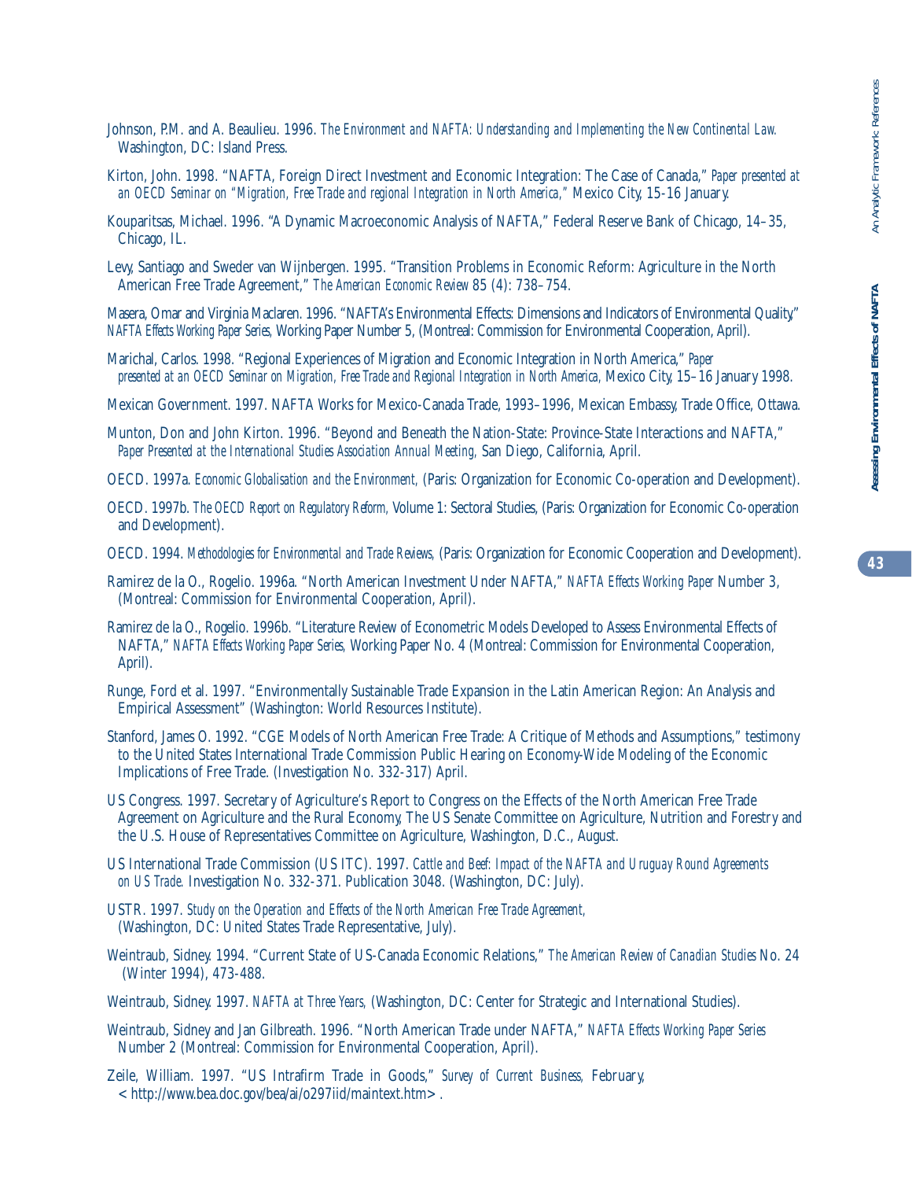Johnson, P.M. and A. Beaulieu. 1996. *The Environment and NAFTA: Understanding and Implementing the New Continental Law.* Washington, DC: Island Press.

Kirton, John. 1998. "NAFTA, Foreign Direct Investment and Economic Integration: The Case of Canada," *Paper presented at an OECD Seminar on "Migration, Free Trade and regional Integration in North America,"* Mexico City, 15-16 January.

Kouparitsas, Michael. 1996. "A Dynamic Macroeconomic Analysis of NAFTA," Federal Reserve Bank of Chicago, 14–35, Chicago, IL.

Levy, Santiago and Sweder van Wijnbergen. 1995. "Transition Problems in Economic Reform: Agriculture in the North American Free Trade Agreement," *The American Economic Review* 85 (4): 738–754.

Masera, Omar and Virginia Maclaren. 1996. "NAFTA's Environmental Effects: Dimensions and Indicators of Environmental Quality," *NAFTA Effects Working Paper Series,* Working Paper Number 5, (Montreal: Commission for Environmental Cooperation, April).

Marichal, Carlos. 1998. "Regional Experiences of Migration and Economic Integration in North America," *Paper presented at an OECD Seminar on Migration, Free Trade and Regional Integration in North America,* Mexico City, 15–16 January 1998.

Mexican Government. 1997. NAFTA Works for Mexico-Canada Trade, 1993–1996, Mexican Embassy, Trade Office, Ottawa.

Munton, Don and John Kirton. 1996. "Beyond and Beneath the Nation-State: Province-State Interactions and NAFTA," *Paper Presented at the International Studies Association Annual Meeting,* San Diego, California, April.

OECD. 1997a. *Economic Globalisation and the Environment,* (Paris: Organization for Economic Co-operation and Development).

OECD. 1997b. *The OECD Report on Regulatory Reform,* Volume 1: Sectoral Studies, (Paris: Organization for Economic Co-operation and Development).

OECD. 1994. *Methodologies for Environmental and Trade Reviews,* (Paris: Organization for Economic Cooperation and Development).

Ramirez de la O., Rogelio. 1996a. "North American Investment Under NAFTA," *NAFTA Effects Working Paper* Number 3, (Montreal: Commission for Environmental Cooperation, April).

Ramirez de la O., Rogelio. 1996b. "Literature Review of Econometric Models Developed to Assess Environmental Effects of NAFTA," *NAFTA Effects Working Paper Series,* Working Paper No. 4 (Montreal: Commission for Environmental Cooperation, April).

Runge, Ford et al. 1997. "Environmentally Sustainable Trade Expansion in the Latin American Region: An Analysis and Empirical Assessment" (Washington: World Resources Institute).

Stanford, James O. 1992. "CGE Models of North American Free Trade: A Critique of Methods and Assumptions," testimony to the United States International Trade Commission Public Hearing on Economy-Wide Modeling of the Economic Implications of Free Trade. (Investigation No. 332-317) April.

US Congress. 1997. Secretary of Agriculture's Report to Congress on the Effects of the North American Free Trade Agreement on Agriculture and the Rural Economy, The US Senate Committee on Agriculture, Nutrition and Forestry and the U.S. House of Representatives Committee on Agriculture, Washington, D.C., August.

US International Trade Commission (US ITC). 1997. *Cattle and Beef: Impact of the NAFTA and Uruguay Round Agreements on US Trade.* Investigation No. 332-371. Publication 3048. (Washington, DC: July).

USTR. 1997. *Study on the Operation and Effects of the North American Free Trade Agreement,* (Washington, DC: United States Trade Representative, July).

Weintraub, Sidney. 1994. "Current State of US-Canada Economic Relations," *The American Review of Canadian Studies* No. 24 (Winter 1994), 473-488.

Weintraub, Sidney. 1997. *NAFTA at Three Years,* (Washington, DC: Center for Strategic and International Studies).

Weintraub, Sidney and Jan Gilbreath. 1996. "North American Trade under NAFTA," *NAFTA Effects Working Paper Series* Number 2 (Montreal: Commission for Environmental Cooperation, April).

Zeile, William. 1997. "US Intrafirm Trade in Goods," *Survey of Current Business,* February, <http://www.bea.doc.gov/bea/ai/o297iid/maintext.htm>.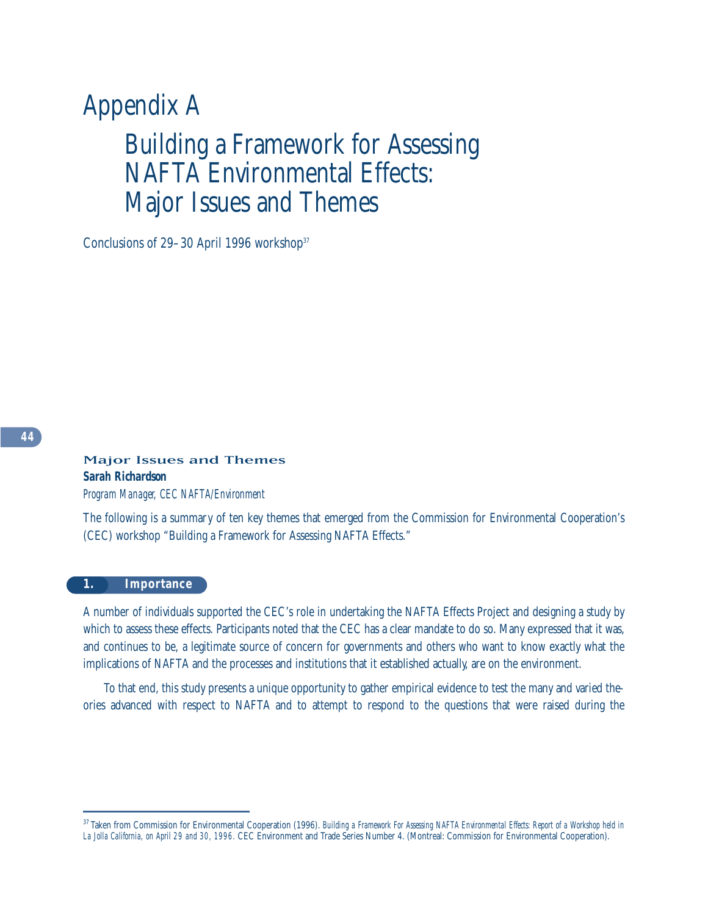# Appendix A

## Building a Framework for Assessing NAFTA Environmental Effects: Major Issues and Themes

Conclusions of 29–30 April 1996 workshop[37]

### Major Issues and Themes

**Sarah Richardson**

*Program Manager, CEC NAFTA/Environment*

The following is a summary of ten key themes that emerged from the Commission for Environmental Cooperation's (CEC) workshop "Building a Framework for Assessing NAFTA Effects."

#### 1. Importance

A number of individuals supported the CEC's role in undertaking the NAFTA Effects Project and designing a study by which to assess these effects. Participants noted that the CEC has a clear mandate to do so. Many expressed that it was, and continues to be, a legitimate source of concern for governments and others who want to know exactly what the implications of NAFTA and the processes and institutions that it established actually, are on the environment.

To that end, this study presents a unique opportunity to gather empirical evidence to test the many and varied theories advanced with respect to NAFTA and to attempt to respond to the questions that were raised during the

---

[37] Taken from Commission for Environmental Cooperation (1996). *Building a Framework For Assessing NAFTA Environmental Effects: Report of a Workshop held in La Jolla California, on April 29 and 30, 1996.* CEC Environment and Trade Series Number 4. (Montreal: Commission for Environmental Cooperation).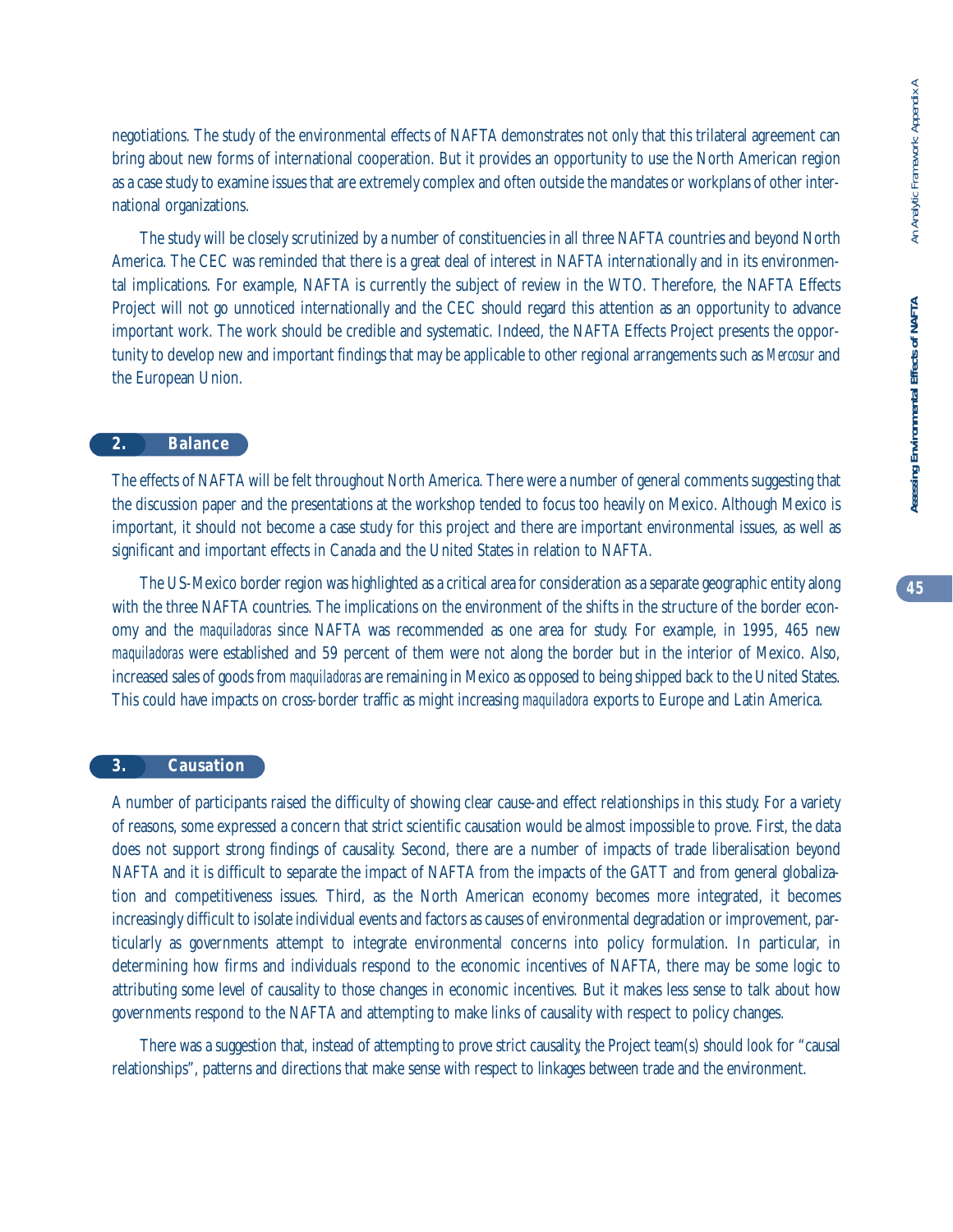negotiations. The study of the environmental effects of NAFTA demonstrates not only that this trilateral agreement can bring about new forms of international cooperation. But it provides an opportunity to use the North American region as a case study to examine issues that are extremely complex and often outside the mandates or workplans of other international organizations.

The study will be closely scrutinized by a number of constituencies in all three NAFTA countries and beyond North America. The CEC was reminded that there is a great deal of interest in NAFTA internationally and in its environmental implications. For example, NAFTA is currently the subject of review in the WTO. Therefore, the NAFTA Effects Project will not go unnoticed internationally and the CEC should regard this attention as an opportunity to advance important work. The work should be credible and systematic. Indeed, the NAFTA Effects Project presents the opportunity to develop new and important findings that may be applicable to other regional arrangements such as *Mercosur* and the European Union.

## 2. Balance

The effects of NAFTA will be felt throughout North America. There were a number of general comments suggesting that the discussion paper and the presentations at the workshop tended to focus too heavily on Mexico. Although Mexico is important, it should not become a case study for this project and there are important environmental issues, as well as significant and important effects in Canada and the United States in relation to NAFTA.

The US-Mexico border region was highlighted as a critical area for consideration as a separate geographic entity along with the three NAFTA countries. The implications on the environment of the shifts in the structure of the border economy and the *maquiladoras* since NAFTA was recommended as one area for study. For example, in 1995, 465 new *maquiladoras* were established and 59 percent of them were not along the border but in the interior of Mexico. Also, increased sales of goods from *maquiladoras* are remaining in Mexico as opposed to being shipped back to the United States. This could have impacts on cross-border traffic as might increasing *maquiladora* exports to Europe and Latin America.

## 3. Causation

A number of participants raised the difficulty of showing clear cause-and effect relationships in this study. For a variety of reasons, some expressed a concern that strict scientific causation would be almost impossible to prove. First, the data does not support strong findings of causality. Second, there are a number of impacts of trade liberalisation beyond NAFTA and it is difficult to separate the impact of NAFTA from the impacts of the GATT and from general globalization and competitiveness issues. Third, as the North American economy becomes more integrated, it becomes increasingly difficult to isolate individual events and factors as causes of environmental degradation or improvement, particularly as governments attempt to integrate environmental concerns into policy formulation. In particular, in determining how firms and individuals respond to the economic incentives of NAFTA, there may be some logic to attributing some level of causality to those changes in economic incentives. But it makes less sense to talk about how governments respond to the NAFTA and attempting to make links of causality with respect to policy changes.

There was a suggestion that, instead of attempting to prove strict causality, the Project team(s) should look for "causal relationships", patterns and directions that make sense with respect to linkages between trade and the environment.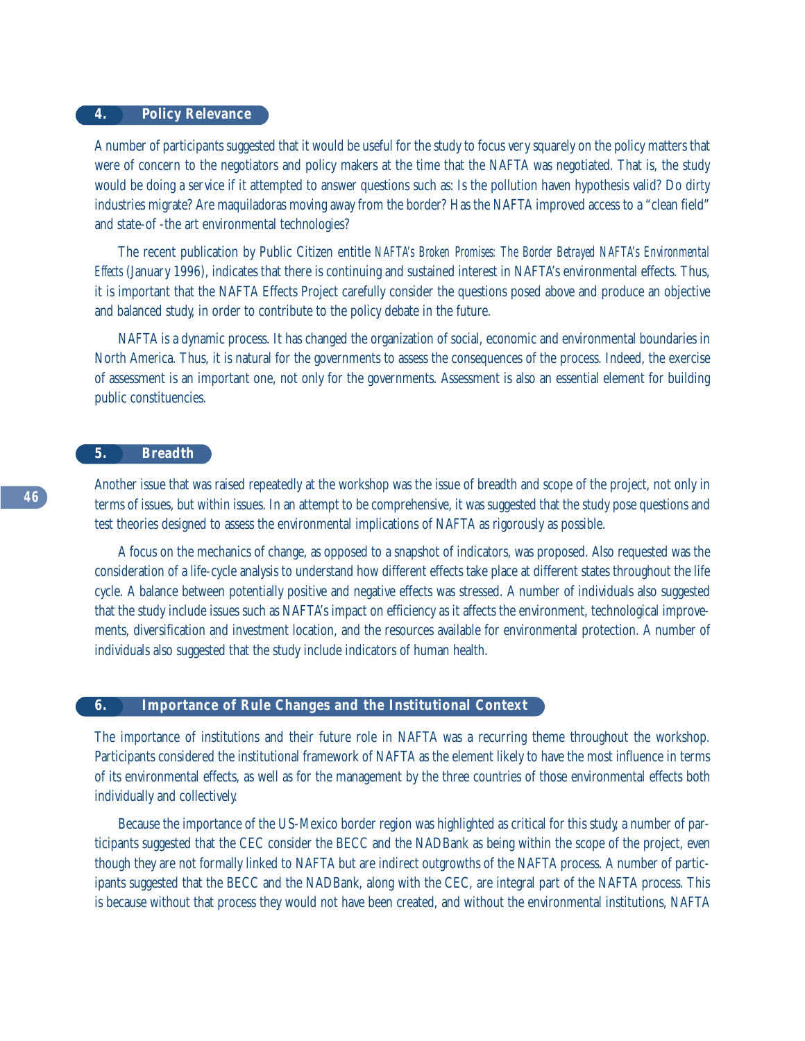## 4. Policy Relevance

A number of participants suggested that it would be useful for the study to focus very squarely on the policy matters that were of concern to the negotiators and policy makers at the time that the NAFTA was negotiated. That is, the study would be doing a service if it attempted to answer questions such as: Is the pollution haven hypothesis valid? Do dirty industries migrate? Are maquiladoras moving away from the border? Has the NAFTA improved access to a "clean field" and state-of -the art environmental technologies?

The recent publication by Public Citizen entitle *NAFTA's Broken Promises: The Border Betrayed NAFTA's Environmental Effects* (January 1996), indicates that there is continuing and sustained interest in NAFTA's environmental effects. Thus, it is important that the NAFTA Effects Project carefully consider the questions posed above and produce an objective and balanced study, in order to contribute to the policy debate in the future.

NAFTA is a dynamic process. It has changed the organization of social, economic and environmental boundaries in North America. Thus, it is natural for the governments to assess the consequences of the process. Indeed, the exercise of assessment is an important one, not only for the governments. Assessment is also an essential element for building public constituencies.

## 5. Breadth

Another issue that was raised repeatedly at the workshop was the issue of breadth and scope of the project, not only in terms of issues, but within issues. In an attempt to be comprehensive, it was suggested that the study pose questions and test theories designed to assess the environmental implications of NAFTA as rigorously as possible.

A focus on the mechanics of change, as opposed to a snapshot of indicators, was proposed. Also requested was the consideration of a life-cycle analysis to understand how different effects take place at different states throughout the life cycle. A balance between potentially positive and negative effects was stressed. A number of individuals also suggested that the study include issues such as NAFTA's impact on efficiency as it affects the environment, technological improvements, diversification and investment location, and the resources available for environmental protection. A number of individuals also suggested that the study include indicators of human health.

## 6. Importance of Rule Changes and the Institutional Context

The importance of institutions and their future role in NAFTA was a recurring theme throughout the workshop. Participants considered the institutional framework of NAFTA as the element likely to have the most influence in terms of its environmental effects, as well as for the management by the three countries of those environmental effects both individually and collectively.

Because the importance of the US-Mexico border region was highlighted as critical for this study, a number of participants suggested that the CEC consider the BECC and the NADBank as being within the scope of the project, even though they are not formally linked to NAFTA but are indirect outgrowths of the NAFTA process. A number of participants suggested that the BECC and the NADBank, along with the CEC, are integral part of the NAFTA process. This is because without that process they would not have been created, and without the environmental institutions, NAFTA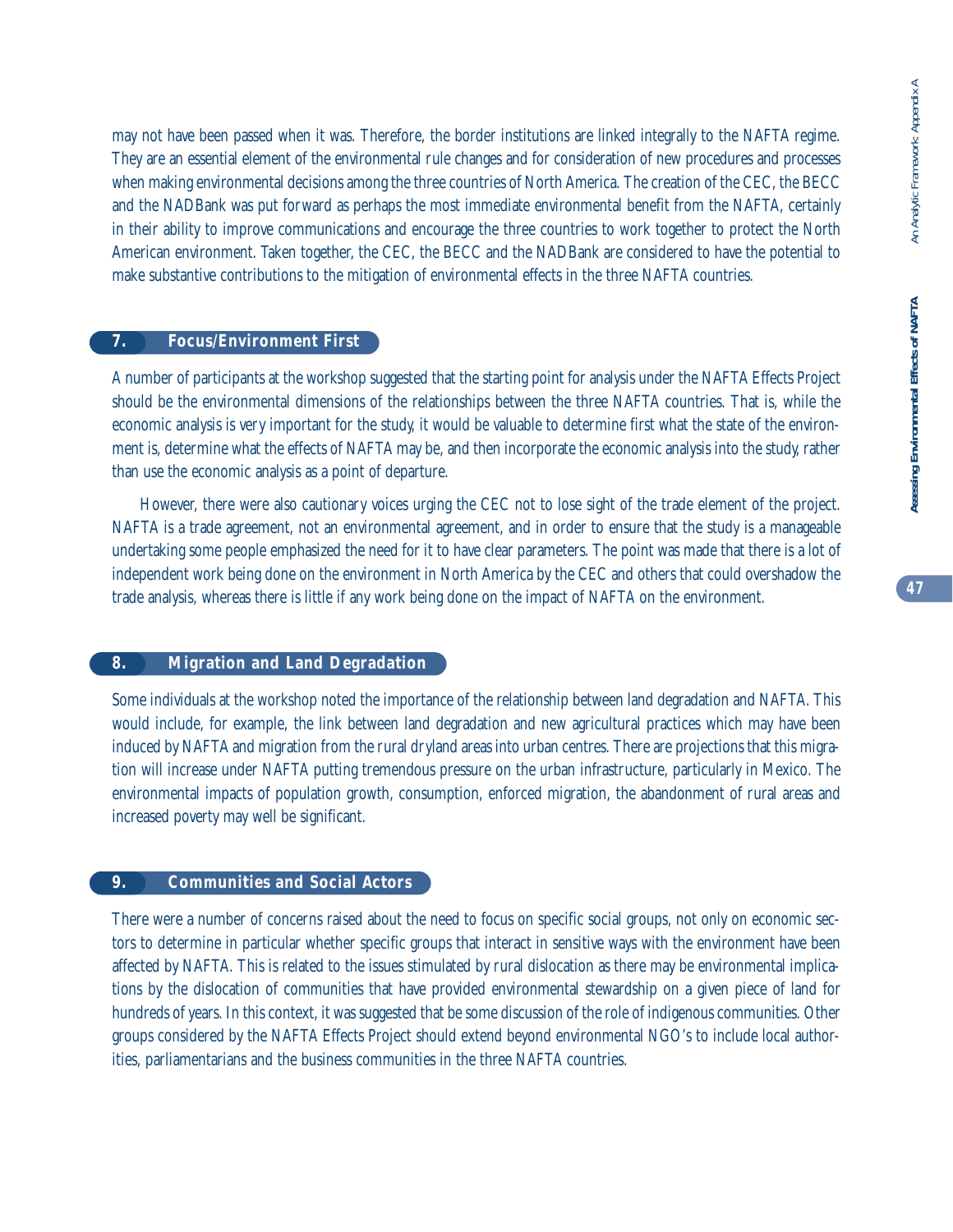may not have been passed when it was. Therefore, the border institutions are linked integrally to the NAFTA regime. They are an essential element of the environmental rule changes and for consideration of new procedures and processes when making environmental decisions among the three countries of North America. The creation of the CEC, the BECC and the NADBank was put forward as perhaps the most immediate environmental benefit from the NAFTA, certainly in their ability to improve communications and encourage the three countries to work together to protect the North American environment. Taken together, the CEC, the BECC and the NADBank are considered to have the potential to make substantive contributions to the mitigation of environmental effects in the three NAFTA countries.

## 7. Focus/Environment First

A number of participants at the workshop suggested that the starting point for analysis under the NAFTA Effects Project should be the environmental dimensions of the relationships between the three NAFTA countries. That is, while the economic analysis is very important for the study, it would be valuable to determine first what the state of the environment is, determine what the effects of NAFTA may be, and then incorporate the economic analysis into the study, rather than use the economic analysis as a point of departure.

However, there were also cautionary voices urging the CEC not to lose sight of the trade element of the project. NAFTA is a trade agreement, not an environmental agreement, and in order to ensure that the study is a manageable undertaking some people emphasized the need for it to have clear parameters. The point was made that there is a lot of independent work being done on the environment in North America by the CEC and others that could overshadow the trade analysis, whereas there is little if any work being done on the impact of NAFTA on the environment.

## 8. Migration and Land Degradation

Some individuals at the workshop noted the importance of the relationship between land degradation and NAFTA. This would include, for example, the link between land degradation and new agricultural practices which may have been induced by NAFTA and migration from the rural dryland areas into urban centres. There are projections that this migration will increase under NAFTA putting tremendous pressure on the urban infrastructure, particularly in Mexico. The environmental impacts of population growth, consumption, enforced migration, the abandonment of rural areas and increased poverty may well be significant.

## 9. Communities and Social Actors

There were a number of concerns raised about the need to focus on specific social groups, not only on economic sectors to determine in particular whether specific groups that interact in sensitive ways with the environment have been affected by NAFTA. This is related to the issues stimulated by rural dislocation as there may be environmental implications by the dislocation of communities that have provided environmental stewardship on a given piece of land for hundreds of years. In this context, it was suggested that be some discussion of the role of indigenous communities. Other groups considered by the NAFTA Effects Project should extend beyond environmental NGO's to include local authorities, parliamentarians and the business communities in the three NAFTA countries.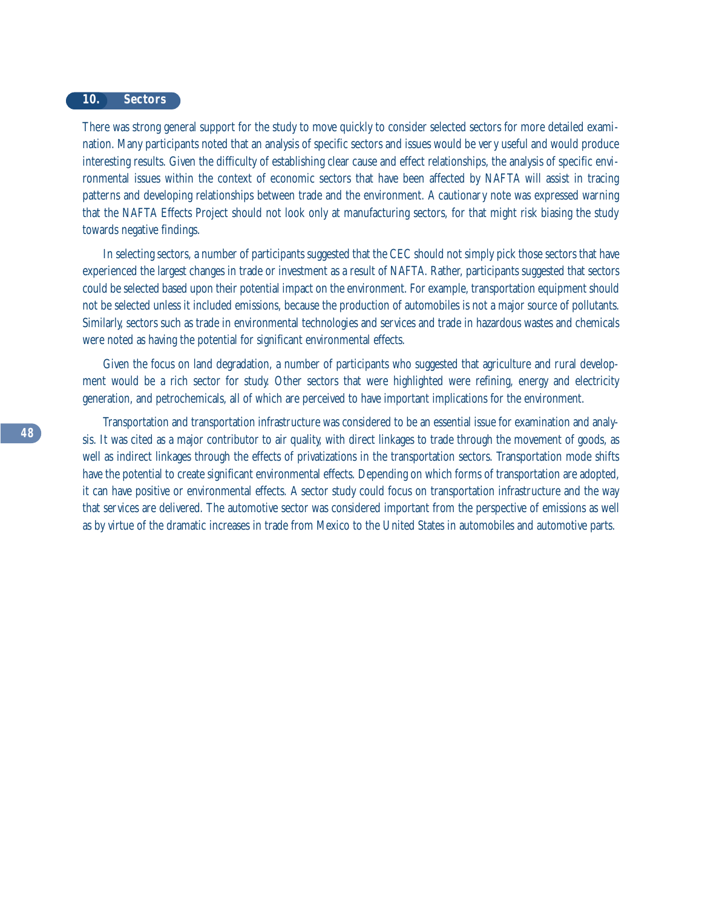## 10. Sectors

There was strong general support for the study to move quickly to consider selected sectors for more detailed examination. Many participants noted that an analysis of specific sectors and issues would be very useful and would produce interesting results. Given the difficulty of establishing clear cause and effect relationships, the analysis of specific environmental issues within the context of economic sectors that have been affected by NAFTA will assist in tracing patterns and developing relationships between trade and the environment. A cautionary note was expressed warning that the NAFTA Effects Project should not look only at manufacturing sectors, for that might risk biasing the study towards negative findings.

In selecting sectors, a number of participants suggested that the CEC should not simply pick those sectors that have experienced the largest changes in trade or investment as a result of NAFTA. Rather, participants suggested that sectors could be selected based upon their potential impact on the environment. For example, transportation equipment should not be selected unless it included emissions, because the production of automobiles is not a major source of pollutants. Similarly, sectors such as trade in environmental technologies and services and trade in hazardous wastes and chemicals were noted as having the potential for significant environmental effects.

Given the focus on land degradation, a number of participants who suggested that agriculture and rural development would be a rich sector for study. Other sectors that were highlighted were refining, energy and electricity generation, and petrochemicals, all of which are perceived to have important implications for the environment.

Transportation and transportation infrastructure was considered to be an essential issue for examination and analysis. It was cited as a major contributor to air quality, with direct linkages to trade through the movement of goods, as well as indirect linkages through the effects of privatizations in the transportation sectors. Transportation mode shifts have the potential to create significant environmental effects. Depending on which forms of transportation are adopted, it can have positive or environmental effects. A sector study could focus on transportation infrastructure and the way that services are delivered. The automotive sector was considered important from the perspective of emissions as well as by virtue of the dramatic increases in trade from Mexico to the United States in automobiles and automotive parts.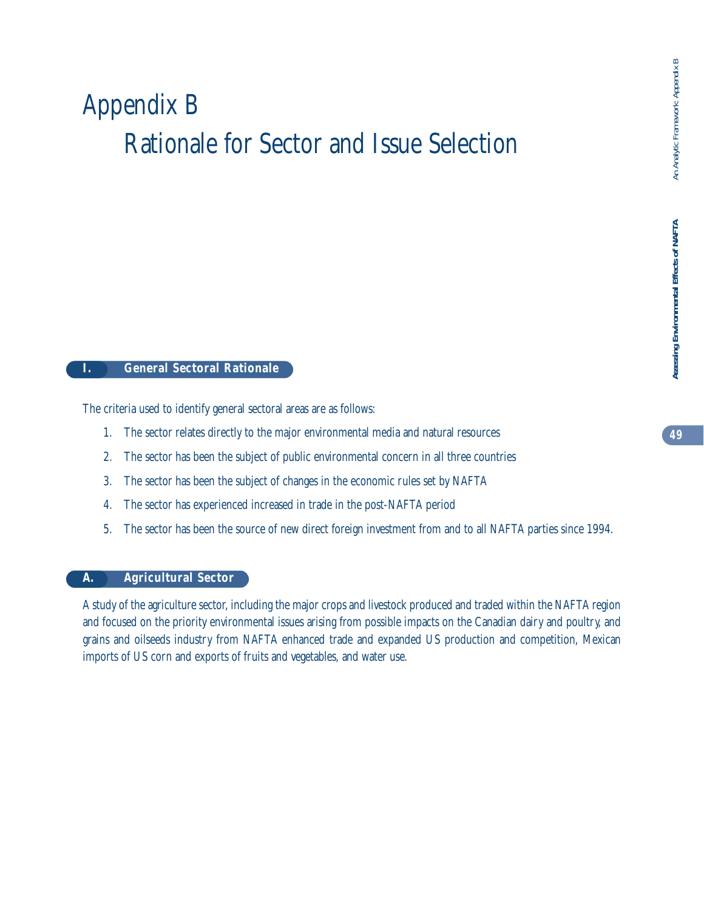# Appendix B

## Rationale for Sector and Issue Selection

### I. General Sectoral Rationale

The criteria used to identify general sectoral areas are as follows:

1. The sector relates directly to the major environmental media and natural resources
2. The sector has been the subject of public environmental concern in all three countries
3. The sector has been the subject of changes in the economic rules set by NAFTA
4. The sector has experienced increased in trade in the post-NAFTA period
5. The sector has been the source of new direct foreign investment from and to all NAFTA parties since 1994.

### A. Agricultural Sector

A study of the agriculture sector, including the major crops and livestock produced and traded within the NAFTA region and focused on the priority environmental issues arising from possible impacts on the Canadian dairy and poultry, and grains and oilseeds industry from NAFTA enhanced trade and expanded US production and competition, Mexican imports of US corn and exports of fruits and vegetables, and water use.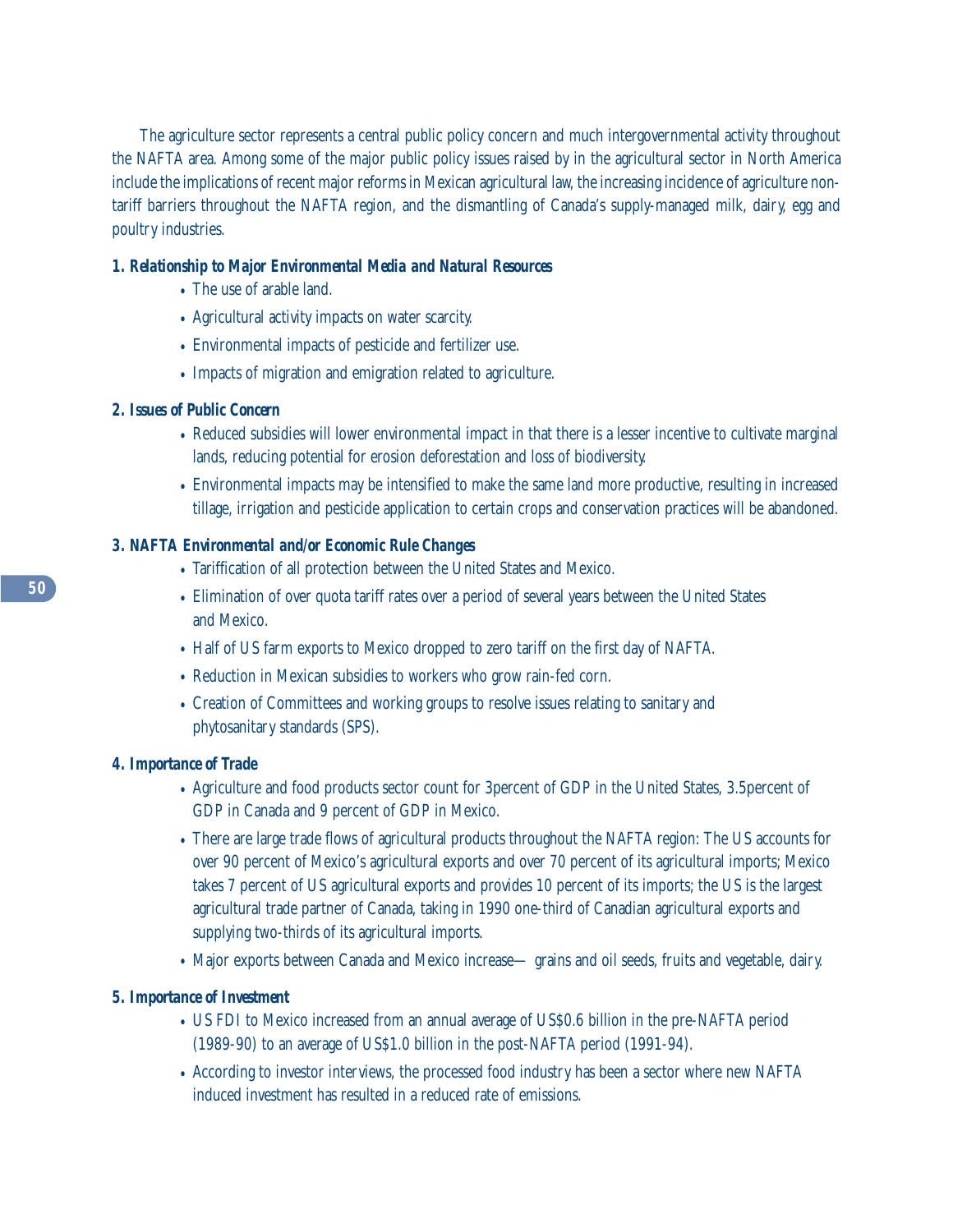The agriculture sector represents a central public policy concern and much intergovernmental activity throughout the NAFTA area. Among some of the major public policy issues raised by in the agricultural sector in North America include the implications of recent major reforms in Mexican agricultural law, the increasing incidence of agriculture non-tariff barriers throughout the NAFTA region, and the dismantling of Canada's supply-managed milk, dairy, egg and poultry industries.

**1. Relationship to Major Environmental Media and Natural Resources**

- The use of arable land.
- Agricultural activity impacts on water scarcity.
- Environmental impacts of pesticide and fertilizer use.
- Impacts of migration and emigration related to agriculture.

**2. Issues of Public Concern**

- Reduced subsidies will lower environmental impact in that there is a lesser incentive to cultivate marginal lands, reducing potential for erosion deforestation and loss of biodiversity.
- Environmental impacts may be intensified to make the same land more productive, resulting in increased tillage, irrigation and pesticide application to certain crops and conservation practices will be abandoned.

**3. NAFTA Environmental and/or Economic Rule Changes**

- Tariffication of all protection between the United States and Mexico.
- Elimination of over quota tariff rates over a period of several years between the United States and Mexico.
- Half of US farm exports to Mexico dropped to zero tariff on the first day of NAFTA.
- Reduction in Mexican subsidies to workers who grow rain-fed corn.
- Creation of Committees and working groups to resolve issues relating to sanitary and phytosanitary standards (SPS).

**4. Importance of Trade**

- Agriculture and food products sector count for 3percent of GDP in the United States, 3.5percent of GDP in Canada and 9 percent of GDP in Mexico.
- There are large trade flows of agricultural products throughout the NAFTA region: The US accounts for over 90 percent of Mexico's agricultural exports and over 70 percent of its agricultural imports; Mexico takes 7 percent of US agricultural exports and provides 10 percent of its imports; the US is the largest agricultural trade partner of Canada, taking in 1990 one-third of Canadian agricultural exports and supplying two-thirds of its agricultural imports.
- Major exports between Canada and Mexico increase— grains and oil seeds, fruits and vegetable, dairy.

**5. Importance of Investment**

- US FDI to Mexico increased from an annual average of US$0.6 billion in the pre-NAFTA period (1989-90) to an average of US$1.0 billion in the post-NAFTA period (1991-94).
- According to investor interviews, the processed food industry has been a sector where new NAFTA induced investment has resulted in a reduced rate of emissions.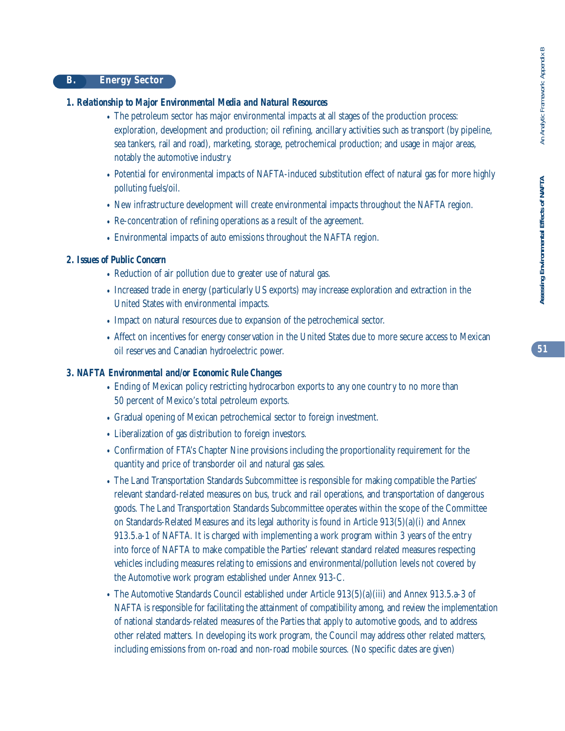## B. Energy Sector

### 1. Relationship to Major Environmental Media and Natural Resources

- The petroleum sector has major environmental impacts at all stages of the production process: exploration, development and production; oil refining, ancillary activities such as transport (by pipeline, sea tankers, rail and road), marketing, storage, petrochemical production; and usage in major areas, notably the automotive industry.
- Potential for environmental impacts of NAFTA-induced substitution effect of natural gas for more highly polluting fuels/oil.
- New infrastructure development will create environmental impacts throughout the NAFTA region.
- Re-concentration of refining operations as a result of the agreement.
- Environmental impacts of auto emissions throughout the NAFTA region.

### 2. Issues of Public Concern

- Reduction of air pollution due to greater use of natural gas.
- Increased trade in energy (particularly US exports) may increase exploration and extraction in the United States with environmental impacts.
- Impact on natural resources due to expansion of the petrochemical sector.
- Affect on incentives for energy conservation in the United States due to more secure access to Mexican oil reserves and Canadian hydroelectric power.

### 3. NAFTA Environmental and/or Economic Rule Changes

- Ending of Mexican policy restricting hydrocarbon exports to any one country to no more than 50 percent of Mexico's total petroleum exports.
- Gradual opening of Mexican petrochemical sector to foreign investment.
- Liberalization of gas distribution to foreign investors.
- Confirmation of FTA's Chapter Nine provisions including the proportionality requirement for the quantity and price of transborder oil and natural gas sales.
- The Land Transportation Standards Subcommittee is responsible for making compatible the Parties' relevant standard-related measures on bus, truck and rail operations, and transportation of dangerous goods. The Land Transportation Standards Subcommittee operates within the scope of the Committee on Standards-Related Measures and its legal authority is found in Article 913(5)(a)(i) and Annex 913.5.a-1 of NAFTA. It is charged with implementing a work program within 3 years of the entry into force of NAFTA to make compatible the Parties' relevant standard related measures respecting vehicles including measures relating to emissions and environmental/pollution levels not covered by the Automotive work program established under Annex 913-C.
- The Automotive Standards Council established under Article 913(5)(a)(iii) and Annex 913.5.a-3 of NAFTA is responsible for facilitating the attainment of compatibility among, and review the implementation of national standards-related measures of the Parties that apply to automotive goods, and to address other related matters. In developing its work program, the Council may address other related matters, including emissions from on-road and non-road mobile sources. (No specific dates are given)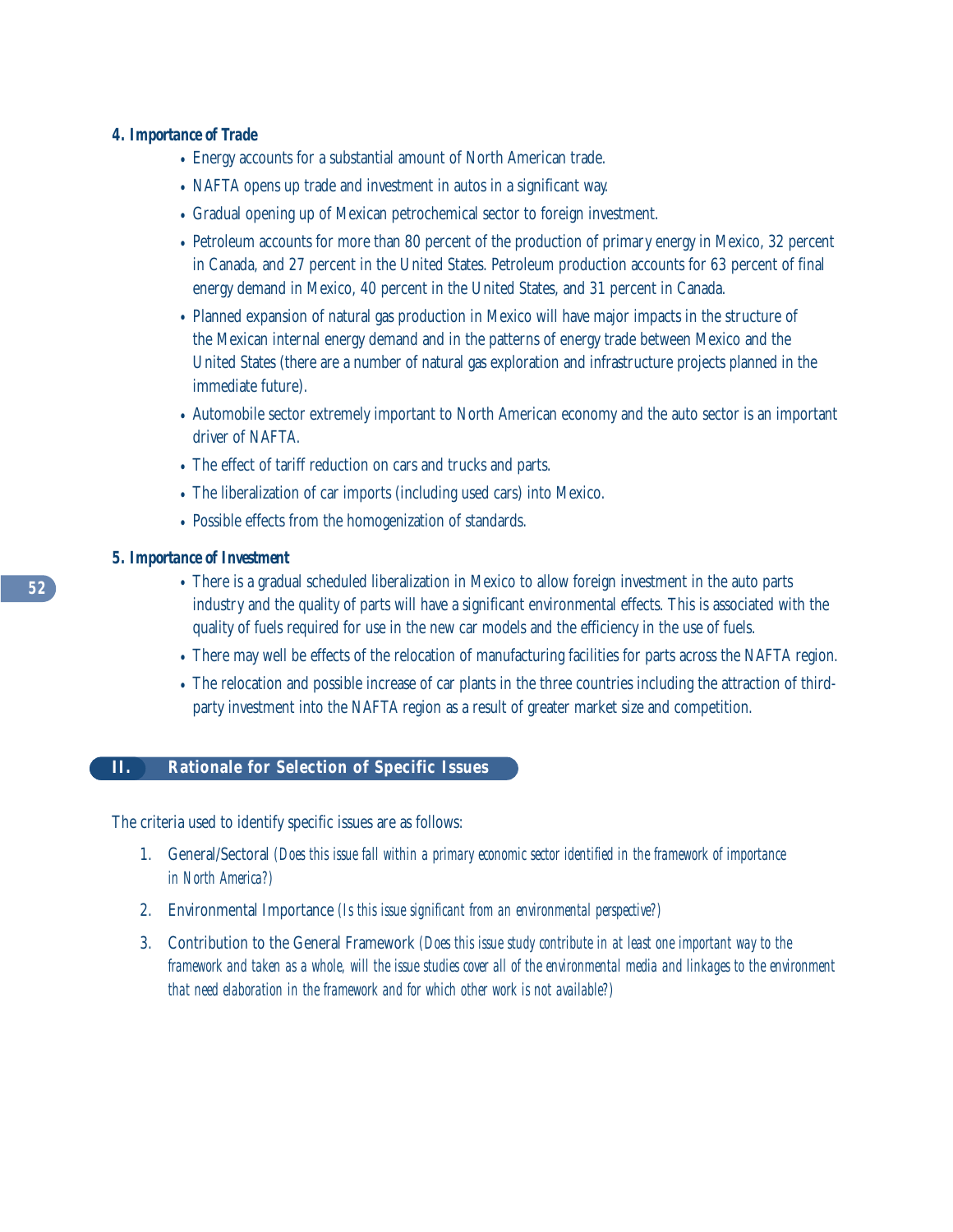### 4. Importance of Trade

- Energy accounts for a substantial amount of North American trade.
- NAFTA opens up trade and investment in autos in a significant way.
- Gradual opening up of Mexican petrochemical sector to foreign investment.
- Petroleum accounts for more than 80 percent of the production of primary energy in Mexico, 32 percent in Canada, and 27 percent in the United States. Petroleum production accounts for 63 percent of final energy demand in Mexico, 40 percent in the United States, and 31 percent in Canada.
- Planned expansion of natural gas production in Mexico will have major impacts in the structure of the Mexican internal energy demand and in the patterns of energy trade between Mexico and the United States (there are a number of natural gas exploration and infrastructure projects planned in the immediate future).
- Automobile sector extremely important to North American economy and the auto sector is an important driver of NAFTA.
- The effect of tariff reduction on cars and trucks and parts.
- The liberalization of car imports (including used cars) into Mexico.
- Possible effects from the homogenization of standards.

### 5. Importance of Investment

- There is a gradual scheduled liberalization in Mexico to allow foreign investment in the auto parts industry and the quality of parts will have a significant environmental effects. This is associated with the quality of fuels required for use in the new car models and the efficiency in the use of fuels.
- There may well be effects of the relocation of manufacturing facilities for parts across the NAFTA region.
- The relocation and possible increase of car plants in the three countries including the attraction of third-party investment into the NAFTA region as a result of greater market size and competition.

## II. Rationale for Selection of Specific Issues

The criteria used to identify specific issues are as follows:

1. General/Sectoral *(Does this issue fall within a primary economic sector identified in the framework of importance in North America?)*
2. Environmental Importance *(Is this issue significant from an environmental perspective?)*
3. Contribution to the General Framework *(Does this issue study contribute in at least one important way to the framework and taken as a whole, will the issue studies cover all of the environmental media and linkages to the environment that need elaboration in the framework and for which other work is not available?)*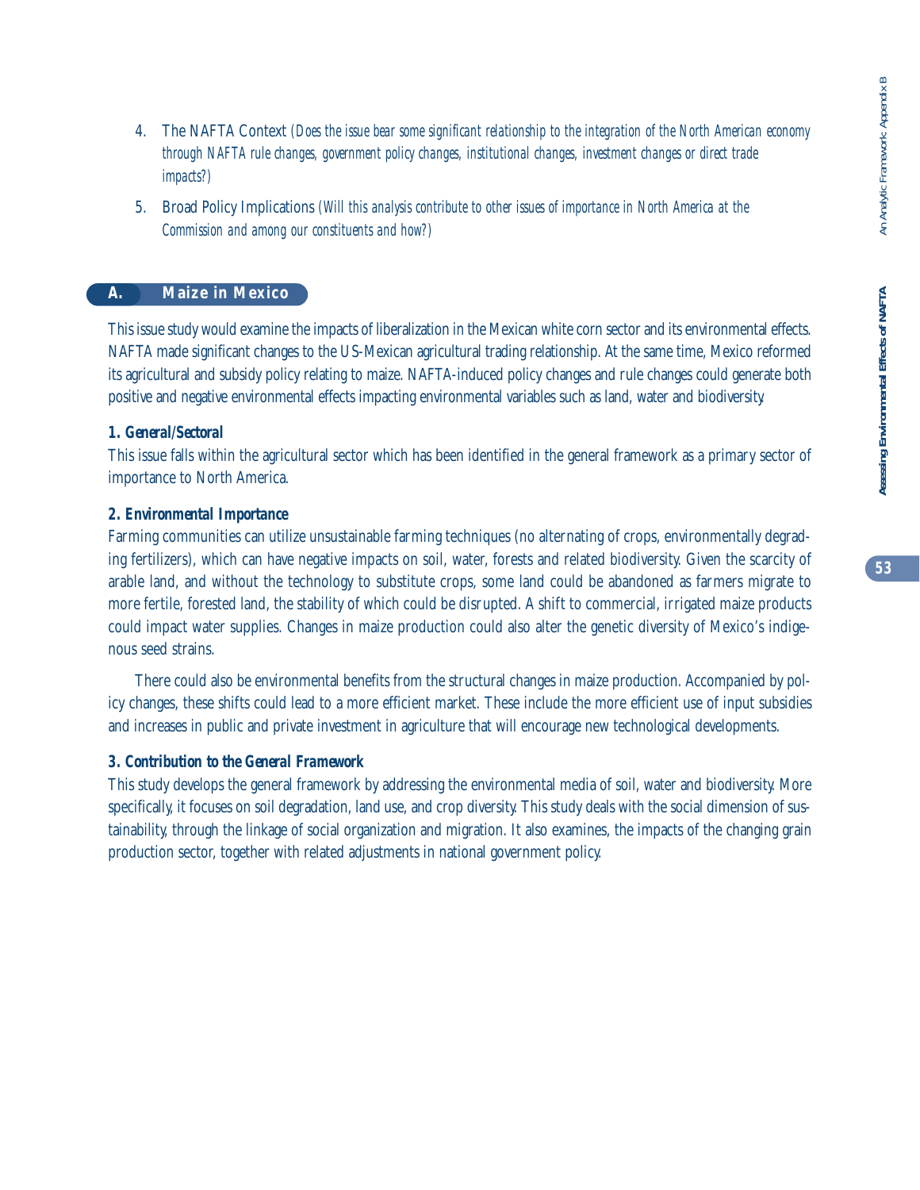4. The NAFTA Context *(Does the issue bear some significant relationship to the integration of the North American economy through NAFTA rule changes, government policy changes, institutional changes, investment changes or direct trade impacts?)*

5. Broad Policy Implications *(Will this analysis contribute to other issues of importance in North America at the Commission and among our constituents and how?)*

## A. Maize in Mexico

This issue study would examine the impacts of liberalization in the Mexican white corn sector and its environmental effects. NAFTA made significant changes to the US-Mexican agricultural trading relationship. At the same time, Mexico reformed its agricultural and subsidy policy relating to maize. NAFTA-induced policy changes and rule changes could generate both positive and negative environmental effects impacting environmental variables such as land, water and biodiversity.

### 1. General/Sectoral

This issue falls within the agricultural sector which has been identified in the general framework as a primary sector of importance to North America.

### 2. Environmental Importance

Farming communities can utilize unsustainable farming techniques (no alternating of crops, environmentally degrading fertilizers), which can have negative impacts on soil, water, forests and related biodiversity. Given the scarcity of arable land, and without the technology to substitute crops, some land could be abandoned as farmers migrate to more fertile, forested land, the stability of which could be disrupted. A shift to commercial, irrigated maize products could impact water supplies. Changes in maize production could also alter the genetic diversity of Mexico's indigenous seed strains.

There could also be environmental benefits from the structural changes in maize production. Accompanied by policy changes, these shifts could lead to a more efficient market. These include the more efficient use of input subsidies and increases in public and private investment in agriculture that will encourage new technological developments.

### 3. Contribution to the General Framework

This study develops the general framework by addressing the environmental media of soil, water and biodiversity. More specifically, it focuses on soil degradation, land use, and crop diversity. This study deals with the social dimension of sustainability, through the linkage of social organization and migration. It also examines, the impacts of the changing grain production sector, together with related adjustments in national government policy.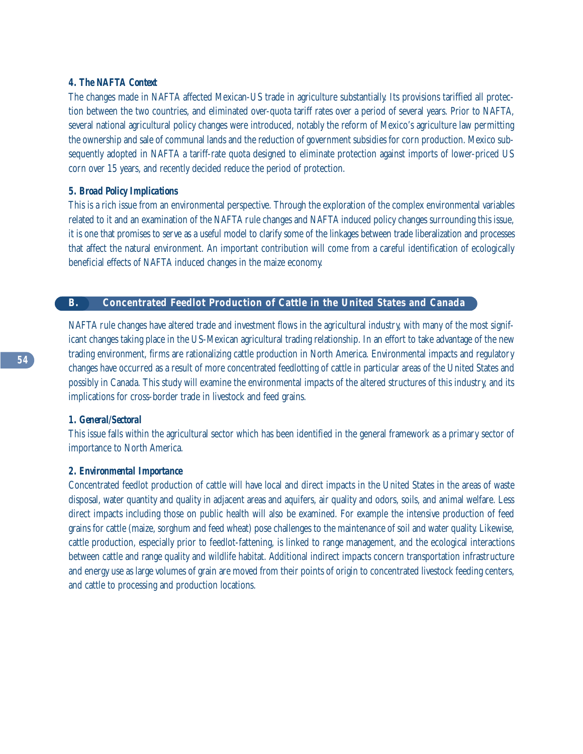#### *4. The NAFTA Context*

The changes made in NAFTA affected Mexican-US trade in agriculture substantially. Its provisions tariffied all protection between the two countries, and eliminated over-quota tariff rates over a period of several years. Prior to NAFTA, several national agricultural policy changes were introduced, notably the reform of Mexico's agriculture law permitting the ownership and sale of communal lands and the reduction of government subsidies for corn production. Mexico subsequently adopted in NAFTA a tariff-rate quota designed to eliminate protection against imports of lower-priced US corn over 15 years, and recently decided reduce the period of protection.

#### *5. Broad Policy Implications*

This is a rich issue from an environmental perspective. Through the exploration of the complex environmental variables related to it and an examination of the NAFTA rule changes and NAFTA induced policy changes surrounding this issue, it is one that promises to serve as a useful model to clarify some of the linkages between trade liberalization and processes that affect the natural environment. An important contribution will come from a careful identification of ecologically beneficial effects of NAFTA induced changes in the maize economy.

## B. Concentrated Feedlot Production of Cattle in the United States and Canada

NAFTA rule changes have altered trade and investment flows in the agricultural industry, with many of the most significant changes taking place in the US-Mexican agricultural trading relationship. In an effort to take advantage of the new trading environment, firms are rationalizing cattle production in North America. Environmental impacts and regulatory changes have occurred as a result of more concentrated feedlotting of cattle in particular areas of the United States and possibly in Canada. This study will examine the environmental impacts of the altered structures of this industry, and its implications for cross-border trade in livestock and feed grains.

#### *1. General/Sectoral*

This issue falls within the agricultural sector which has been identified in the general framework as a primary sector of importance to North America.

#### *2. Environmental Importance*

Concentrated feedlot production of cattle will have local and direct impacts in the United States in the areas of waste disposal, water quantity and quality in adjacent areas and aquifers, air quality and odors, soils, and animal welfare. Less direct impacts including those on public health will also be examined. For example the intensive production of feed grains for cattle (maize, sorghum and feed wheat) pose challenges to the maintenance of soil and water quality. Likewise, cattle production, especially prior to feedlot-fattening, is linked to range management, and the ecological interactions between cattle and range quality and wildlife habitat. Additional indirect impacts concern transportation infrastructure and energy use as large volumes of grain are moved from their points of origin to concentrated livestock feeding centers, and cattle to processing and production locations.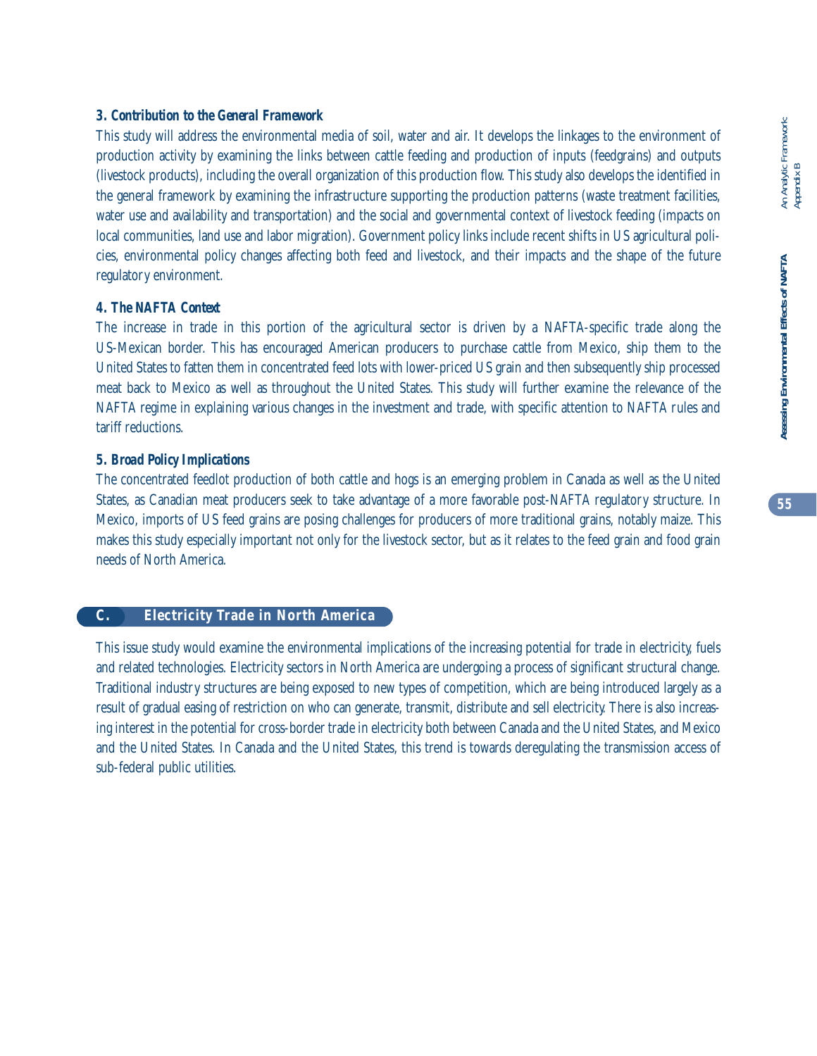### 3. Contribution to the General Framework

This study will address the environmental media of soil, water and air. It develops the linkages to the environment of production activity by examining the links between cattle feeding and production of inputs (feedgrains) and outputs (livestock products), including the overall organization of this production flow. This study also develops the identified in the general framework by examining the infrastructure supporting the production patterns (waste treatment facilities, water use and availability and transportation) and the social and governmental context of livestock feeding (impacts on local communities, land use and labor migration). Government policy links include recent shifts in US agricultural policies, environmental policy changes affecting both feed and livestock, and their impacts and the shape of the future regulatory environment.

### 4. The NAFTA Context

The increase in trade in this portion of the agricultural sector is driven by a NAFTA-specific trade along the US-Mexican border. This has encouraged American producers to purchase cattle from Mexico, ship them to the United States to fatten them in concentrated feed lots with lower-priced US grain and then subsequently ship processed meat back to Mexico as well as throughout the United States. This study will further examine the relevance of the NAFTA regime in explaining various changes in the investment and trade, with specific attention to NAFTA rules and tariff reductions.

### 5. Broad Policy Implications

The concentrated feedlot production of both cattle and hogs is an emerging problem in Canada as well as the United States, as Canadian meat producers seek to take advantage of a more favorable post-NAFTA regulatory structure. In Mexico, imports of US feed grains are posing challenges for producers of more traditional grains, notably maize. This makes this study especially important not only for the livestock sector, but as it relates to the feed grain and food grain needs of North America.

## C. Electricity Trade in North America

This issue study would examine the environmental implications of the increasing potential for trade in electricity, fuels and related technologies. Electricity sectors in North America are undergoing a process of significant structural change. Traditional industry structures are being exposed to new types of competition, which are being introduced largely as a result of gradual easing of restriction on who can generate, transmit, distribute and sell electricity. There is also increasing interest in the potential for cross-border trade in electricity both between Canada and the United States, and Mexico and the United States. In Canada and the United States, this trend is towards deregulating the transmission access of sub-federal public utilities.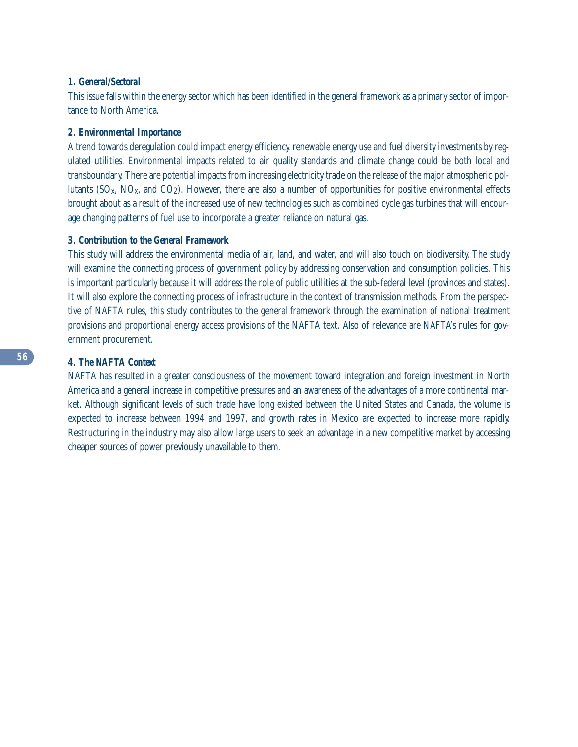#### *1. General/Sectoral*

This issue falls within the energy sector which has been identified in the general framework as a primary sector of importance to North America.

#### *2. Environmental Importance*

A trend towards deregulation could impact energy efficiency, renewable energy use and fuel diversity investments by regulated utilities. Environmental impacts related to air quality standards and climate change could be both local and transboundary. There are potential impacts from increasing electricity trade on the release of the major atmospheric pollutants ($SO_X$, $NO_X$, and $CO_2$). However, there are also a number of opportunities for positive environmental effects brought about as a result of the increased use of new technologies such as combined cycle gas turbines that will encourage changing patterns of fuel use to incorporate a greater reliance on natural gas.

#### *3. Contribution to the General Framework*

This study will address the environmental media of air, land, and water, and will also touch on biodiversity. The study will examine the connecting process of government policy by addressing conservation and consumption policies. This is important particularly because it will address the role of public utilities at the sub-federal level (provinces and states). It will also explore the connecting process of infrastructure in the context of transmission methods. From the perspective of NAFTA rules, this study contributes to the general framework through the examination of national treatment provisions and proportional energy access provisions of the NAFTA text. Also of relevance are NAFTA's rules for government procurement.

#### *4. The NAFTA Context*

NAFTA has resulted in a greater consciousness of the movement toward integration and foreign investment in North America and a general increase in competitive pressures and an awareness of the advantages of a more continental market. Although significant levels of such trade have long existed between the United States and Canada, the volume is expected to increase between 1994 and 1997, and growth rates in Mexico are expected to increase more rapidly. Restructuring in the industry may also allow large users to seek an advantage in a new competitive market by accessing cheaper sources of power previously unavailable to them.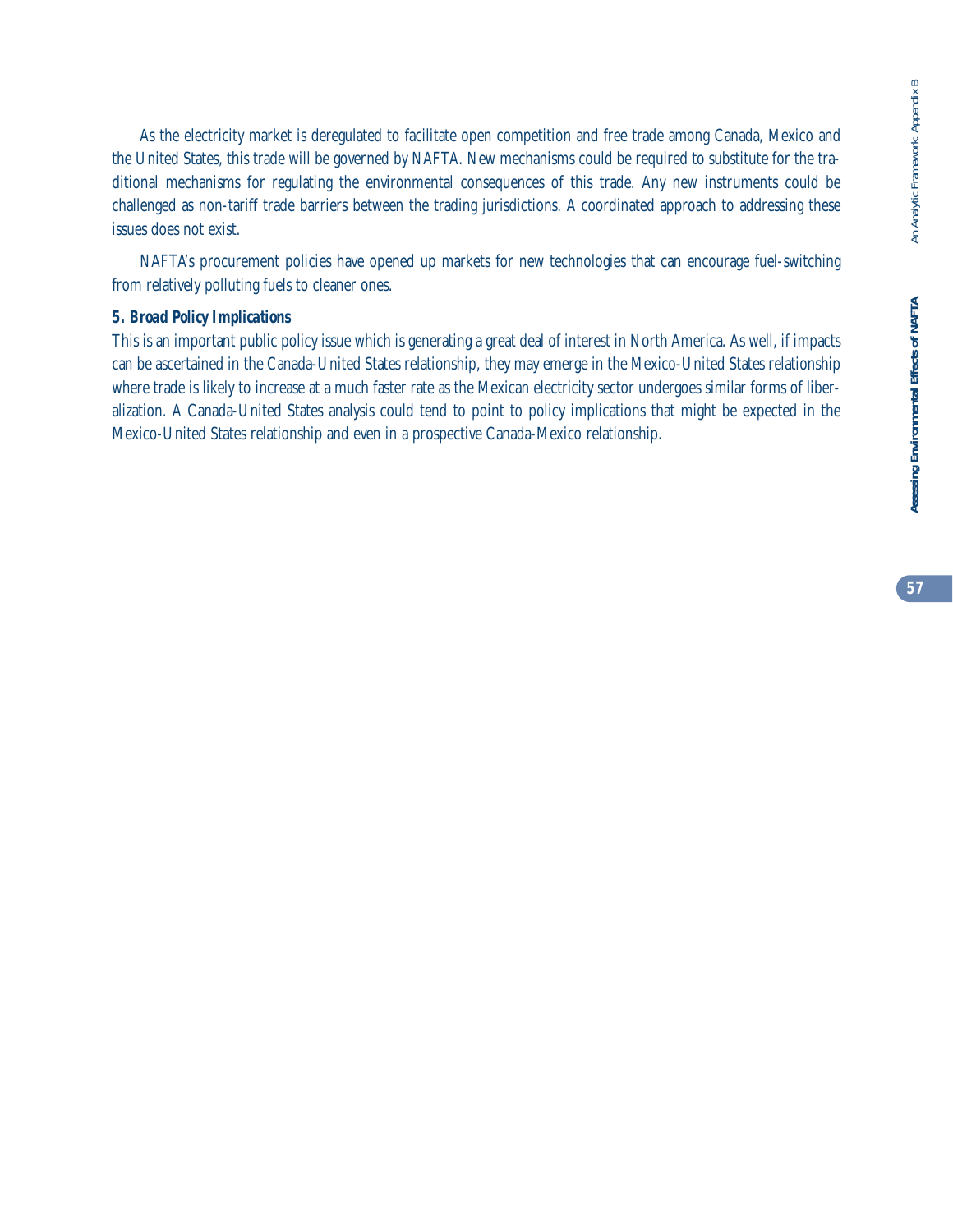As the electricity market is deregulated to facilitate open competition and free trade among Canada, Mexico and the United States, this trade will be governed by NAFTA. New mechanisms could be required to substitute for the traditional mechanisms for regulating the environmental consequences of this trade. Any new instruments could be challenged as non-tariff trade barriers between the trading jurisdictions. A coordinated approach to addressing these issues does not exist.

NAFTA's procurement policies have opened up markets for new technologies that can encourage fuel-switching from relatively polluting fuels to cleaner ones.

**5. Broad Policy Implications**

This is an important public policy issue which is generating a great deal of interest in North America. As well, if impacts can be ascertained in the Canada-United States relationship, they may emerge in the Mexico-United States relationship where trade is likely to increase at a much faster rate as the Mexican electricity sector undergoes similar forms of liberalization. A Canada-United States analysis could tend to point to policy implications that might be expected in the Mexico-United States relationship and even in a prospective Canada-Mexico relationship.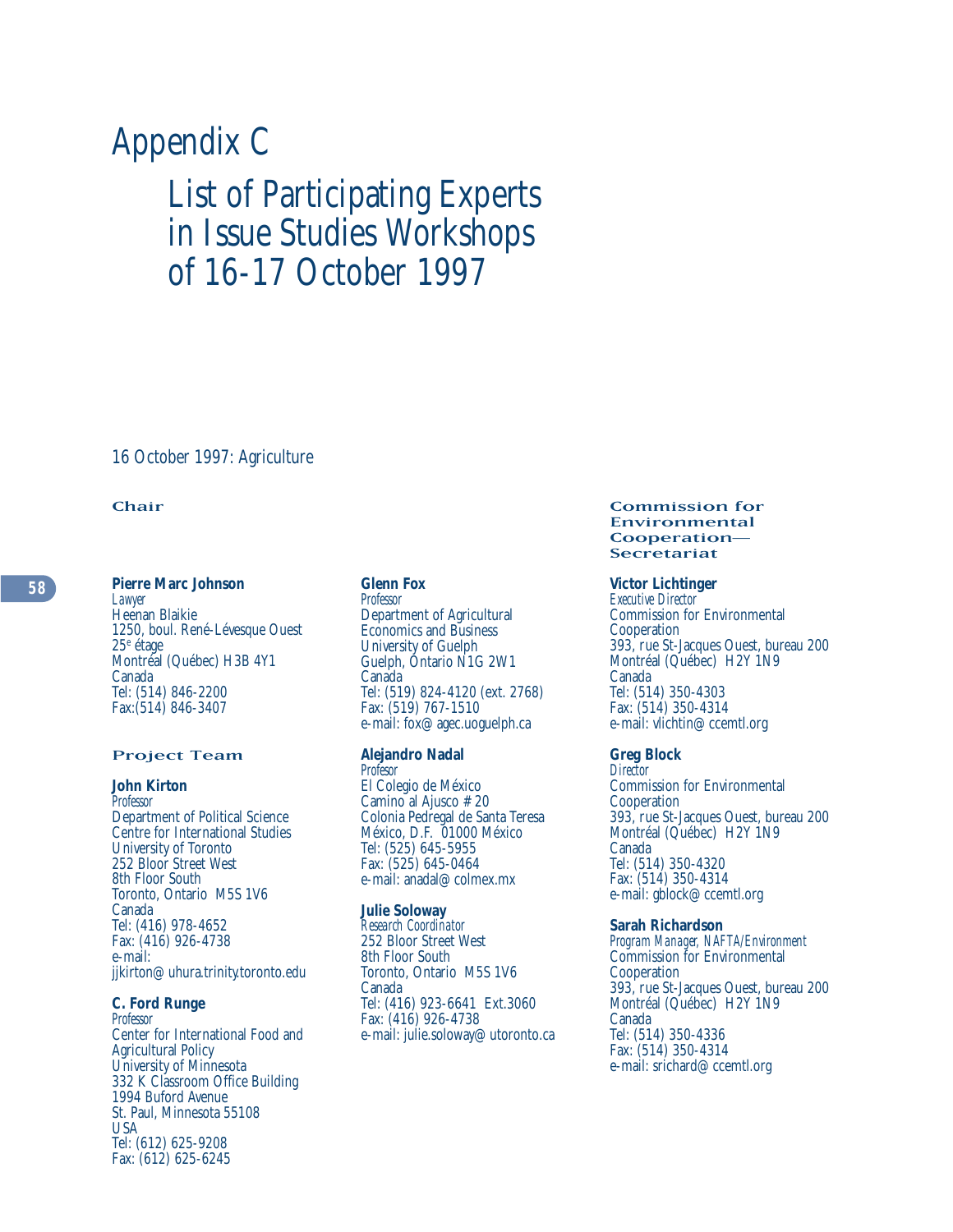# Appendix C

## List of Participating Experts in Issue Studies Workshops of 16-17 October 1997

### 16 October 1997: Agriculture

#### Chair

**Pierre Marc Johnson**
*Lawyer*
Heenan Blaikie
1250, boul. René-Lévesque Ouest
25e étage
Montréal (Québec) H3B 4Y1
Canada
Tel: (514) 846-2200
Fax:(514) 846-3407

#### Project Team

**John Kirton**
*Professor*
Department of Political Science
Centre for International Studies
University of Toronto
252 Bloor Street West
8th Floor South
Toronto, Ontario M5S 1V6
Canada
Tel: (416) 978-4652
Fax: (416) 926-4738
e-mail:
jjkirton@uhura.trinity.toronto.edu

**C. Ford Runge**
*Professor*
Center for International Food and Agricultural Policy
University of Minnesota
332 K Classroom Office Building
1994 Buford Avenue
St. Paul, Minnesota 55108
USA
Tel: (612) 625-9208
Fax: (612) 625-6245

**Glenn Fox**
*Professor*
Department of Agricultural Economics and Business
University of Guelph
Guelph, Ontario N1G 2W1
Canada
Tel: (519) 824-4120 (ext. 2768)
Fax: (519) 767-1510
e-mail: fox@agec.uoguelph.ca

**Alejandro Nadal**
*Profesor*
El Colegio de México
Camino al Ajusco # 20
Colonia Pedregal de Santa Teresa
México, D.F. 01000 México
Tel: (525) 645-5955
Fax: (525) 645-0464
e-mail: anadal@colmex.mx

**Julie Soloway**
*Research Coordinator*
252 Bloor Street West
8th Floor South
Toronto, Ontario M5S 1V6
Canada
Tel: (416) 923-6641 Ext.3060
Fax: (416) 926-4738
e-mail: julie.soloway@utoronto.ca

#### Commission for Environmental Cooperation—Secretariat

**Victor Lichtinger**
*Executive Director*
Commission for Environmental Cooperation
393, rue St-Jacques Ouest, bureau 200
Montréal (Québec) H2Y 1N9
Canada
Tel: (514) 350-4303
Fax: (514) 350-4314
e-mail: vlichtin@ccemtl.org

**Greg Block**
*Director*
Commission for Environmental Cooperation
393, rue St-Jacques Ouest, bureau 200
Montréal (Québec) H2Y 1N9
Canada
Tel: (514) 350-4320
Fax: (514) 350-4314
e-mail: gblock@ccemtl.org

**Sarah Richardson**
*Program Manager, NAFTA/Environment*
Commission for Environmental Cooperation
393, rue St-Jacques Ouest, bureau 200
Montréal (Québec) H2Y 1N9
Canada
Tel: (514) 350-4336
Fax: (514) 350-4314
e-mail: srichard@ccemtl.org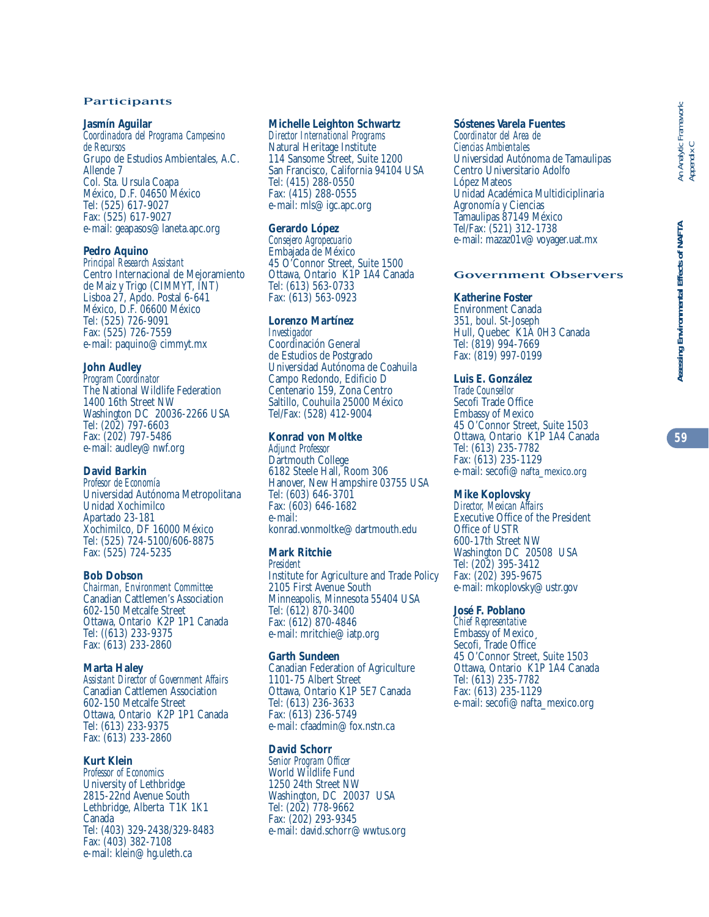## Participants

**Jasmín Aguilar**
*Coordinadora del Programa Campesino de Recursos*
Grupo de Estudios Ambientales, A.C.
Allende 7
Col. Sta. Ursula Coapa
México, D.F. 04650 México
Tel: (525) 617-9027
Fax: (525) 617-9027
e-mail: geapasos@laneta.apc.org

**Pedro Aquino**
*Principal Research Assistant*
Centro Internacional de Mejoramiento de Maiz y Trigo (CIMMYT, INT)
Lisboa 27, Apdo. Postal 6-641
México, D.F. 06600 México
Tel: (525) 726-9091
Fax: (525) 726-7559
e-mail: paquino@cimmyt.mx

**John Audley**
*Program Coordinator*
The National Wildlife Federation
1400 16th Street NW
Washington DC 20036-2266 USA
Tel: (202) 797-6603
Fax: (202) 797-5486
e-mail: audley@nwf.org

**David Barkin**
*Profesor de Economía*
Universidad Autónoma Metropolitana
Unidad Xochimilco
Apartado 23-181
Xochimilco, DF 16000 México
Tel: (525) 724-5100/606-8875
Fax: (525) 724-5235

**Bob Dobson**
*Chairman, Environment Committee*
Canadian Cattlemen's Association
602-150 Metcalfe Street
Ottawa, Ontario K2P 1P1 Canada
Tel: ((613) 233-9375
Fax: (613) 233-2860

**Marta Haley**
*Assistant Director of Government Affairs*
Canadian Cattlemen Association
602-150 Metcalfe Street
Ottawa, Ontario K2P 1P1 Canada
Tel: (613) 233-9375
Fax: (613) 233-2860

**Kurt Klein**
*Professor of Economics*
University of Lethbridge
2815-22nd Avenue South
Lethbridge, Alberta T1K 1K1
Canada
Tel: (403) 329-2438/329-8483
Fax: (403) 382-7108
e-mail: klein@hg.uleth.ca

**Michelle Leighton Schwartz**
*Director International Programs*
Natural Heritage Institute
114 Sansome Street, Suite 1200
San Francisco, California 94104 USA
Tel: (415) 288-0550
Fax: (415) 288-0555
e-mail: mls@igc.apc.org

**Gerardo López**
*Consejero Agropecuario*
Embajada de México
45 O'Connor Street, Suite 1500
Ottawa, Ontario K1P 1A4 Canada
Tel: (613) 563-0733
Fax: (613) 563-0923

**Lorenzo Martínez**
*Investigador*
Coordinación General de Estudios de Postgrado
Universidad Autónoma de Coahuila
Campo Redondo, Edificio D
Centenario 159, Zona Centro
Saltillo, Couhuila 25000 México
Tel/Fax: (528) 412-9004

**Konrad von Moltke**
*Adjunct Professor*
Dartmouth College
6182 Steele Hall, Room 306
Hanover, New Hampshire 03755 USA
Tel: (603) 646-3701
Fax: (603) 646-1682
e-mail:
konrad.vonmoltke@dartmouth.edu

**Mark Ritchie**
*President*
Institute for Agriculture and Trade Policy
2105 First Avenue South
Minneapolis, Minnesota 55404 USA
Tel: (612) 870-3400
Fax: (612) 870-4846
e-mail: mritchie@iatp.org

**Garth Sundeen**
Canadian Federation of Agriculture
1101-75 Albert Street
Ottawa, Ontario K1P 5E7 Canada
Tel: (613) 236-3633
Fax: (613) 236-5749
e-mail: cfaadmin@fox.nstn.ca

**David Schorr**
*Senior Program Officer*
World Wildlife Fund
1250 24th Street NW
Washington, DC 20037 USA
Tel: (202) 778-9662
Fax: (202) 293-9345
e-mail: david.schorr@wwtus.org

**Sóstenes Varela Fuentes**
*Coordinator del Area de Ciencias Ambientales*
Universidad Autónoma de Tamaulipas
Centro Universitario Adolfo López Mateos
Unidad Académica Multidiciplinaria Agronomía y Ciencias
Tamaulipas 87149 México
Tel/Fax: (521) 312-1738
e-mail: mazaz01v@voyager.uat.mx

## Government Observers

**Katherine Foster**
Environment Canada
351, boul. St-Joseph
Hull, Quebec K1A 0H3 Canada
Tel: (819) 994-7669
Fax: (819) 997-0199

**Luis E. González**
*Trade Counsellor*
Secofi Trade Office
Embassy of Mexico
45 O'Connor Street, Suite 1503
Ottawa, Ontario K1P 1A4 Canada
Tel: (613) 235-7782
Fax: (613) 235-1129
e-mail: secofi@nafta_mexico.org

**Mike Koplovsky**
*Director, Mexican Affairs*
Executive Office of the President
Office of USTR
600-17th Street NW
Washington DC 20508 USA
Tel: (202) 395-3412
Fax: (202) 395-9675
e-mail: mkoplovsky@ustr.gov

**José F. Poblano**
*Chief Representative*
Embassy of Mexico
Secofi, Trade Office
45 O'Connor Street, Suite 1503
Ottawa, Ontario K1P 1A4 Canada
Tel: (613) 235-7782
Fax: (613) 235-1129
e-mail: secofi@nafta_mexico.org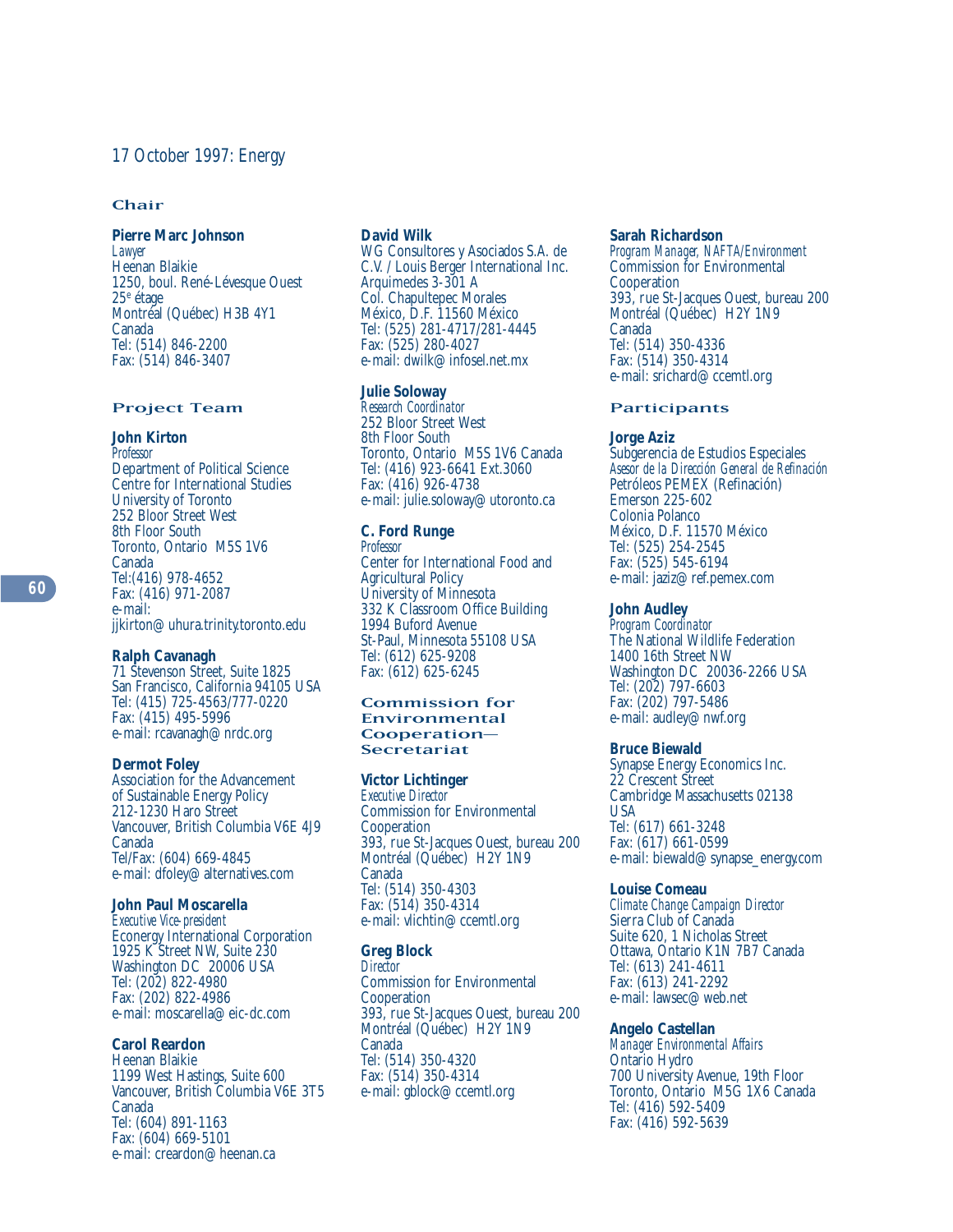## 17 October 1997: Energy

### Chair

**Pierre Marc Johnson**
*Lawyer*
Heenan Blaikie
1250, boul. René-Lévesque Ouest
25e étage
Montréal (Québec) H3B 4Y1
Canada
Tel: (514) 846-2200
Fax: (514) 846-3407

### Project Team

**John Kirton**
*Professor*
Department of Political Science
Centre for International Studies
University of Toronto
252 Bloor Street West
8th Floor South
Toronto, Ontario M5S 1V6
Canada
Tel:(416) 978-4652
Fax: (416) 971-2087
e-mail:
jjkirton@uhura.trinity.toronto.edu

**Ralph Cavanagh**
71 Stevenson Street, Suite 1825
San Francisco, California 94105 USA
Tel: (415) 725-4563/777-0220
Fax: (415) 495-5996
e-mail: rcavanagh@nrdc.org

**Dermot Foley**
Association for the Advancement
of Sustainable Energy Policy
212-1230 Haro Street
Vancouver, British Columbia V6E 4J9
Canada
Tel/Fax: (604) 669-4845
e-mail: dfoley@alternatives.com

**John Paul Moscarella**
*Executive Vice-president*
Econergy International Corporation
1925 K Street NW, Suite 230
Washington DC 20006 USA
Tel: (202) 822-4980
Fax: (202) 822-4986
e-mail: moscarella@eic-dc.com

**Carol Reardon**
Heenan Blaikie
1199 West Hastings, Suite 600
Vancouver, British Columbia V6E 3T5
Canada
Tel: (604) 891-1163
Fax: (604) 669-5101
e-mail: creardon@heenan.ca

**David Wilk**
WG Consultores y Asociados S.A. de
C.V. / Louis Berger International Inc.
Arquimedes 3-301 A
Col. Chapultepec Morales
México, D.F. 11560 México
Tel: (525) 281-4717/281-4445
Fax: (525) 280-4027
e-mail: dwilk@infosel.net.mx

**Julie Soloway**
*Research Coordinator*
252 Bloor Street West
8th Floor South
Toronto, Ontario M5S 1V6 Canada
Tel: (416) 923-6641 Ext.3060
Fax: (416) 926-4738
e-mail: julie.soloway@utoronto.ca

**C. Ford Runge**
*Professor*
Center for International Food and
Agricultural Policy
University of Minnesota
332 K Classroom Office Building
1994 Buford Avenue
St-Paul, Minnesota 55108 USA
Tel: (612) 625-9208
Fax: (612) 625-6245

### Commission for Environmental Cooperation—Secretariat

**Victor Lichtinger**
*Executive Director*
Commission for Environmental
Cooperation
393, rue St-Jacques Ouest, bureau 200
Montréal (Québec) H2Y 1N9
Canada
Tel: (514) 350-4303
Fax: (514) 350-4314
e-mail: vlichtin@ccemtl.org

**Greg Block**
*Director*
Commission for Environmental
Cooperation
393, rue St-Jacques Ouest, bureau 200
Montréal (Québec) H2Y 1N9
Canada
Tel: (514) 350-4320
Fax: (514) 350-4314
e-mail: gblock@ccemtl.org

**Sarah Richardson**
*Program Manager, NAFTA/Environment*
Commission for Environmental
Cooperation
393, rue St-Jacques Ouest, bureau 200
Montréal (Québec) H2Y 1N9
Canada
Tel: (514) 350-4336
Fax: (514) 350-4314
e-mail: srichard@ccemtl.org

### Participants

**Jorge Aziz**
Subgerencia de Estudios Especiales
*Asesor de la Dirección General de Refinación*
Petróleos PEMEX (Refinación)
Emerson 225-602
Colonia Polanco
México, D.F. 11570 México
Tel: (525) 254-2545
Fax: (525) 545-6194
e-mail: jaziz@ref.pemex.com

**John Audley**
*Program Coordinator*
The National Wildlife Federation
1400 16th Street NW
Washington DC 20036-2266 USA
Tel: (202) 797-6603
Fax: (202) 797-5486
e-mail: audley@nwf.org

**Bruce Biewald**
Synapse Energy Economics Inc.
22 Crescent Street
Cambridge Massachusetts 02138
USA
Tel: (617) 661-3248
Fax: (617) 661-0599
e-mail: biewald@synapse_energy.com

**Louise Comeau**
*Climate Change Campaign Director*
Sierra Club of Canada
Suite 620, 1 Nicholas Street
Ottawa, Ontario K1N 7B7 Canada
Tel: (613) 241-4611
Fax: (613) 241-2292
e-mail: lawsec@web.net

**Angelo Castellan**
*Manager Environmental Affairs*
Ontario Hydro
700 University Avenue, 19th Floor
Toronto, Ontario M5G 1X6 Canada
Tel: (416) 592-5409
Fax: (416) 592-5639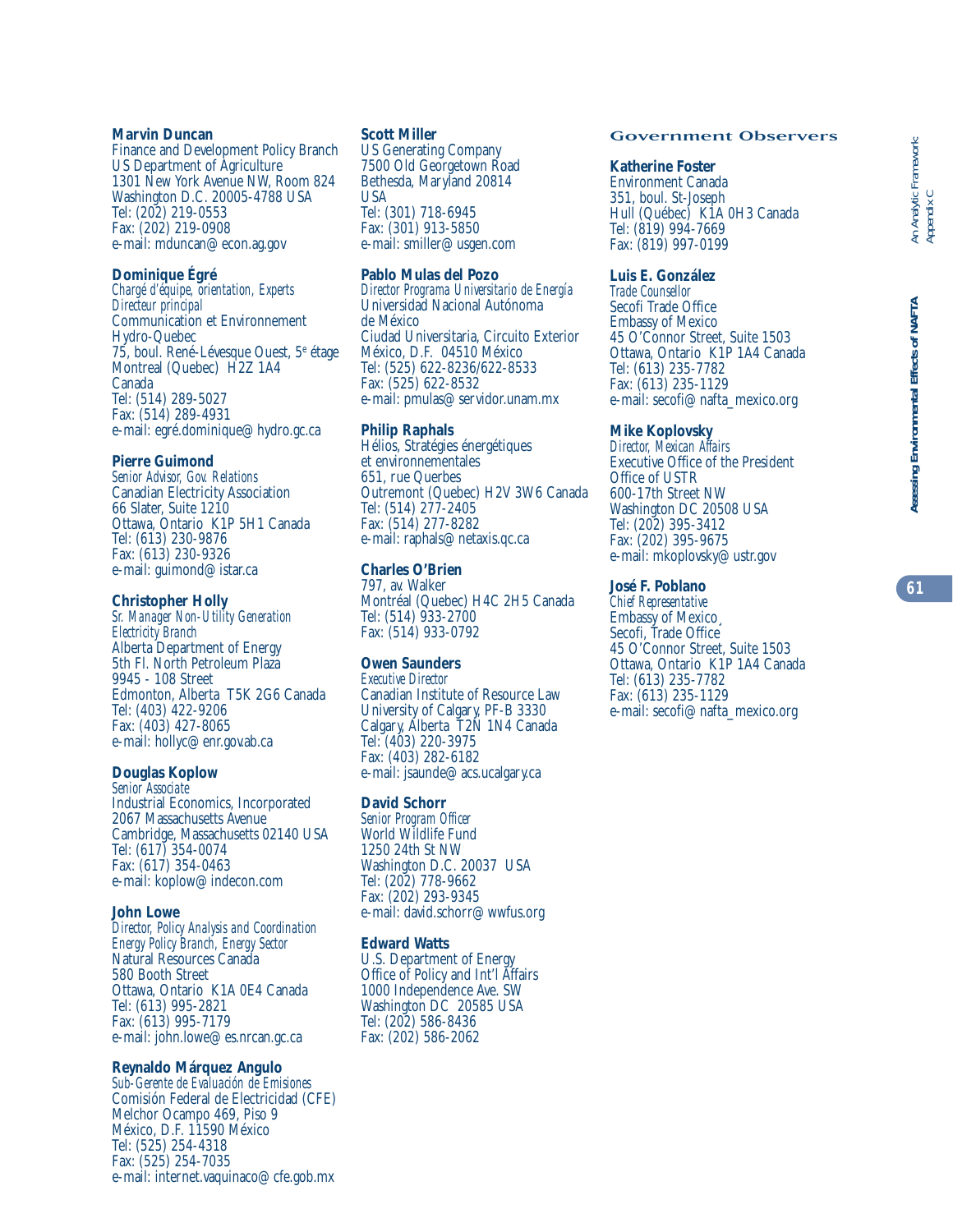**Marvin Duncan**
Finance and Development Policy Branch
US Department of Agriculture
1301 New York Avenue NW, Room 824
Washington D.C. 20005-4788 USA
Tel: (202) 219-0553
Fax: (202) 219-0908
e-mail: mduncan@econ.ag.gov

**Dominique Égré**
*Chargé d'équipe, orientation, Experts*
*Directeur principal*
Communication et Environnement
Hydro-Quebec
75, boul. René-Lévesque Ouest, 5e étage
Montreal (Quebec) H2Z 1A4
Canada
Tel: (514) 289-5027
Fax: (514) 289-4931
e-mail: egré.dominique@hydro.qc.ca

**Pierre Guimond**
*Senior Advisor, Gov. Relations*
Canadian Electricity Association
66 Slater, Suite 1210
Ottawa, Ontario K1P 5H1 Canada
Tel: (613) 230-9876
Fax: (613) 230-9326
e-mail: guimond@istar.ca

**Christopher Holly**
*Sr. Manager Non-Utility Generation*
*Electricity Branch*
Alberta Department of Energy
5th Fl. North Petroleum Plaza
9945 - 108 Street
Edmonton, Alberta T5K 2G6 Canada
Tel: (403) 422-9206
Fax: (403) 427-8065
e-mail: hollyc@enr.gov.ab.ca

**Douglas Koplow**
*Senior Associate*
Industrial Economics, Incorporated
2067 Massachusetts Avenue
Cambridge, Massachusetts 02140 USA
Tel: (617) 354-0074
Fax: (617) 354-0463
e-mail: koplow@indecon.com

**John Lowe**
*Director, Policy Analysis and Coordination*
*Energy Policy Branch, Energy Sector*
Natural Resources Canada
580 Booth Street
Ottawa, Ontario K1A 0E4 Canada
Tel: (613) 995-2821
Fax: (613) 995-7179
e-mail: john.lowe@es.nrcan.gc.ca

**Reynaldo Márquez Angulo**
*Sub-Gerente de Evaluación de Emisiones*
Comisión Federal de Electricidad (CFE)
Melchor Ocampo 469, Piso 9
México, D.F. 11590 México
Tel: (525) 254-4318
Fax: (525) 254-7035
e-mail: internet.vaquinaco@cfe.gob.mx

**Scott Miller**
US Generating Company
7500 Old Georgetown Road
Bethesda, Maryland 20814
USA
Tel: (301) 718-6945
Fax: (301) 913-5850
e-mail: smiller@usgen.com

**Pablo Mulas del Pozo**
*Director Programa Universitario de Energía*
Universidad Nacional Autónoma
de México
Ciudad Universitaria, Circuito Exterior
México, D.F. 04510 México
Tel: (525) 622-8236/622-8533
Fax: (525) 622-8532
e-mail: pmulas@servidor.unam.mx

**Philip Raphals**
Hélios, Stratégies énergétiques
et environnementales
651, rue Querbes
Outremont (Quebec) H2V 3W6 Canada
Tel: (514) 277-2405
Fax: (514) 277-8282
e-mail: raphals@netaxis.qc.ca

**Charles O'Brien**
797, av. Walker
Montréal (Quebec) H4C 2H5 Canada
Tel: (514) 933-2700
Fax: (514) 933-0792

**Owen Saunders**
*Executive Director*
Canadian Institute of Resource Law
University of Calgary, PF-B 3330
Calgary, Alberta T2N 1N4 Canada
Tel: (403) 220-3975
Fax: (403) 282-6182
e-mail: jsaunde@acs.ucalgary.ca

**David Schorr**
*Senior Program Officer*
World Wildlife Fund
1250 24th St NW
Washington D.C. 20037 USA
Tel: (202) 778-9662
Fax: (202) 293-9345
e-mail: david.schorr@wwfus.org

**Edward Watts**
U.S. Department of Energy
Office of Policy and Int'l Affairs
1000 Independence Ave. SW
Washington DC 20585 USA
Tel: (202) 586-8436
Fax: (202) 586-2062

## Government Observers

**Katherine Foster**
Environment Canada
351, boul. St-Joseph
Hull (Québec) K1A 0H3 Canada
Tel: (819) 994-7669
Fax: (819) 997-0199

**Luis E. González**
*Trade Counsellor*
Secofi Trade Office
Embassy of Mexico
45 O'Connor Street, Suite 1503
Ottawa, Ontario K1P 1A4 Canada
Tel: (613) 235-7782
Fax: (613) 235-1129
e-mail: secofi@nafta_mexico.org

**Mike Koplovsky**
*Director, Mexican Affairs*
Executive Office of the President
Office of USTR
600-17th Street NW
Washington DC 20508 USA
Tel: (202) 395-3412
Fax: (202) 395-9675
e-mail: mkoplovsky@ustr.gov

**José F. Poblano**
*Chief Representative*
Embassy of Mexico¸
Secofi, Trade Office
45 O'Connor Street, Suite 1503
Ottawa, Ontario K1P 1A4 Canada
Tel: (613) 235-7782
Fax: (613) 235-1129
e-mail: secofi@nafta_mexico.org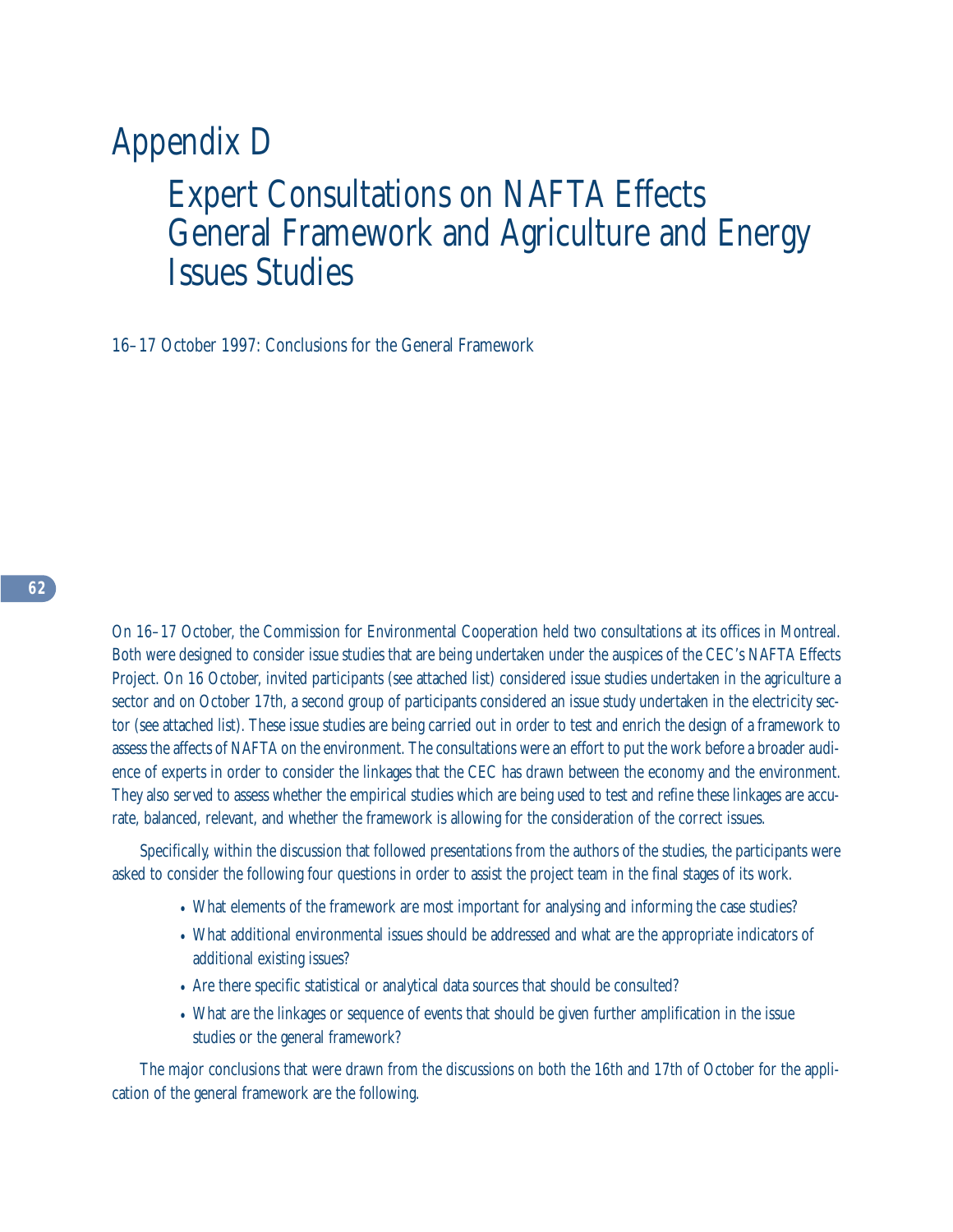# Appendix D

## Expert Consultations on NAFTA Effects General Framework and Agriculture and Energy Issues Studies

16–17 October 1997: Conclusions for the General Framework

On 16–17 October, the Commission for Environmental Cooperation held two consultations at its offices in Montreal. Both were designed to consider issue studies that are being undertaken under the auspices of the CEC's NAFTA Effects Project. On 16 October, invited participants (see attached list) considered issue studies undertaken in the agriculture a sector and on October 17th, a second group of participants considered an issue study undertaken in the electricity sector (see attached list). These issue studies are being carried out in order to test and enrich the design of a framework to assess the affects of NAFTA on the environment. The consultations were an effort to put the work before a broader audience of experts in order to consider the linkages that the CEC has drawn between the economy and the environment. They also served to assess whether the empirical studies which are being used to test and refine these linkages are accurate, balanced, relevant, and whether the framework is allowing for the consideration of the correct issues.

Specifically, within the discussion that followed presentations from the authors of the studies, the participants were asked to consider the following four questions in order to assist the project team in the final stages of its work.

- What elements of the framework are most important for analysing and informing the case studies?
- What additional environmental issues should be addressed and what are the appropriate indicators of additional existing issues?
- Are there specific statistical or analytical data sources that should be consulted?
- What are the linkages or sequence of events that should be given further amplification in the issue studies or the general framework?

The major conclusions that were drawn from the discussions on both the 16th and 17th of October for the application of the general framework are the following.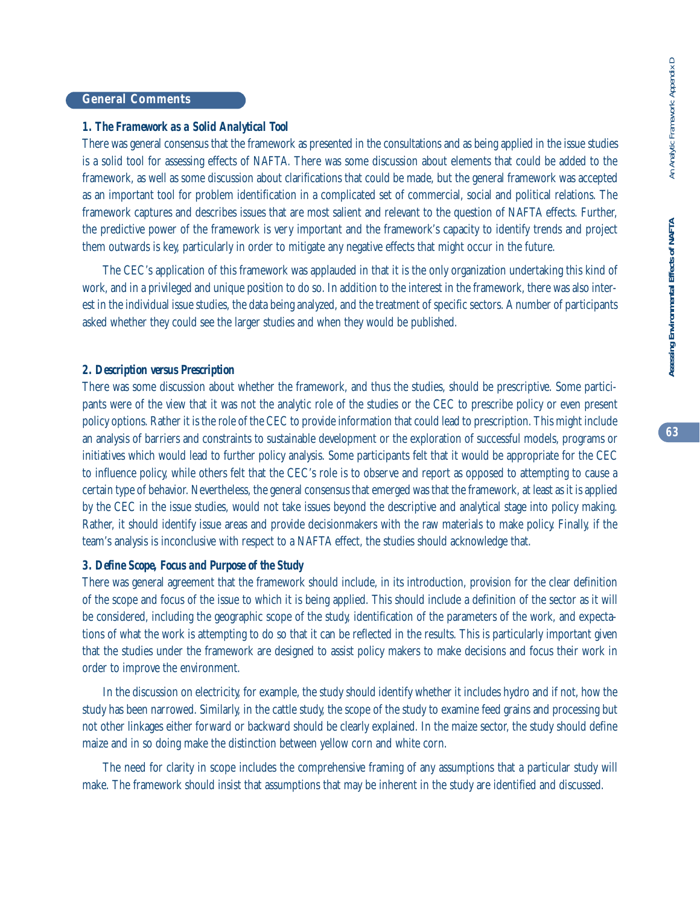## General Comments

### *1. The Framework as a Solid Analytical Tool*

There was general consensus that the framework as presented in the consultations and as being applied in the issue studies is a solid tool for assessing effects of NAFTA. There was some discussion about elements that could be added to the framework, as well as some discussion about clarifications that could be made, but the general framework was accepted as an important tool for problem identification in a complicated set of commercial, social and political relations. The framework captures and describes issues that are most salient and relevant to the question of NAFTA effects. Further, the predictive power of the framework is very important and the framework's capacity to identify trends and project them outwards is key, particularly in order to mitigate any negative effects that might occur in the future.

The CEC's application of this framework was applauded in that it is the only organization undertaking this kind of work, and in a privileged and unique position to do so. In addition to the interest in the framework, there was also interest in the individual issue studies, the data being analyzed, and the treatment of specific sectors. A number of participants asked whether they could see the larger studies and when they would be published.

### *2. Description versus Prescription*

There was some discussion about whether the framework, and thus the studies, should be prescriptive. Some participants were of the view that it was not the analytic role of the studies or the CEC to prescribe policy or even present policy options. Rather it is the role of the CEC to provide information that could lead to prescription. This might include an analysis of barriers and constraints to sustainable development or the exploration of successful models, programs or initiatives which would lead to further policy analysis. Some participants felt that it would be appropriate for the CEC to influence policy, while others felt that the CEC's role is to observe and report as opposed to attempting to cause a certain type of behavior. Nevertheless, the general consensus that emerged was that the framework, at least as it is applied by the CEC in the issue studies, would not take issues beyond the descriptive and analytical stage into policy making. Rather, it should identify issue areas and provide decisionmakers with the raw materials to make policy. Finally, if the team's analysis is inconclusive with respect to a NAFTA effect, the studies should acknowledge that.

### *3. Define Scope, Focus and Purpose of the Study*

There was general agreement that the framework should include, in its introduction, provision for the clear definition of the scope and focus of the issue to which it is being applied. This should include a definition of the sector as it will be considered, including the geographic scope of the study, identification of the parameters of the work, and expectations of what the work is attempting to do so that it can be reflected in the results. This is particularly important given that the studies under the framework are designed to assist policy makers to make decisions and focus their work in order to improve the environment.

In the discussion on electricity, for example, the study should identify whether it includes hydro and if not, how the study has been narrowed. Similarly, in the cattle study, the scope of the study to examine feed grains and processing but not other linkages either forward or backward should be clearly explained. In the maize sector, the study should define maize and in so doing make the distinction between yellow corn and white corn.

The need for clarity in scope includes the comprehensive framing of any assumptions that a particular study will make. The framework should insist that assumptions that may be inherent in the study are identified and discussed.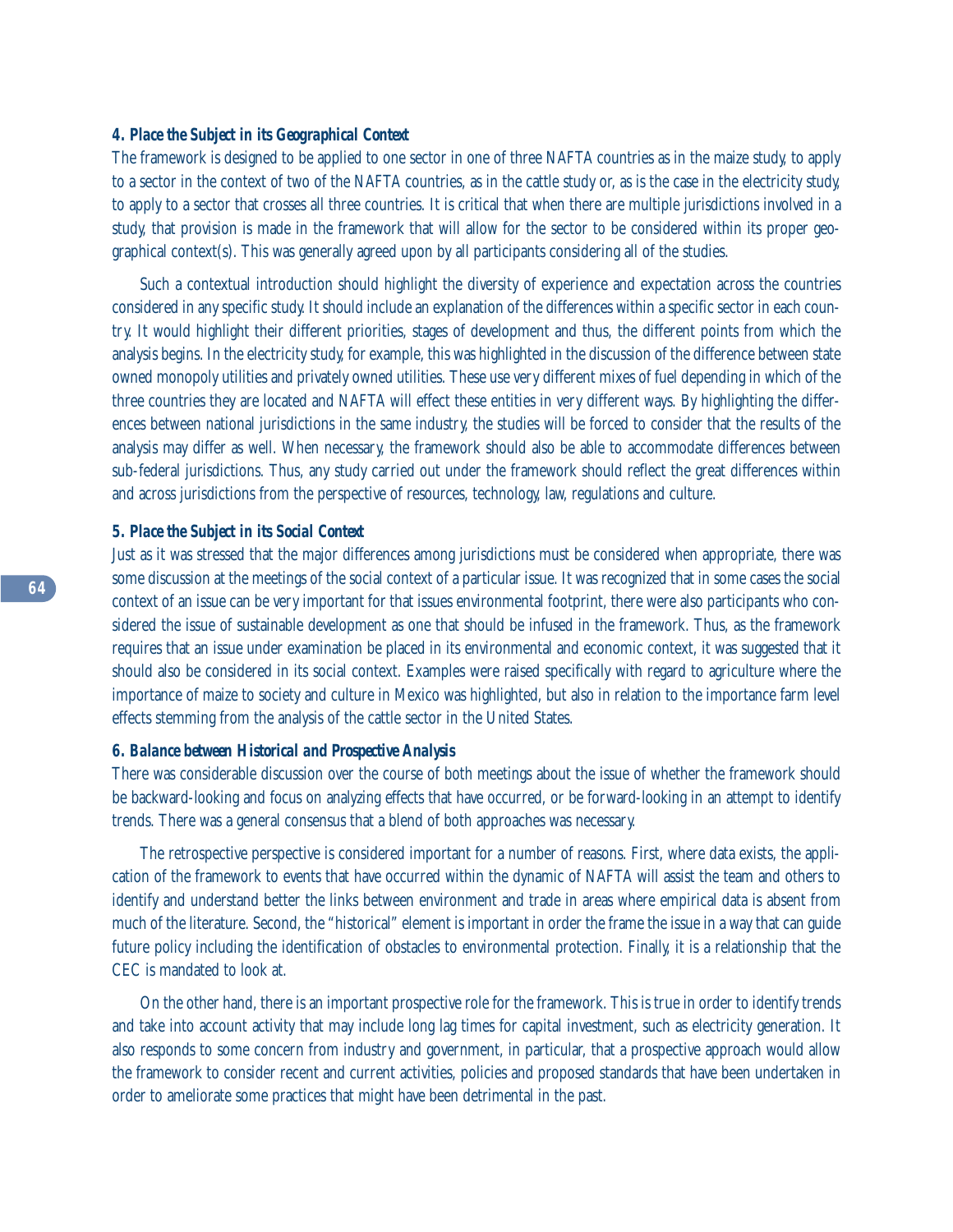### *4. Place the Subject in its Geographical Context*

The framework is designed to be applied to one sector in one of three NAFTA countries as in the maize study, to apply to a sector in the context of two of the NAFTA countries, as in the cattle study or, as is the case in the electricity study, to apply to a sector that crosses all three countries. It is critical that when there are multiple jurisdictions involved in a study, that provision is made in the framework that will allow for the sector to be considered within its proper geographical context(s). This was generally agreed upon by all participants considering all of the studies.

Such a contextual introduction should highlight the diversity of experience and expectation across the countries considered in any specific study. It should include an explanation of the differences within a specific sector in each country. It would highlight their different priorities, stages of development and thus, the different points from which the analysis begins. In the electricity study, for example, this was highlighted in the discussion of the difference between state owned monopoly utilities and privately owned utilities. These use very different mixes of fuel depending in which of the three countries they are located and NAFTA will effect these entities in very different ways. By highlighting the differences between national jurisdictions in the same industry, the studies will be forced to consider that the results of the analysis may differ as well. When necessary, the framework should also be able to accommodate differences between sub-federal jurisdictions. Thus, any study carried out under the framework should reflect the great differences within and across jurisdictions from the perspective of resources, technology, law, regulations and culture.

### *5. Place the Subject in its Social Context*

Just as it was stressed that the major differences among jurisdictions must be considered when appropriate, there was some discussion at the meetings of the social context of a particular issue. It was recognized that in some cases the social context of an issue can be very important for that issues environmental footprint, there were also participants who considered the issue of sustainable development as one that should be infused in the framework. Thus, as the framework requires that an issue under examination be placed in its environmental and economic context, it was suggested that it should also be considered in its social context. Examples were raised specifically with regard to agriculture where the importance of maize to society and culture in Mexico was highlighted, but also in relation to the importance farm level effects stemming from the analysis of the cattle sector in the United States.

### *6. Balance between Historical and Prospective Analysis*

There was considerable discussion over the course of both meetings about the issue of whether the framework should be backward-looking and focus on analyzing effects that have occurred, or be forward-looking in an attempt to identify trends. There was a general consensus that a blend of both approaches was necessary.

The retrospective perspective is considered important for a number of reasons. First, where data exists, the application of the framework to events that have occurred within the dynamic of NAFTA will assist the team and others to identify and understand better the links between environment and trade in areas where empirical data is absent from much of the literature. Second, the "historical" element is important in order the frame the issue in a way that can guide future policy including the identification of obstacles to environmental protection. Finally, it is a relationship that the CEC is mandated to look at.

On the other hand, there is an important prospective role for the framework. This is true in order to identify trends and take into account activity that may include long lag times for capital investment, such as electricity generation. It also responds to some concern from industry and government, in particular, that a prospective approach would allow the framework to consider recent and current activities, policies and proposed standards that have been undertaken in order to ameliorate some practices that might have been detrimental in the past.